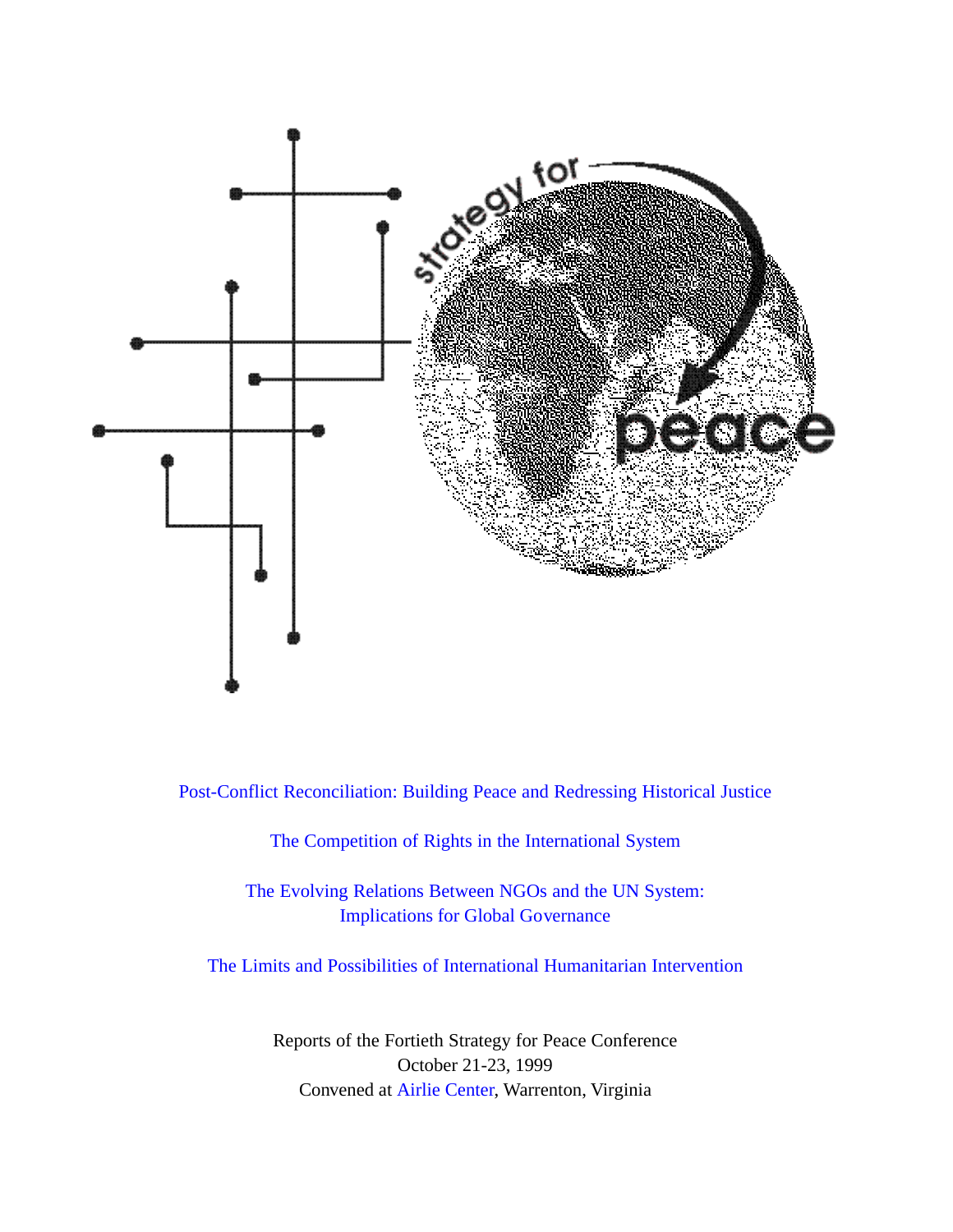Post-Conflict Reconciliation: Building Peace and Redressing Historical Justice

The Competition of Rights in the International System

The Evolving Relations Between NGOs and the UN System: Implications for Global Governance

The Limits and Possibilities of International Humanitarian Intervention

Reports of the Fortieth Strategy for Peace Conference
October 21-23, 1999
Convened at Airlie Center, Warrenton, Virginia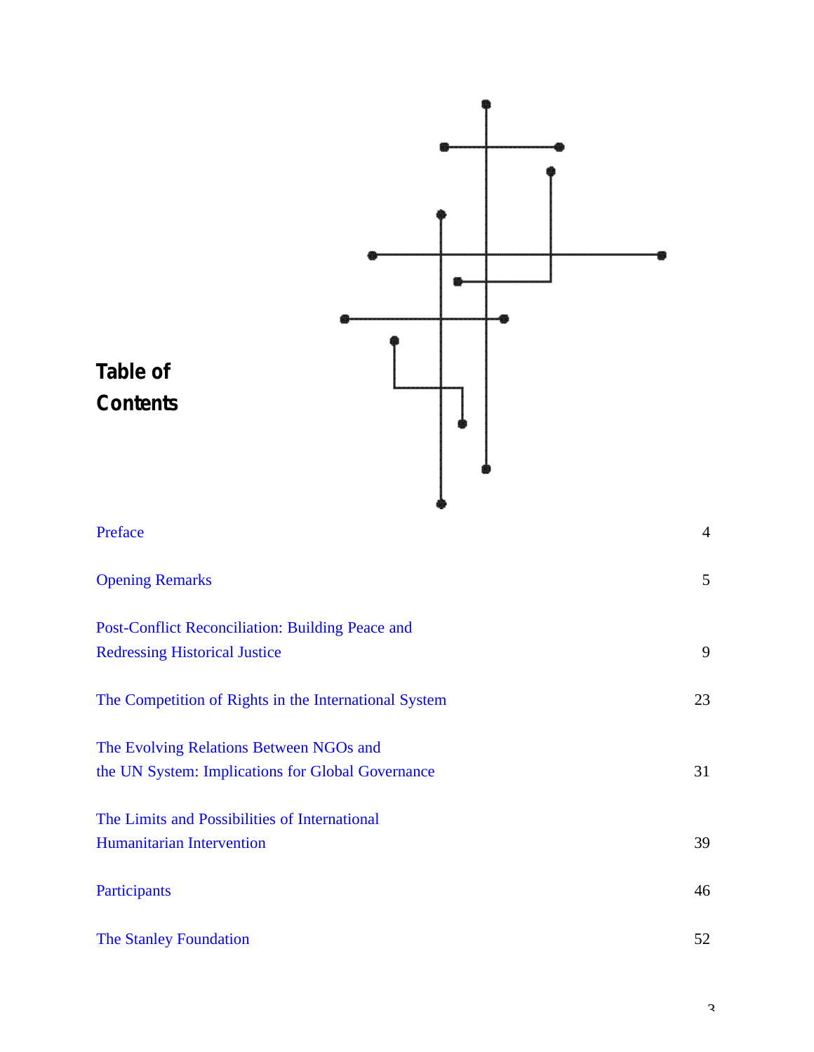# Table of Contents

| | |
|---|---|
| Preface | 4 |
| Opening Remarks | 5 |
| Post-Conflict Reconciliation: Building Peace and Redressing Historical Justice | 9 |
| The Competition of Rights in the International System | 23 |
| The Evolving Relations Between NGOs and the UN System: Implications for Global Governance | 31 |
| The Limits and Possibilities of International Humanitarian Intervention | 39 |
| Participants | 46 |
| The Stanley Foundation | 52 |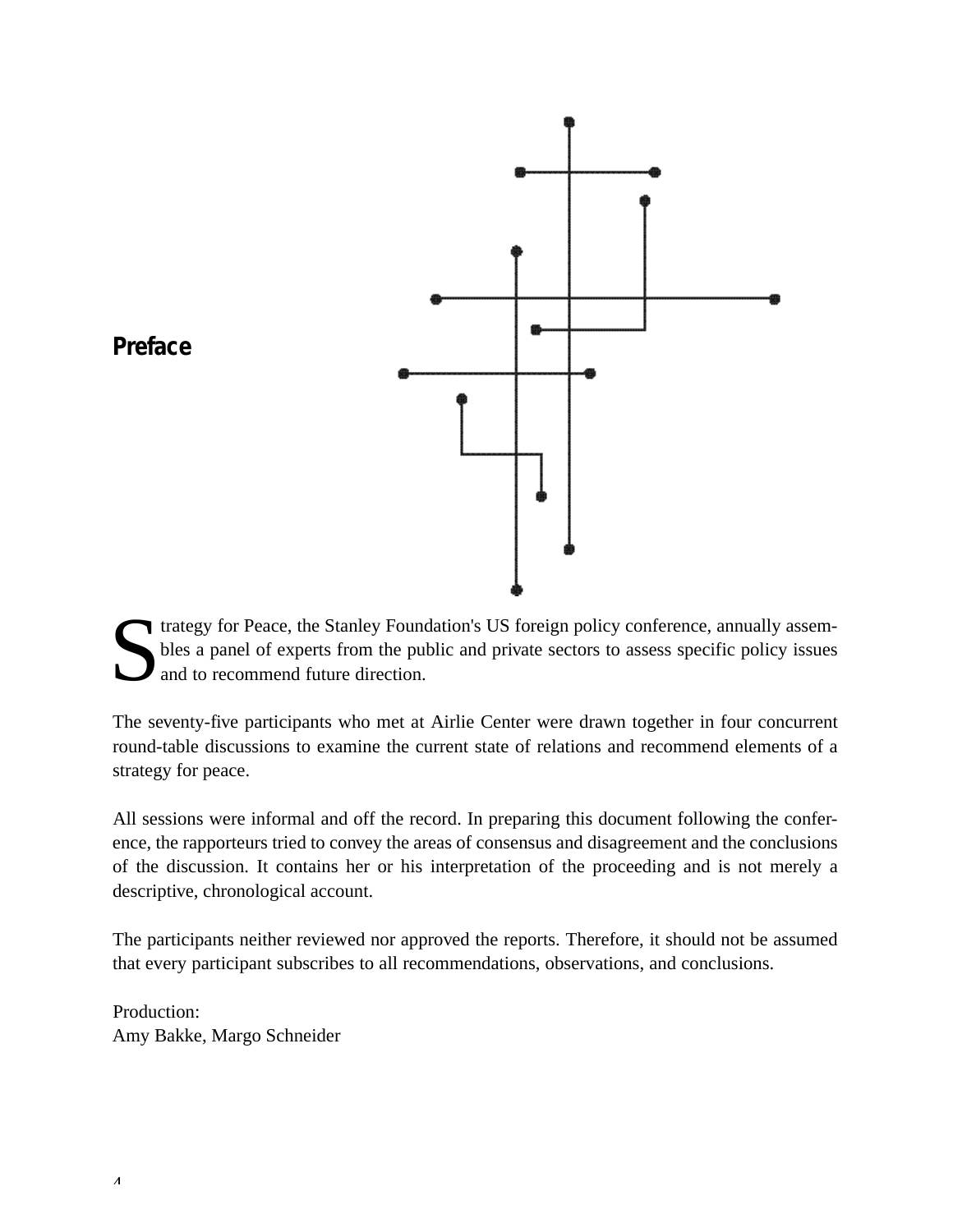# Preface

Strategy for Peace, the Stanley Foundation's US foreign policy conference, annually assembles a panel of experts from the public and private sectors to assess specific policy issues and to recommend future direction.

The seventy-five participants who met at Airlie Center were drawn together in four concurrent round-table discussions to examine the current state of relations and recommend elements of a strategy for peace.

All sessions were informal and off the record. In preparing this document following the conference, the rapporteurs tried to convey the areas of consensus and disagreement and the conclusions of the discussion. It contains her or his interpretation of the proceeding and is not merely a descriptive, chronological account.

The participants neither reviewed nor approved the reports. Therefore, it should not be assumed that every participant subscribes to all recommendations, observations, and conclusions.

Production:
Amy Bakke, Margo Schneider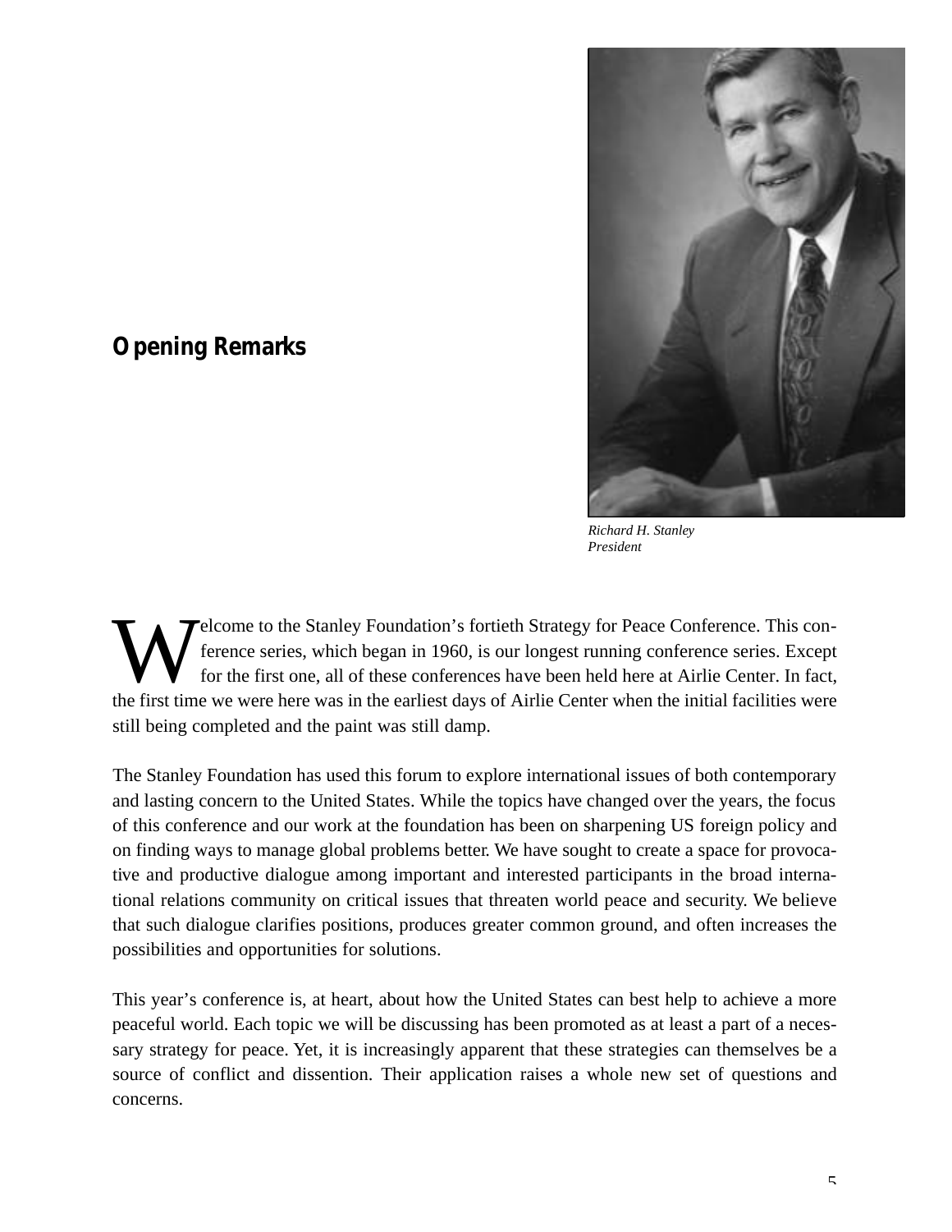## Opening Remarks

*Richard H. Stanley*
*President*

Welcome to the Stanley Foundation's fortieth Strategy for Peace Conference. This conference series, which began in 1960, is our longest running conference series. Except for the first one, all of these conferences have been held here at Airlie Center. In fact, the first time we were here was in the earliest days of Airlie Center when the initial facilities were still being completed and the paint was still damp.

The Stanley Foundation has used this forum to explore international issues of both contemporary and lasting concern to the United States. While the topics have changed over the years, the focus of this conference and our work at the foundation has been on sharpening US foreign policy and on finding ways to manage global problems better. We have sought to create a space for provocative and productive dialogue among important and interested participants in the broad international relations community on critical issues that threaten world peace and security. We believe that such dialogue clarifies positions, produces greater common ground, and often increases the possibilities and opportunities for solutions.

This year's conference is, at heart, about how the United States can best help to achieve a more peaceful world. Each topic we will be discussing has been promoted as at least a part of a necessary strategy for peace. Yet, it is increasingly apparent that these strategies can themselves be a source of conflict and dissention. Their application raises a whole new set of questions and concerns.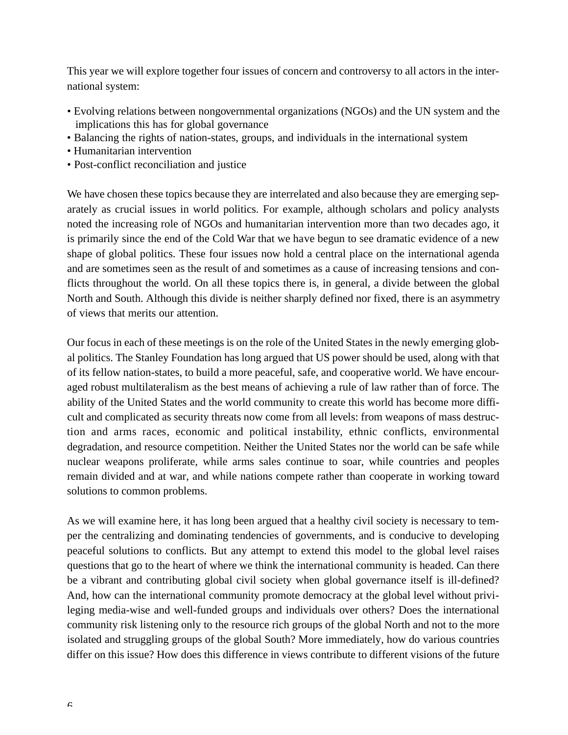This year we will explore together four issues of concern and controversy to all actors in the international system:

- Evolving relations between nongovernmental organizations (NGOs) and the UN system and the implications this has for global governance
- Balancing the rights of nation-states, groups, and individuals in the international system
- Humanitarian intervention
- Post-conflict reconciliation and justice

We have chosen these topics because they are interrelated and also because they are emerging separately as crucial issues in world politics. For example, although scholars and policy analysts noted the increasing role of NGOs and humanitarian intervention more than two decades ago, it is primarily since the end of the Cold War that we have begun to see dramatic evidence of a new shape of global politics. These four issues now hold a central place on the international agenda and are sometimes seen as the result of and sometimes as a cause of increasing tensions and conflicts throughout the world. On all these topics there is, in general, a divide between the global North and South. Although this divide is neither sharply defined nor fixed, there is an asymmetry of views that merits our attention.

Our focus in each of these meetings is on the role of the United States in the newly emerging global politics. The Stanley Foundation has long argued that US power should be used, along with that of its fellow nation-states, to build a more peaceful, safe, and cooperative world. We have encouraged robust multilateralism as the best means of achieving a rule of law rather than of force. The ability of the United States and the world community to create this world has become more difficult and complicated as security threats now come from all levels: from weapons of mass destruction and arms races, economic and political instability, ethnic conflicts, environmental degradation, and resource competition. Neither the United States nor the world can be safe while nuclear weapons proliferate, while arms sales continue to soar, while countries and peoples remain divided and at war, and while nations compete rather than cooperate in working toward solutions to common problems.

As we will examine here, it has long been argued that a healthy civil society is necessary to temper the centralizing and dominating tendencies of governments, and is conducive to developing peaceful solutions to conflicts. But any attempt to extend this model to the global level raises questions that go to the heart of where we think the international community is headed. Can there be a vibrant and contributing global civil society when global governance itself is ill-defined? And, how can the international community promote democracy at the global level without privileging media-wise and well-funded groups and individuals over others? Does the international community risk listening only to the resource rich groups of the global North and not to the more isolated and struggling groups of the global South? More immediately, how do various countries differ on this issue? How does this difference in views contribute to different visions of the future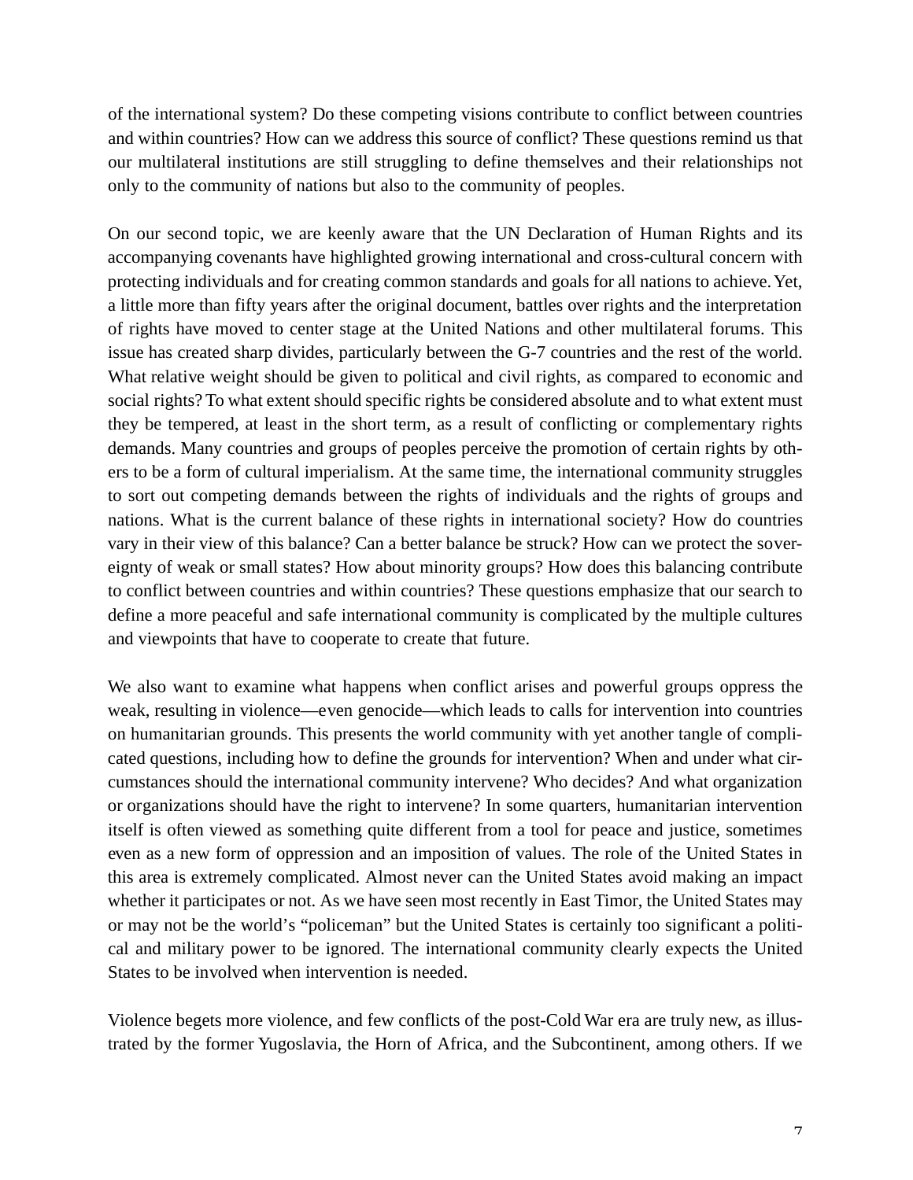of the international system? Do these competing visions contribute to conflict between countries and within countries? How can we address this source of conflict? These questions remind us that our multilateral institutions are still struggling to define themselves and their relationships not only to the community of nations but also to the community of peoples.

On our second topic, we are keenly aware that the UN Declaration of Human Rights and its accompanying covenants have highlighted growing international and cross-cultural concern with protecting individuals and for creating common standards and goals for all nations to achieve. Yet, a little more than fifty years after the original document, battles over rights and the interpretation of rights have moved to center stage at the United Nations and other multilateral forums. This issue has created sharp divides, particularly between the G-7 countries and the rest of the world. What relative weight should be given to political and civil rights, as compared to economic and social rights? To what extent should specific rights be considered absolute and to what extent must they be tempered, at least in the short term, as a result of conflicting or complementary rights demands. Many countries and groups of peoples perceive the promotion of certain rights by others to be a form of cultural imperialism. At the same time, the international community struggles to sort out competing demands between the rights of individuals and the rights of groups and nations. What is the current balance of these rights in international society? How do countries vary in their view of this balance? Can a better balance be struck? How can we protect the sovereignty of weak or small states? How about minority groups? How does this balancing contribute to conflict between countries and within countries? These questions emphasize that our search to define a more peaceful and safe international community is complicated by the multiple cultures and viewpoints that have to cooperate to create that future.

We also want to examine what happens when conflict arises and powerful groups oppress the weak, resulting in violence—even genocide—which leads to calls for intervention into countries on humanitarian grounds. This presents the world community with yet another tangle of complicated questions, including how to define the grounds for intervention? When and under what circumstances should the international community intervene? Who decides? And what organization or organizations should have the right to intervene? In some quarters, humanitarian intervention itself is often viewed as something quite different from a tool for peace and justice, sometimes even as a new form of oppression and an imposition of values. The role of the United States in this area is extremely complicated. Almost never can the United States avoid making an impact whether it participates or not. As we have seen most recently in East Timor, the United States may or may not be the world's "policeman" but the United States is certainly too significant a political and military power to be ignored. The international community clearly expects the United States to be involved when intervention is needed.

Violence begets more violence, and few conflicts of the post-Cold War era are truly new, as illustrated by the former Yugoslavia, the Horn of Africa, and the Subcontinent, among others. If we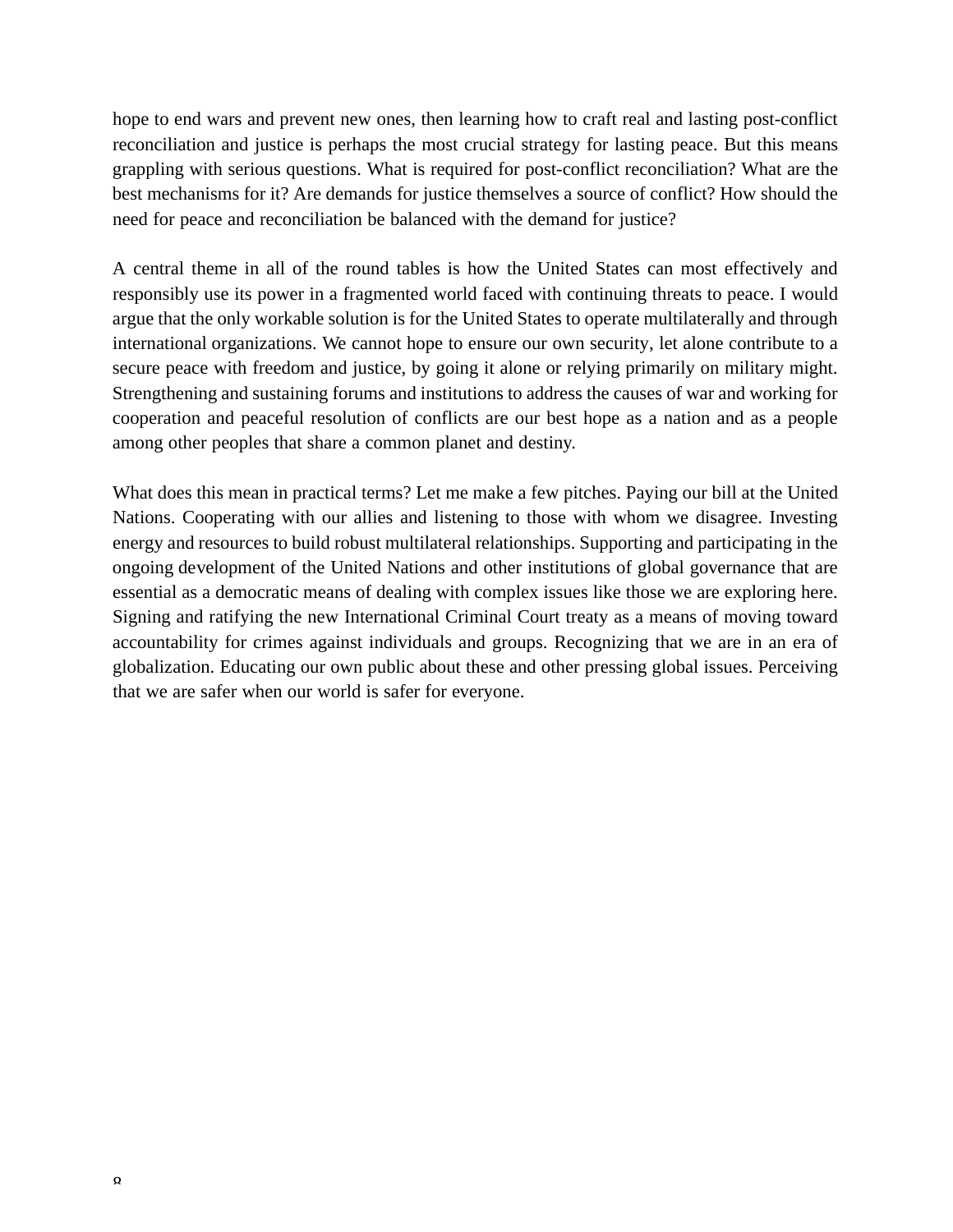hope to end wars and prevent new ones, then learning how to craft real and lasting post-conflict reconciliation and justice is perhaps the most crucial strategy for lasting peace. But this means grappling with serious questions. What is required for post-conflict reconciliation? What are the best mechanisms for it? Are demands for justice themselves a source of conflict? How should the need for peace and reconciliation be balanced with the demand for justice?

A central theme in all of the round tables is how the United States can most effectively and responsibly use its power in a fragmented world faced with continuing threats to peace. I would argue that the only workable solution is for the United States to operate multilaterally and through international organizations. We cannot hope to ensure our own security, let alone contribute to a secure peace with freedom and justice, by going it alone or relying primarily on military might. Strengthening and sustaining forums and institutions to address the causes of war and working for cooperation and peaceful resolution of conflicts are our best hope as a nation and as a people among other peoples that share a common planet and destiny.

What does this mean in practical terms? Let me make a few pitches. Paying our bill at the United Nations. Cooperating with our allies and listening to those with whom we disagree. Investing energy and resources to build robust multilateral relationships. Supporting and participating in the ongoing development of the United Nations and other institutions of global governance that are essential as a democratic means of dealing with complex issues like those we are exploring here. Signing and ratifying the new International Criminal Court treaty as a means of moving toward accountability for crimes against individuals and groups. Recognizing that we are in an era of globalization. Educating our own public about these and other pressing global issues. Perceiving that we are safer when our world is safer for everyone.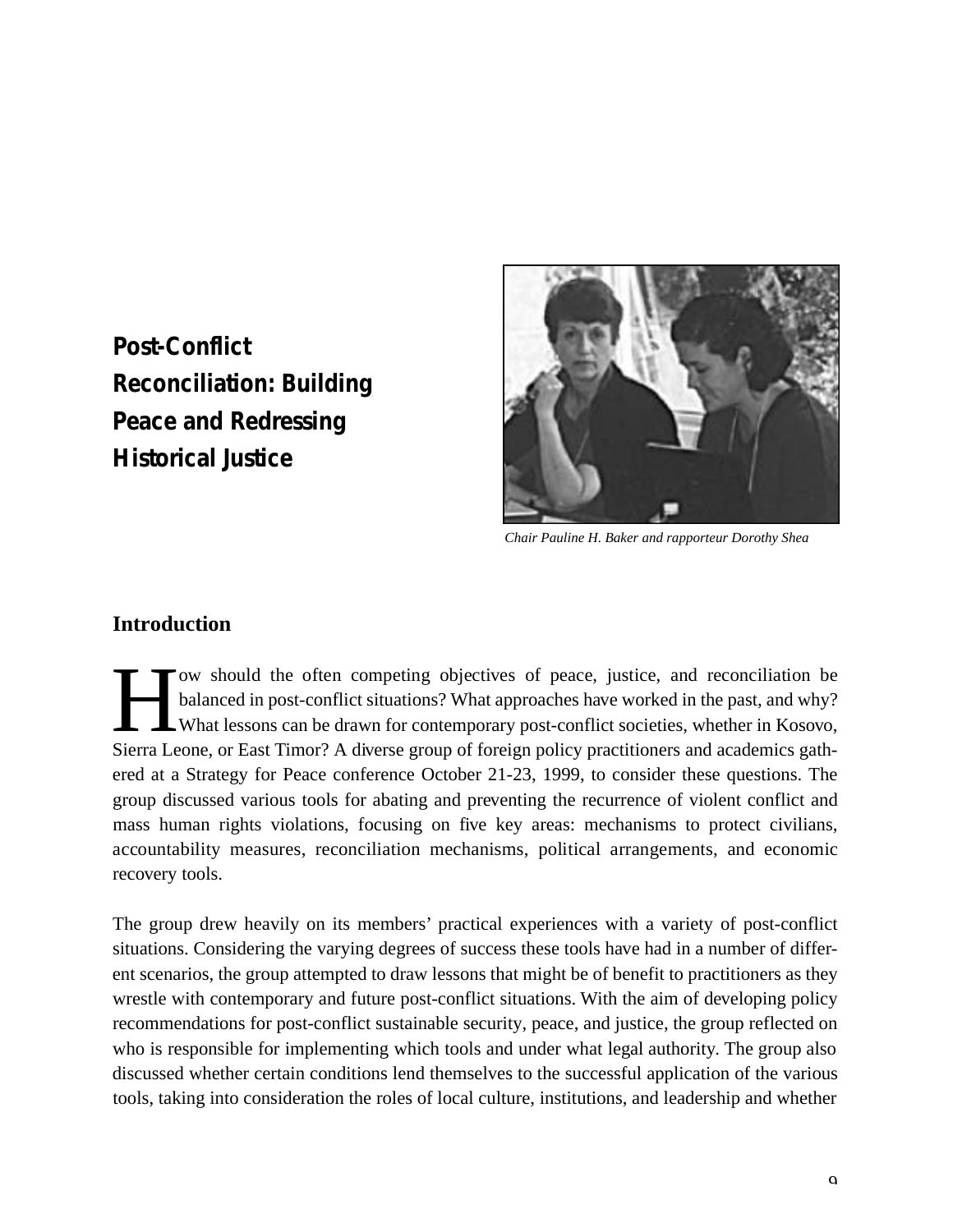# Post-Conflict Reconciliation: Building Peace and Redressing Historical Justice

*Chair Pauline H. Baker and rapporteur Dorothy Shea*

## Introduction

How should the often competing objectives of peace, justice, and reconciliation be balanced in post-conflict situations? What approaches have worked in the past, and why? What lessons can be drawn for contemporary post-conflict societies, whether in Kosovo, Sierra Leone, or East Timor? A diverse group of foreign policy practitioners and academics gathered at a Strategy for Peace conference October 21-23, 1999, to consider these questions. The group discussed various tools for abating and preventing the recurrence of violent conflict and mass human rights violations, focusing on five key areas: mechanisms to protect civilians, accountability measures, reconciliation mechanisms, political arrangements, and economic recovery tools.

The group drew heavily on its members' practical experiences with a variety of post-conflict situations. Considering the varying degrees of success these tools have had in a number of different scenarios, the group attempted to draw lessons that might be of benefit to practitioners as they wrestle with contemporary and future post-conflict situations. With the aim of developing policy recommendations for post-conflict sustainable security, peace, and justice, the group reflected on who is responsible for implementing which tools and under what legal authority. The group also discussed whether certain conditions lend themselves to the successful application of the various tools, taking into consideration the roles of local culture, institutions, and leadership and whether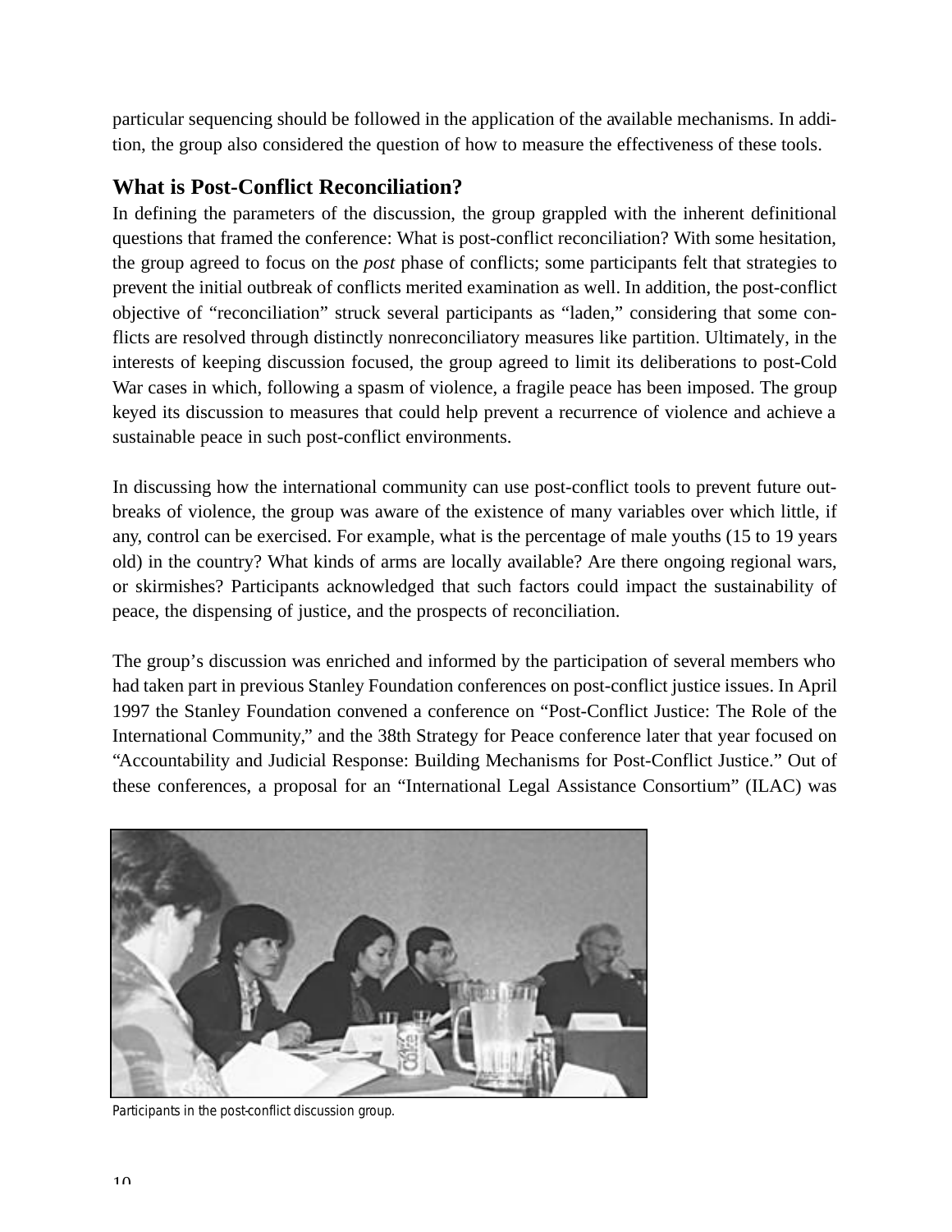particular sequencing should be followed in the application of the available mechanisms. In addition, the group also considered the question of how to measure the effectiveness of these tools.

## What is Post-Conflict Reconciliation?

In defining the parameters of the discussion, the group grappled with the inherent definitional questions that framed the conference: What is post-conflict reconciliation? With some hesitation, the group agreed to focus on the *post* phase of conflicts; some participants felt that strategies to prevent the initial outbreak of conflicts merited examination as well. In addition, the post-conflict objective of "reconciliation" struck several participants as "laden," considering that some conflicts are resolved through distinctly nonreconciliatory measures like partition. Ultimately, in the interests of keeping discussion focused, the group agreed to limit its deliberations to post-Cold War cases in which, following a spasm of violence, a fragile peace has been imposed. The group keyed its discussion to measures that could help prevent a recurrence of violence and achieve a sustainable peace in such post-conflict environments.

In discussing how the international community can use post-conflict tools to prevent future outbreaks of violence, the group was aware of the existence of many variables over which little, if any, control can be exercised. For example, what is the percentage of male youths (15 to 19 years old) in the country? What kinds of arms are locally available? Are there ongoing regional wars, or skirmishes? Participants acknowledged that such factors could impact the sustainability of peace, the dispensing of justice, and the prospects of reconciliation.

The group's discussion was enriched and informed by the participation of several members who had taken part in previous Stanley Foundation conferences on post-conflict justice issues. In April 1997 the Stanley Foundation convened a conference on "Post-Conflict Justice: The Role of the International Community," and the 38th Strategy for Peace conference later that year focused on "Accountability and Judicial Response: Building Mechanisms for Post-Conflict Justice." Out of these conferences, a proposal for an "International Legal Assistance Consortium" (ILAC) was

Participants in the post-conflict discussion group.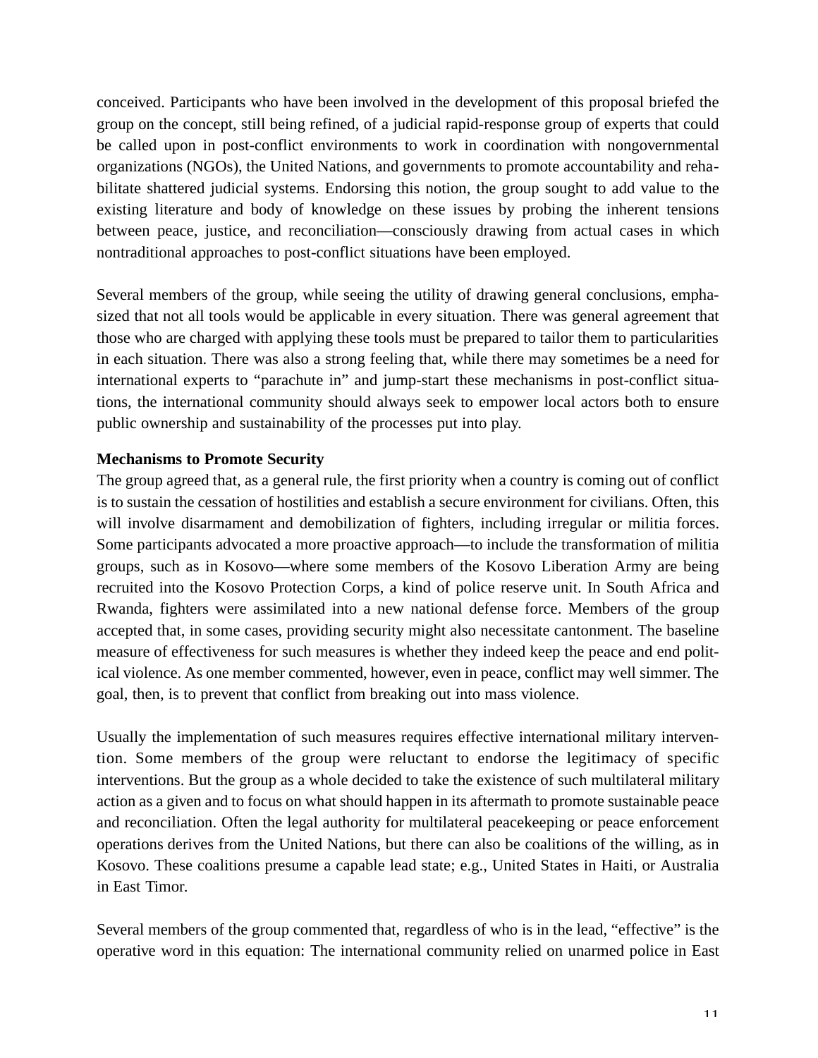conceived. Participants who have been involved in the development of this proposal briefed the group on the concept, still being refined, of a judicial rapid-response group of experts that could be called upon in post-conflict environments to work in coordination with nongovernmental organizations (NGOs), the United Nations, and governments to promote accountability and rehabilitate shattered judicial systems. Endorsing this notion, the group sought to add value to the existing literature and body of knowledge on these issues by probing the inherent tensions between peace, justice, and reconciliation—consciously drawing from actual cases in which nontraditional approaches to post-conflict situations have been employed.

Several members of the group, while seeing the utility of drawing general conclusions, emphasized that not all tools would be applicable in every situation. There was general agreement that those who are charged with applying these tools must be prepared to tailor them to particularities in each situation. There was also a strong feeling that, while there may sometimes be a need for international experts to "parachute in" and jump-start these mechanisms in post-conflict situations, the international community should always seek to empower local actors both to ensure public ownership and sustainability of the processes put into play.

**Mechanisms to Promote Security**

The group agreed that, as a general rule, the first priority when a country is coming out of conflict is to sustain the cessation of hostilities and establish a secure environment for civilians. Often, this will involve disarmament and demobilization of fighters, including irregular or militia forces. Some participants advocated a more proactive approach—to include the transformation of militia groups, such as in Kosovo—where some members of the Kosovo Liberation Army are being recruited into the Kosovo Protection Corps, a kind of police reserve unit. In South Africa and Rwanda, fighters were assimilated into a new national defense force. Members of the group accepted that, in some cases, providing security might also necessitate cantonment. The baseline measure of effectiveness for such measures is whether they indeed keep the peace and end political violence. As one member commented, however, even in peace, conflict may well simmer. The goal, then, is to prevent that conflict from breaking out into mass violence.

Usually the implementation of such measures requires effective international military intervention. Some members of the group were reluctant to endorse the legitimacy of specific interventions. But the group as a whole decided to take the existence of such multilateral military action as a given and to focus on what should happen in its aftermath to promote sustainable peace and reconciliation. Often the legal authority for multilateral peacekeeping or peace enforcement operations derives from the United Nations, but there can also be coalitions of the willing, as in Kosovo. These coalitions presume a capable lead state; e.g., United States in Haiti, or Australia in East Timor.

Several members of the group commented that, regardless of who is in the lead, "effective" is the operative word in this equation: The international community relied on unarmed police in East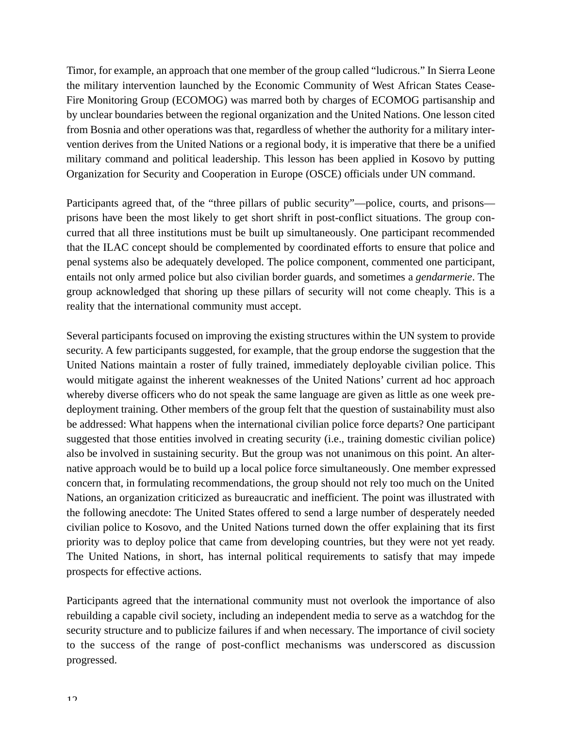Timor, for example, an approach that one member of the group called "ludicrous." In Sierra Leone the military intervention launched by the Economic Community of West African States Cease-Fire Monitoring Group (ECOMOG) was marred both by charges of ECOMOG partisanship and by unclear boundaries between the regional organization and the United Nations. One lesson cited from Bosnia and other operations was that, regardless of whether the authority for a military intervention derives from the United Nations or a regional body, it is imperative that there be a unified military command and political leadership. This lesson has been applied in Kosovo by putting Organization for Security and Cooperation in Europe (OSCE) officials under UN command.

Participants agreed that, of the "three pillars of public security"—police, courts, and prisons—prisons have been the most likely to get short shrift in post-conflict situations. The group concurred that all three institutions must be built up simultaneously. One participant recommended that the ILAC concept should be complemented by coordinated efforts to ensure that police and penal systems also be adequately developed. The police component, commented one participant, entails not only armed police but also civilian border guards, and sometimes a *gendarmerie*. The group acknowledged that shoring up these pillars of security will not come cheaply. This is a reality that the international community must accept.

Several participants focused on improving the existing structures within the UN system to provide security. A few participants suggested, for example, that the group endorse the suggestion that the United Nations maintain a roster of fully trained, immediately deployable civilian police. This would mitigate against the inherent weaknesses of the United Nations' current ad hoc approach whereby diverse officers who do not speak the same language are given as little as one week pre-deployment training. Other members of the group felt that the question of sustainability must also be addressed: What happens when the international civilian police force departs? One participant suggested that those entities involved in creating security (i.e., training domestic civilian police) also be involved in sustaining security. But the group was not unanimous on this point. An alternative approach would be to build up a local police force simultaneously. One member expressed concern that, in formulating recommendations, the group should not rely too much on the United Nations, an organization criticized as bureaucratic and inefficient. The point was illustrated with the following anecdote: The United States offered to send a large number of desperately needed civilian police to Kosovo, and the United Nations turned down the offer explaining that its first priority was to deploy police that came from developing countries, but they were not yet ready. The United Nations, in short, has internal political requirements to satisfy that may impede prospects for effective actions.

Participants agreed that the international community must not overlook the importance of also rebuilding a capable civil society, including an independent media to serve as a watchdog for the security structure and to publicize failures if and when necessary. The importance of civil society to the success of the range of post-conflict mechanisms was underscored as discussion progressed.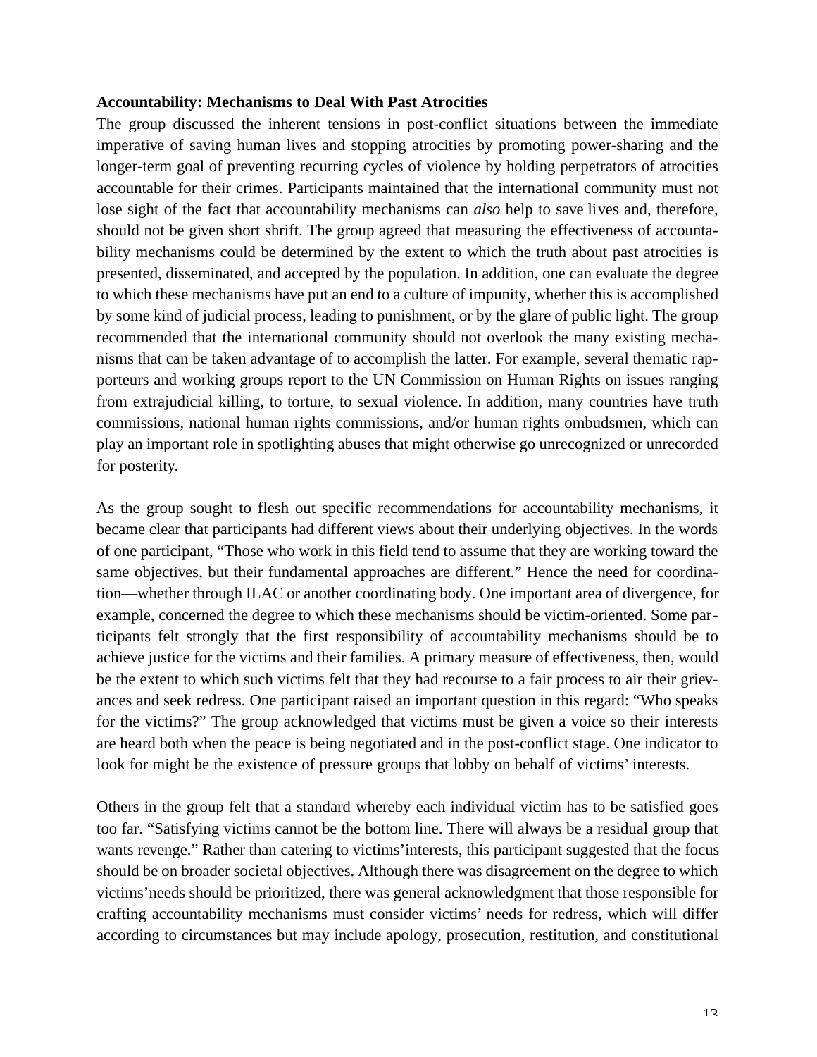**Accountability: Mechanisms to Deal With Past Atrocities**

The group discussed the inherent tensions in post-conflict situations between the immediate imperative of saving human lives and stopping atrocities by promoting power-sharing and the longer-term goal of preventing recurring cycles of violence by holding perpetrators of atrocities accountable for their crimes. Participants maintained that the international community must not lose sight of the fact that accountability mechanisms can *also* help to save lives and, therefore, should not be given short shrift. The group agreed that measuring the effectiveness of accountability mechanisms could be determined by the extent to which the truth about past atrocities is presented, disseminated, and accepted by the population. In addition, one can evaluate the degree to which these mechanisms have put an end to a culture of impunity, whether this is accomplished by some kind of judicial process, leading to punishment, or by the glare of public light. The group recommended that the international community should not overlook the many existing mechanisms that can be taken advantage of to accomplish the latter. For example, several thematic rapporteurs and working groups report to the UN Commission on Human Rights on issues ranging from extrajudicial killing, to torture, to sexual violence. In addition, many countries have truth commissions, national human rights commissions, and/or human rights ombudsmen, which can play an important role in spotlighting abuses that might otherwise go unrecognized or unrecorded for posterity.

As the group sought to flesh out specific recommendations for accountability mechanisms, it became clear that participants had different views about their underlying objectives. In the words of one participant, "Those who work in this field tend to assume that they are working toward the same objectives, but their fundamental approaches are different." Hence the need for coordination—whether through ILAC or another coordinating body. One important area of divergence, for example, concerned the degree to which these mechanisms should be victim-oriented. Some participants felt strongly that the first responsibility of accountability mechanisms should be to achieve justice for the victims and their families. A primary measure of effectiveness, then, would be the extent to which such victims felt that they had recourse to a fair process to air their grievances and seek redress. One participant raised an important question in this regard: "Who speaks for the victims?" The group acknowledged that victims must be given a voice so their interests are heard both when the peace is being negotiated and in the post-conflict stage. One indicator to look for might be the existence of pressure groups that lobby on behalf of victims' interests.

Others in the group felt that a standard whereby each individual victim has to be satisfied goes too far. "Satisfying victims cannot be the bottom line. There will always be a residual group that wants revenge." Rather than catering to victims' interests, this participant suggested that the focus should be on broader societal objectives. Although there was disagreement on the degree to which victims' needs should be prioritized, there was general acknowledgment that those responsible for crafting accountability mechanisms must consider victims' needs for redress, which will differ according to circumstances but may include apology, prosecution, restitution, and constitutional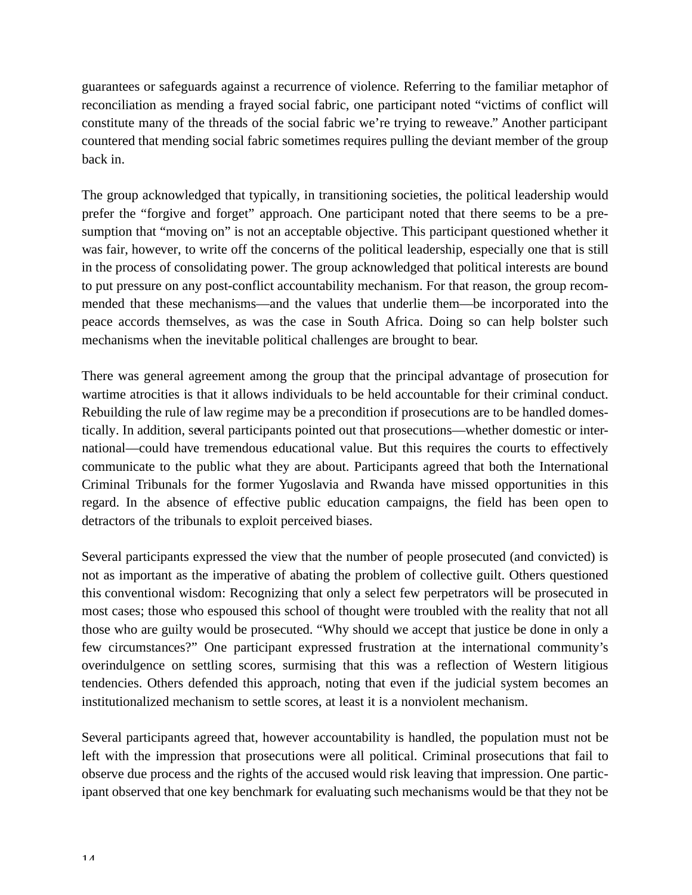guarantees or safeguards against a recurrence of violence. Referring to the familiar metaphor of reconciliation as mending a frayed social fabric, one participant noted "victims of conflict will constitute many of the threads of the social fabric we're trying to reweave." Another participant countered that mending social fabric sometimes requires pulling the deviant member of the group back in.

The group acknowledged that typically, in transitioning societies, the political leadership would prefer the "forgive and forget" approach. One participant noted that there seems to be a presumption that "moving on" is not an acceptable objective. This participant questioned whether it was fair, however, to write off the concerns of the political leadership, especially one that is still in the process of consolidating power. The group acknowledged that political interests are bound to put pressure on any post-conflict accountability mechanism. For that reason, the group recommended that these mechanisms—and the values that underlie them—be incorporated into the peace accords themselves, as was the case in South Africa. Doing so can help bolster such mechanisms when the inevitable political challenges are brought to bear.

There was general agreement among the group that the principal advantage of prosecution for wartime atrocities is that it allows individuals to be held accountable for their criminal conduct. Rebuilding the rule of law regime may be a precondition if prosecutions are to be handled domestically. In addition, several participants pointed out that prosecutions—whether domestic or international—could have tremendous educational value. But this requires the courts to effectively communicate to the public what they are about. Participants agreed that both the International Criminal Tribunals for the former Yugoslavia and Rwanda have missed opportunities in this regard. In the absence of effective public education campaigns, the field has been open to detractors of the tribunals to exploit perceived biases.

Several participants expressed the view that the number of people prosecuted (and convicted) is not as important as the imperative of abating the problem of collective guilt. Others questioned this conventional wisdom: Recognizing that only a select few perpetrators will be prosecuted in most cases; those who espoused this school of thought were troubled with the reality that not all those who are guilty would be prosecuted. "Why should we accept that justice be done in only a few circumstances?" One participant expressed frustration at the international community's overindulgence on settling scores, surmising that this was a reflection of Western litigious tendencies. Others defended this approach, noting that even if the judicial system becomes an institutionalized mechanism to settle scores, at least it is a nonviolent mechanism.

Several participants agreed that, however accountability is handled, the population must not be left with the impression that prosecutions were all political. Criminal prosecutions that fail to observe due process and the rights of the accused would risk leaving that impression. One participant observed that one key benchmark for evaluating such mechanisms would be that they not be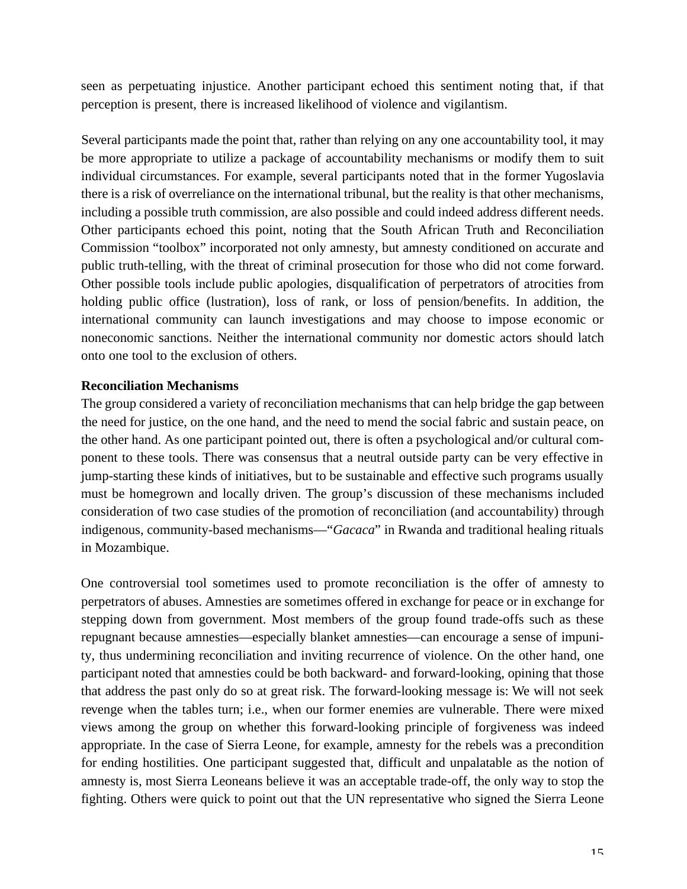seen as perpetuating injustice. Another participant echoed this sentiment noting that, if that perception is present, there is increased likelihood of violence and vigilantism.

Several participants made the point that, rather than relying on any one accountability tool, it may be more appropriate to utilize a package of accountability mechanisms or modify them to suit individual circumstances. For example, several participants noted that in the former Yugoslavia there is a risk of overreliance on the international tribunal, but the reality is that other mechanisms, including a possible truth commission, are also possible and could indeed address different needs. Other participants echoed this point, noting that the South African Truth and Reconciliation Commission "toolbox" incorporated not only amnesty, but amnesty conditioned on accurate and public truth-telling, with the threat of criminal prosecution for those who did not come forward. Other possible tools include public apologies, disqualification of perpetrators of atrocities from holding public office (lustration), loss of rank, or loss of pension/benefits. In addition, the international community can launch investigations and may choose to impose economic or noneconomic sanctions. Neither the international community nor domestic actors should latch onto one tool to the exclusion of others.

**Reconciliation Mechanisms**

The group considered a variety of reconciliation mechanisms that can help bridge the gap between the need for justice, on the one hand, and the need to mend the social fabric and sustain peace, on the other hand. As one participant pointed out, there is often a psychological and/or cultural component to these tools. There was consensus that a neutral outside party can be very effective in jump-starting these kinds of initiatives, but to be sustainable and effective such programs usually must be homegrown and locally driven. The group's discussion of these mechanisms included consideration of two case studies of the promotion of reconciliation (and accountability) through indigenous, community-based mechanisms—"*Gacaca*" in Rwanda and traditional healing rituals in Mozambique.

One controversial tool sometimes used to promote reconciliation is the offer of amnesty to perpetrators of abuses. Amnesties are sometimes offered in exchange for peace or in exchange for stepping down from government. Most members of the group found trade-offs such as these repugnant because amnesties—especially blanket amnesties—can encourage a sense of impunity, thus undermining reconciliation and inviting recurrence of violence. On the other hand, one participant noted that amnesties could be both backward- and forward-looking, opining that those that address the past only do so at great risk. The forward-looking message is: We will not seek revenge when the tables turn; i.e., when our former enemies are vulnerable. There were mixed views among the group on whether this forward-looking principle of forgiveness was indeed appropriate. In the case of Sierra Leone, for example, amnesty for the rebels was a precondition for ending hostilities. One participant suggested that, difficult and unpalatable as the notion of amnesty is, most Sierra Leoneans believe it was an acceptable trade-off, the only way to stop the fighting. Others were quick to point out that the UN representative who signed the Sierra Leone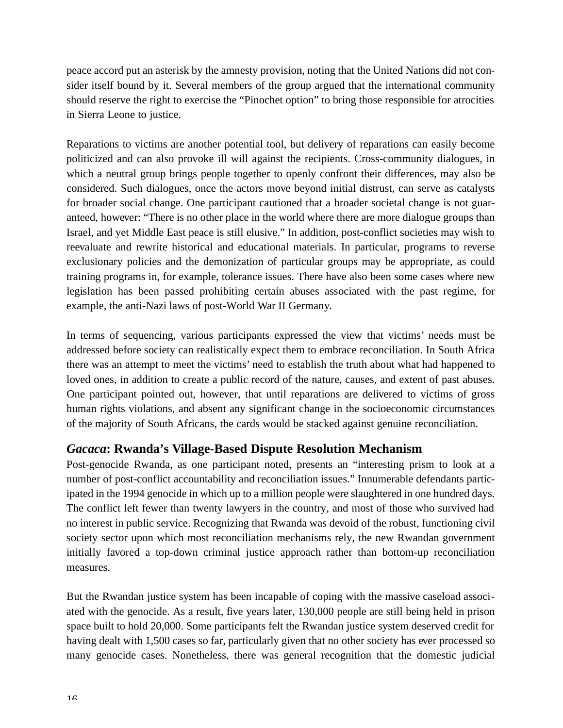peace accord put an asterisk by the amnesty provision, noting that the United Nations did not consider itself bound by it. Several members of the group argued that the international community should reserve the right to exercise the "Pinochet option" to bring those responsible for atrocities in Sierra Leone to justice.

Reparations to victims are another potential tool, but delivery of reparations can easily become politicized and can also provoke ill will against the recipients. Cross-community dialogues, in which a neutral group brings people together to openly confront their differences, may also be considered. Such dialogues, once the actors move beyond initial distrust, can serve as catalysts for broader social change. One participant cautioned that a broader societal change is not guaranteed, however: "There is no other place in the world where there are more dialogue groups than Israel, and yet Middle East peace is still elusive." In addition, post-conflict societies may wish to reevaluate and rewrite historical and educational materials. In particular, programs to reverse exclusionary policies and the demonization of particular groups may be appropriate, as could training programs in, for example, tolerance issues. There have also been some cases where new legislation has been passed prohibiting certain abuses associated with the past regime, for example, the anti-Nazi laws of post-World War II Germany.

In terms of sequencing, various participants expressed the view that victims' needs must be addressed before society can realistically expect them to embrace reconciliation. In South Africa there was an attempt to meet the victims' need to establish the truth about what had happened to loved ones, in addition to create a public record of the nature, causes, and extent of past abuses. One participant pointed out, however, that until reparations are delivered to victims of gross human rights violations, and absent any significant change in the socioeconomic circumstances of the majority of South Africans, the cards would be stacked against genuine reconciliation.

### *Gacaca*: Rwanda's Village-Based Dispute Resolution Mechanism

Post-genocide Rwanda, as one participant noted, presents an "interesting prism to look at a number of post-conflict accountability and reconciliation issues." Innumerable defendants participated in the 1994 genocide in which up to a million people were slaughtered in one hundred days. The conflict left fewer than twenty lawyers in the country, and most of those who survived had no interest in public service. Recognizing that Rwanda was devoid of the robust, functioning civil society sector upon which most reconciliation mechanisms rely, the new Rwandan government initially favored a top-down criminal justice approach rather than bottom-up reconciliation measures.

But the Rwandan justice system has been incapable of coping with the massive caseload associated with the genocide. As a result, five years later, 130,000 people are still being held in prison space built to hold 20,000. Some participants felt the Rwandan justice system deserved credit for having dealt with 1,500 cases so far, particularly given that no other society has ever processed so many genocide cases. Nonetheless, there was general recognition that the domestic judicial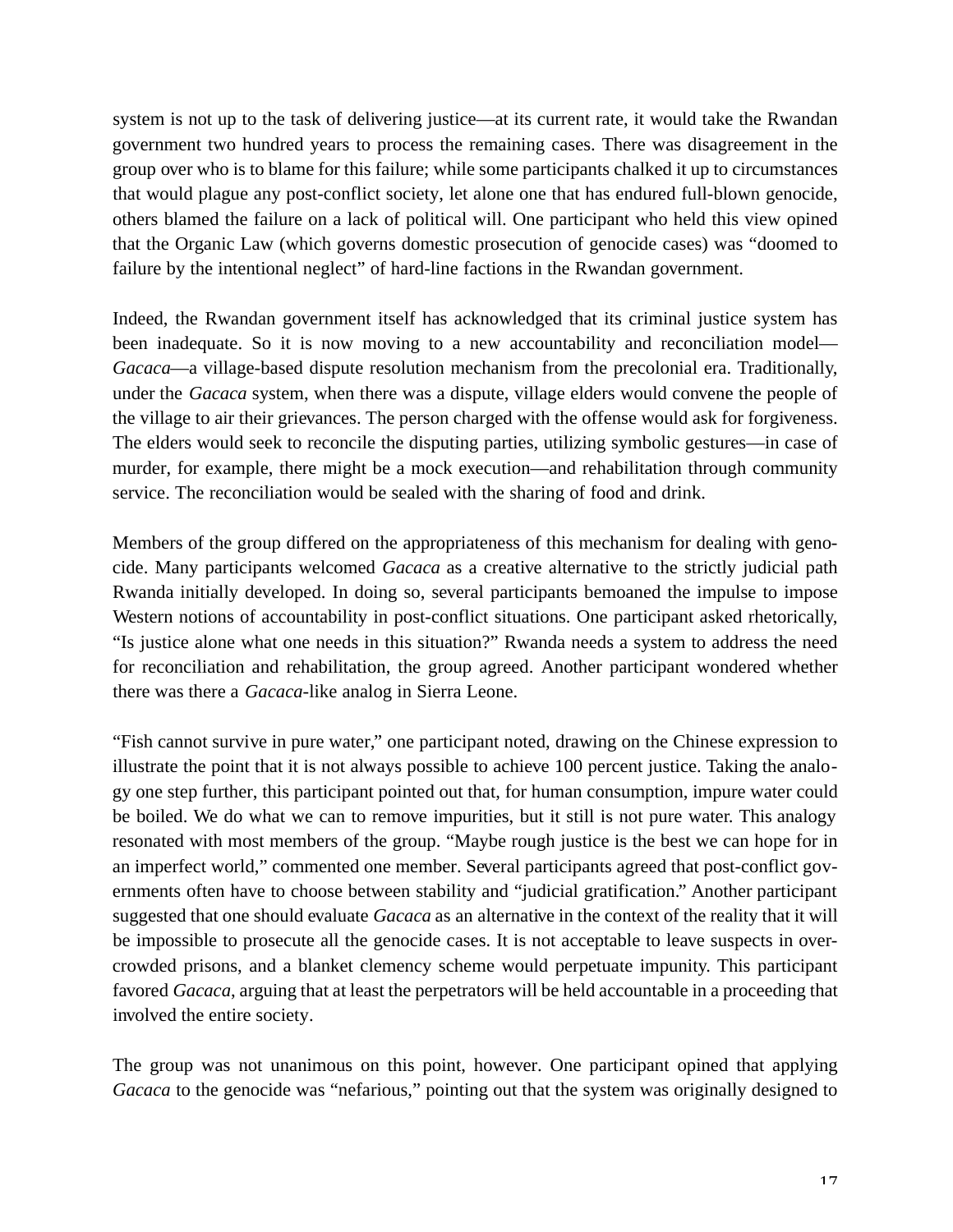system is not up to the task of delivering justice—at its current rate, it would take the Rwandan government two hundred years to process the remaining cases. There was disagreement in the group over who is to blame for this failure; while some participants chalked it up to circumstances that would plague any post-conflict society, let alone one that has endured full-blown genocide, others blamed the failure on a lack of political will. One participant who held this view opined that the Organic Law (which governs domestic prosecution of genocide cases) was "doomed to failure by the intentional neglect" of hard-line factions in the Rwandan government.

Indeed, the Rwandan government itself has acknowledged that its criminal justice system has been inadequate. So it is now moving to a new accountability and reconciliation model—*Gacaca*—a village-based dispute resolution mechanism from the precolonial era. Traditionally, under the *Gacaca* system, when there was a dispute, village elders would convene the people of the village to air their grievances. The person charged with the offense would ask for forgiveness. The elders would seek to reconcile the disputing parties, utilizing symbolic gestures—in case of murder, for example, there might be a mock execution—and rehabilitation through community service. The reconciliation would be sealed with the sharing of food and drink.

Members of the group differed on the appropriateness of this mechanism for dealing with genocide. Many participants welcomed *Gacaca* as a creative alternative to the strictly judicial path Rwanda initially developed. In doing so, several participants bemoaned the impulse to impose Western notions of accountability in post-conflict situations. One participant asked rhetorically, "Is justice alone what one needs in this situation?" Rwanda needs a system to address the need for reconciliation and rehabilitation, the group agreed. Another participant wondered whether there was there a *Gacaca*-like analog in Sierra Leone.

"Fish cannot survive in pure water," one participant noted, drawing on the Chinese expression to illustrate the point that it is not always possible to achieve 100 percent justice. Taking the analogy one step further, this participant pointed out that, for human consumption, impure water could be boiled. We do what we can to remove impurities, but it still is not pure water. This analogy resonated with most members of the group. "Maybe rough justice is the best we can hope for in an imperfect world," commented one member. Several participants agreed that post-conflict governments often have to choose between stability and "judicial gratification." Another participant suggested that one should evaluate *Gacaca* as an alternative in the context of the reality that it will be impossible to prosecute all the genocide cases. It is not acceptable to leave suspects in overcrowded prisons, and a blanket clemency scheme would perpetuate impunity. This participant favored *Gacaca*, arguing that at least the perpetrators will be held accountable in a proceeding that involved the entire society.

The group was not unanimous on this point, however. One participant opined that applying *Gacaca* to the genocide was "nefarious," pointing out that the system was originally designed to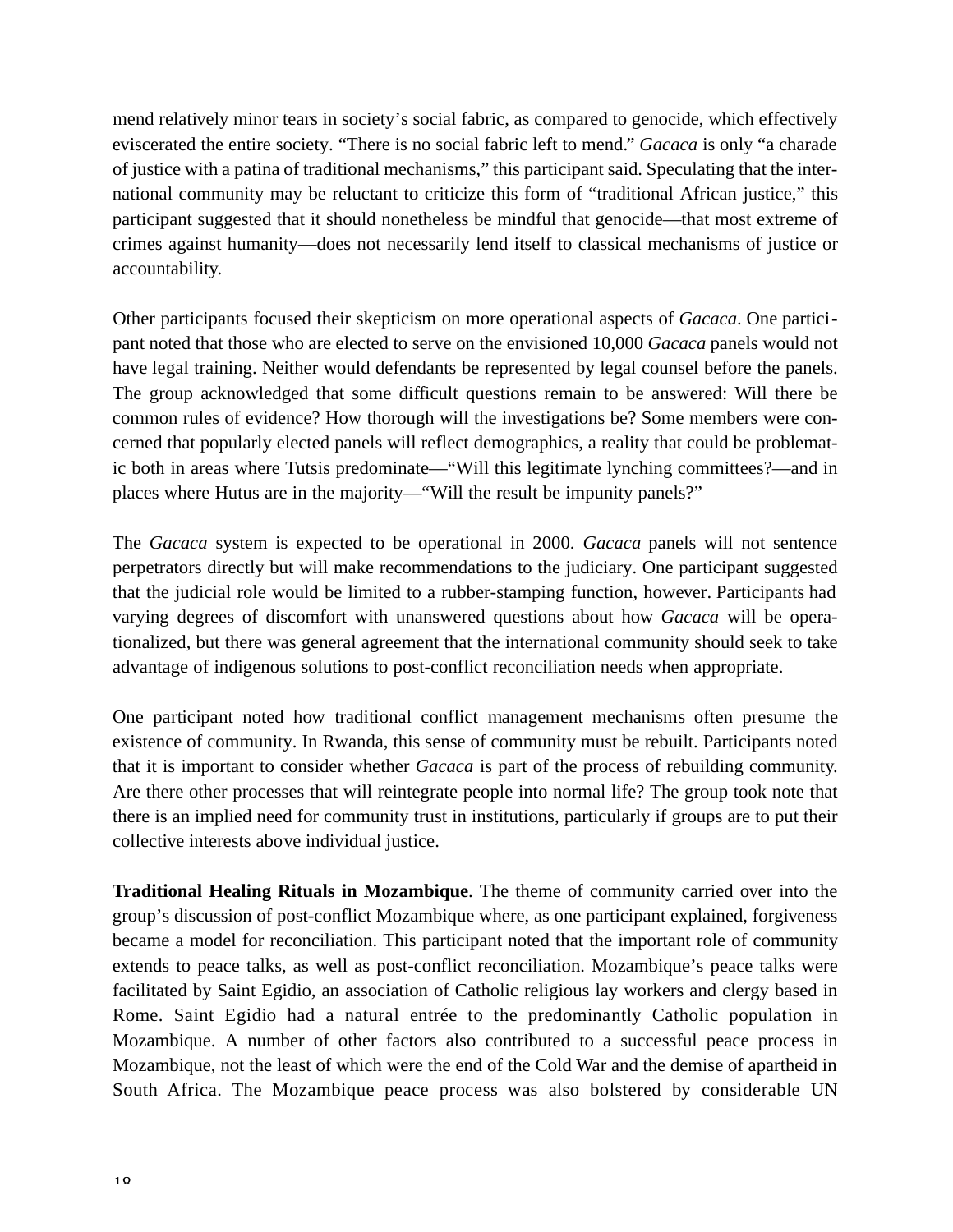mend relatively minor tears in society's social fabric, as compared to genocide, which effectively eviscerated the entire society. "There is no social fabric left to mend." *Gacaca* is only "a charade of justice with a patina of traditional mechanisms," this participant said. Speculating that the international community may be reluctant to criticize this form of "traditional African justice," this participant suggested that it should nonetheless be mindful that genocide—that most extreme of crimes against humanity—does not necessarily lend itself to classical mechanisms of justice or accountability.

Other participants focused their skepticism on more operational aspects of *Gacaca*. One participant noted that those who are elected to serve on the envisioned 10,000 *Gacaca* panels would not have legal training. Neither would defendants be represented by legal counsel before the panels. The group acknowledged that some difficult questions remain to be answered: Will there be common rules of evidence? How thorough will the investigations be? Some members were concerned that popularly elected panels will reflect demographics, a reality that could be problematic both in areas where Tutsis predominate—"Will this legitimate lynching committees?—and in places where Hutus are in the majority—"Will the result be impunity panels?"

The *Gacaca* system is expected to be operational in 2000. *Gacaca* panels will not sentence perpetrators directly but will make recommendations to the judiciary. One participant suggested that the judicial role would be limited to a rubber-stamping function, however. Participants had varying degrees of discomfort with unanswered questions about how *Gacaca* will be operationalized, but there was general agreement that the international community should seek to take advantage of indigenous solutions to post-conflict reconciliation needs when appropriate.

One participant noted how traditional conflict management mechanisms often presume the existence of community. In Rwanda, this sense of community must be rebuilt. Participants noted that it is important to consider whether *Gacaca* is part of the process of rebuilding community. Are there other processes that will reintegrate people into normal life? The group took note that there is an implied need for community trust in institutions, particularly if groups are to put their collective interests above individual justice.

**Traditional Healing Rituals in Mozambique**. The theme of community carried over into the group's discussion of post-conflict Mozambique where, as one participant explained, forgiveness became a model for reconciliation. This participant noted that the important role of community extends to peace talks, as well as post-conflict reconciliation. Mozambique's peace talks were facilitated by Saint Egidio, an association of Catholic religious lay workers and clergy based in Rome. Saint Egidio had a natural entrée to the predominantly Catholic population in Mozambique. A number of other factors also contributed to a successful peace process in Mozambique, not the least of which were the end of the Cold War and the demise of apartheid in South Africa. The Mozambique peace process was also bolstered by considerable UN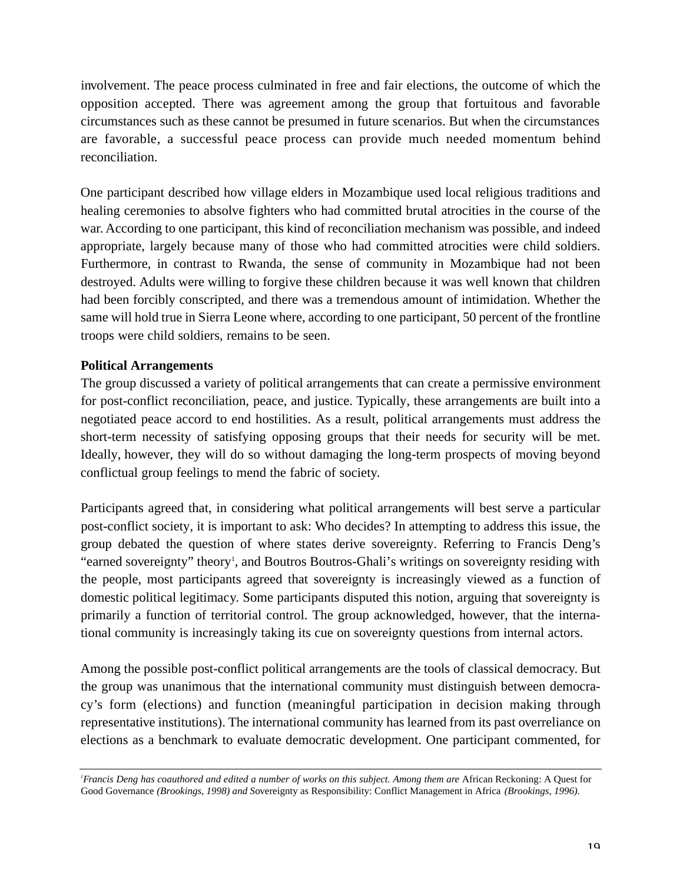involvement. The peace process culminated in free and fair elections, the outcome of which the opposition accepted. There was agreement among the group that fortuitous and favorable circumstances such as these cannot be presumed in future scenarios. But when the circumstances are favorable, a successful peace process can provide much needed momentum behind reconciliation.

One participant described how village elders in Mozambique used local religious traditions and healing ceremonies to absolve fighters who had committed brutal atrocities in the course of the war. According to one participant, this kind of reconciliation mechanism was possible, and indeed appropriate, largely because many of those who had committed atrocities were child soldiers. Furthermore, in contrast to Rwanda, the sense of community in Mozambique had not been destroyed. Adults were willing to forgive these children because it was well known that children had been forcibly conscripted, and there was a tremendous amount of intimidation. Whether the same will hold true in Sierra Leone where, according to one participant, 50 percent of the frontline troops were child soldiers, remains to be seen.

**Political Arrangements**

The group discussed a variety of political arrangements that can create a permissive environment for post-conflict reconciliation, peace, and justice. Typically, these arrangements are built into a negotiated peace accord to end hostilities. As a result, political arrangements must address the short-term necessity of satisfying opposing groups that their needs for security will be met. Ideally, however, they will do so without damaging the long-term prospects of moving beyond conflictual group feelings to mend the fabric of society.

Participants agreed that, in considering what political arrangements will best serve a particular post-conflict society, it is important to ask: Who decides? In attempting to address this issue, the group debated the question of where states derive sovereignty. Referring to Francis Deng's "earned sovereignty" theory[1], and Boutros Boutros-Ghali's writings on sovereignty residing with the people, most participants agreed that sovereignty is increasingly viewed as a function of domestic political legitimacy. Some participants disputed this notion, arguing that sovereignty is primarily a function of territorial control. The group acknowledged, however, that the international community is increasingly taking its cue on sovereignty questions from internal actors.

Among the possible post-conflict political arrangements are the tools of classical democracy. But the group was unanimous that the international community must distinguish between democracy's form (elections) and function (meaningful participation in decision making through representative institutions). The international community has learned from its past overreliance on elections as a benchmark to evaluate democratic development. One participant commented, for

---

[1] *Francis Deng has coauthored and edited a number of works on this subject. Among them are* African Reckoning: A Quest for Good Governance *(Brookings, 1998) and* Sovereignty as Responsibility: Conflict Management in Africa *(Brookings, 1996).*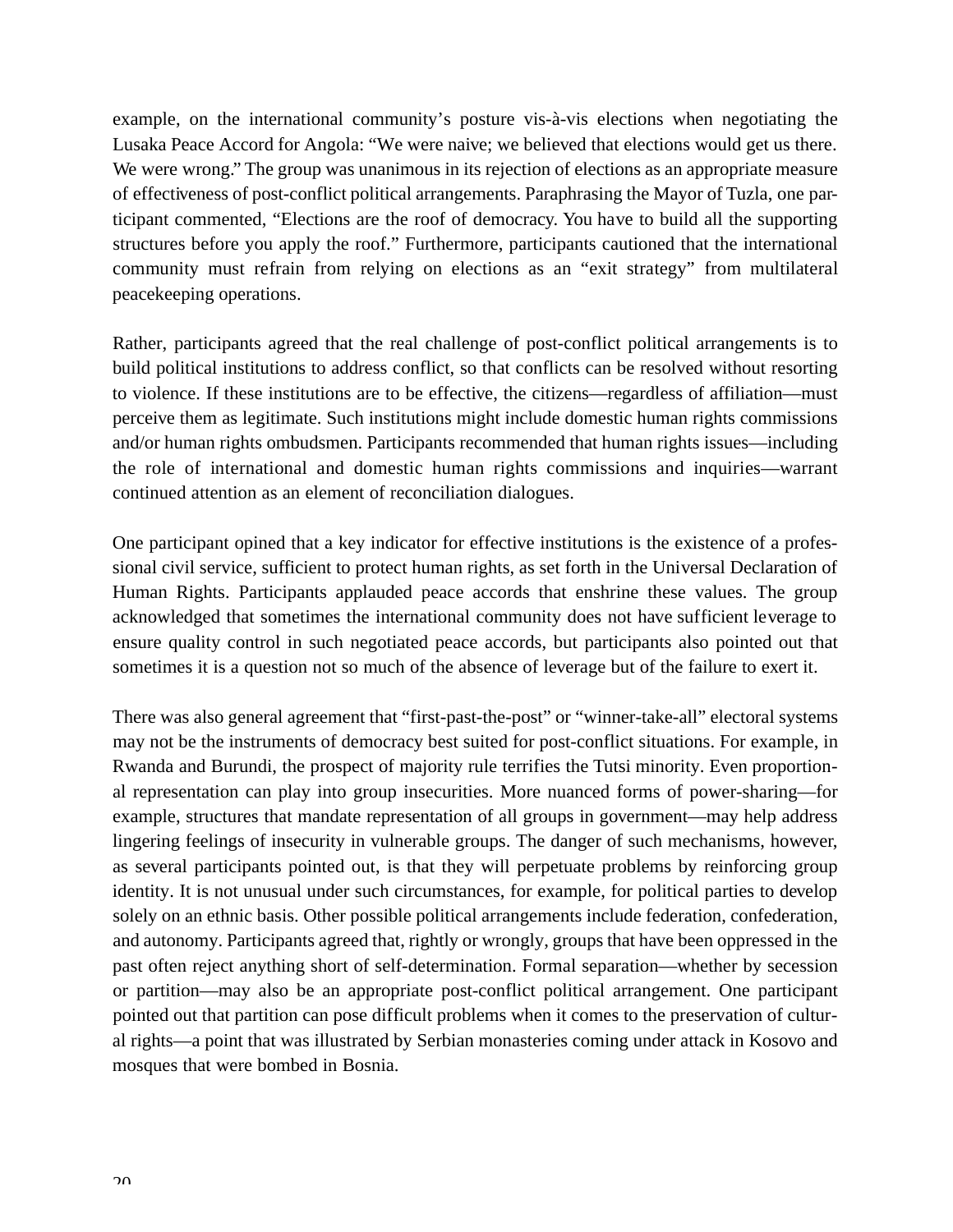example, on the international community's posture vis-à-vis elections when negotiating the Lusaka Peace Accord for Angola: "We were naive; we believed that elections would get us there. We were wrong." The group was unanimous in its rejection of elections as an appropriate measure of effectiveness of post-conflict political arrangements. Paraphrasing the Mayor of Tuzla, one participant commented, "Elections are the roof of democracy. You have to build all the supporting structures before you apply the roof." Furthermore, participants cautioned that the international community must refrain from relying on elections as an "exit strategy" from multilateral peacekeeping operations.

Rather, participants agreed that the real challenge of post-conflict political arrangements is to build political institutions to address conflict, so that conflicts can be resolved without resorting to violence. If these institutions are to be effective, the citizens—regardless of affiliation—must perceive them as legitimate. Such institutions might include domestic human rights commissions and/or human rights ombudsmen. Participants recommended that human rights issues—including the role of international and domestic human rights commissions and inquiries—warrant continued attention as an element of reconciliation dialogues.

One participant opined that a key indicator for effective institutions is the existence of a professional civil service, sufficient to protect human rights, as set forth in the Universal Declaration of Human Rights. Participants applauded peace accords that enshrine these values. The group acknowledged that sometimes the international community does not have sufficient leverage to ensure quality control in such negotiated peace accords, but participants also pointed out that sometimes it is a question not so much of the absence of leverage but of the failure to exert it.

There was also general agreement that "first-past-the-post" or "winner-take-all" electoral systems may not be the instruments of democracy best suited for post-conflict situations. For example, in Rwanda and Burundi, the prospect of majority rule terrifies the Tutsi minority. Even proportional representation can play into group insecurities. More nuanced forms of power-sharing—for example, structures that mandate representation of all groups in government—may help address lingering feelings of insecurity in vulnerable groups. The danger of such mechanisms, however, as several participants pointed out, is that they will perpetuate problems by reinforcing group identity. It is not unusual under such circumstances, for example, for political parties to develop solely on an ethnic basis. Other possible political arrangements include federation, confederation, and autonomy. Participants agreed that, rightly or wrongly, groups that have been oppressed in the past often reject anything short of self-determination. Formal separation—whether by secession or partition—may also be an appropriate post-conflict political arrangement. One participant pointed out that partition can pose difficult problems when it comes to the preservation of cultural rights—a point that was illustrated by Serbian monasteries coming under attack in Kosovo and mosques that were bombed in Bosnia.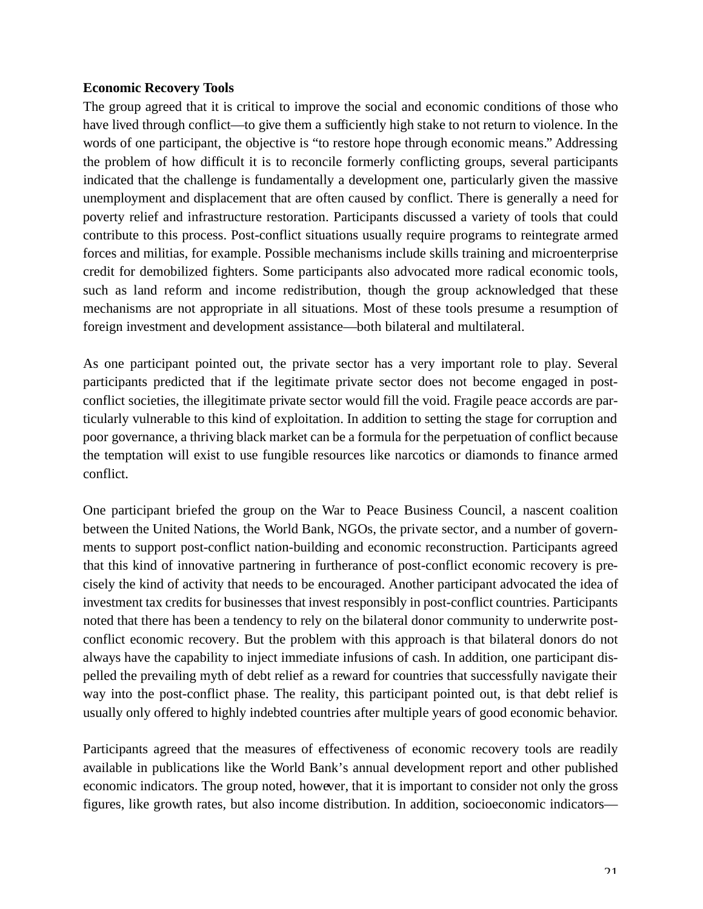**Economic Recovery Tools**

The group agreed that it is critical to improve the social and economic conditions of those who have lived through conflict—to give them a sufficiently high stake to not return to violence. In the words of one participant, the objective is "to restore hope through economic means." Addressing the problem of how difficult it is to reconcile formerly conflicting groups, several participants indicated that the challenge is fundamentally a development one, particularly given the massive unemployment and displacement that are often caused by conflict. There is generally a need for poverty relief and infrastructure restoration. Participants discussed a variety of tools that could contribute to this process. Post-conflict situations usually require programs to reintegrate armed forces and militias, for example. Possible mechanisms include skills training and microenterprise credit for demobilized fighters. Some participants also advocated more radical economic tools, such as land reform and income redistribution, though the group acknowledged that these mechanisms are not appropriate in all situations. Most of these tools presume a resumption of foreign investment and development assistance—both bilateral and multilateral.

As one participant pointed out, the private sector has a very important role to play. Several participants predicted that if the legitimate private sector does not become engaged in post-conflict societies, the illegitimate private sector would fill the void. Fragile peace accords are particularly vulnerable to this kind of exploitation. In addition to setting the stage for corruption and poor governance, a thriving black market can be a formula for the perpetuation of conflict because the temptation will exist to use fungible resources like narcotics or diamonds to finance armed conflict.

One participant briefed the group on the War to Peace Business Council, a nascent coalition between the United Nations, the World Bank, NGOs, the private sector, and a number of governments to support post-conflict nation-building and economic reconstruction. Participants agreed that this kind of innovative partnering in furtherance of post-conflict economic recovery is precisely the kind of activity that needs to be encouraged. Another participant advocated the idea of investment tax credits for businesses that invest responsibly in post-conflict countries. Participants noted that there has been a tendency to rely on the bilateral donor community to underwrite post-conflict economic recovery. But the problem with this approach is that bilateral donors do not always have the capability to inject immediate infusions of cash. In addition, one participant dispelled the prevailing myth of debt relief as a reward for countries that successfully navigate their way into the post-conflict phase. The reality, this participant pointed out, is that debt relief is usually only offered to highly indebted countries after multiple years of good economic behavior.

Participants agreed that the measures of effectiveness of economic recovery tools are readily available in publications like the World Bank's annual development report and other published economic indicators. The group noted, however, that it is important to consider not only the gross figures, like growth rates, but also income distribution. In addition, socioeconomic indicators—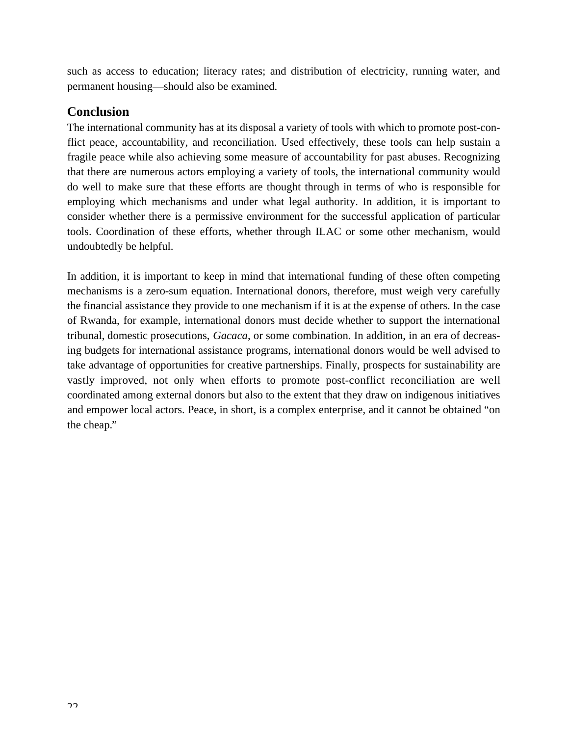such as access to education; literacy rates; and distribution of electricity, running water, and permanent housing—should also be examined.

## Conclusion

The international community has at its disposal a variety of tools with which to promote post-conflict peace, accountability, and reconciliation. Used effectively, these tools can help sustain a fragile peace while also achieving some measure of accountability for past abuses. Recognizing that there are numerous actors employing a variety of tools, the international community would do well to make sure that these efforts are thought through in terms of who is responsible for employing which mechanisms and under what legal authority. In addition, it is important to consider whether there is a permissive environment for the successful application of particular tools. Coordination of these efforts, whether through ILAC or some other mechanism, would undoubtedly be helpful.

In addition, it is important to keep in mind that international funding of these often competing mechanisms is a zero-sum equation. International donors, therefore, must weigh very carefully the financial assistance they provide to one mechanism if it is at the expense of others. In the case of Rwanda, for example, international donors must decide whether to support the international tribunal, domestic prosecutions, *Gacaca*, or some combination. In addition, in an era of decreasing budgets for international assistance programs, international donors would be well advised to take advantage of opportunities for creative partnerships. Finally, prospects for sustainability are vastly improved, not only when efforts to promote post-conflict reconciliation are well coordinated among external donors but also to the extent that they draw on indigenous initiatives and empower local actors. Peace, in short, is a complex enterprise, and it cannot be obtained "on the cheap."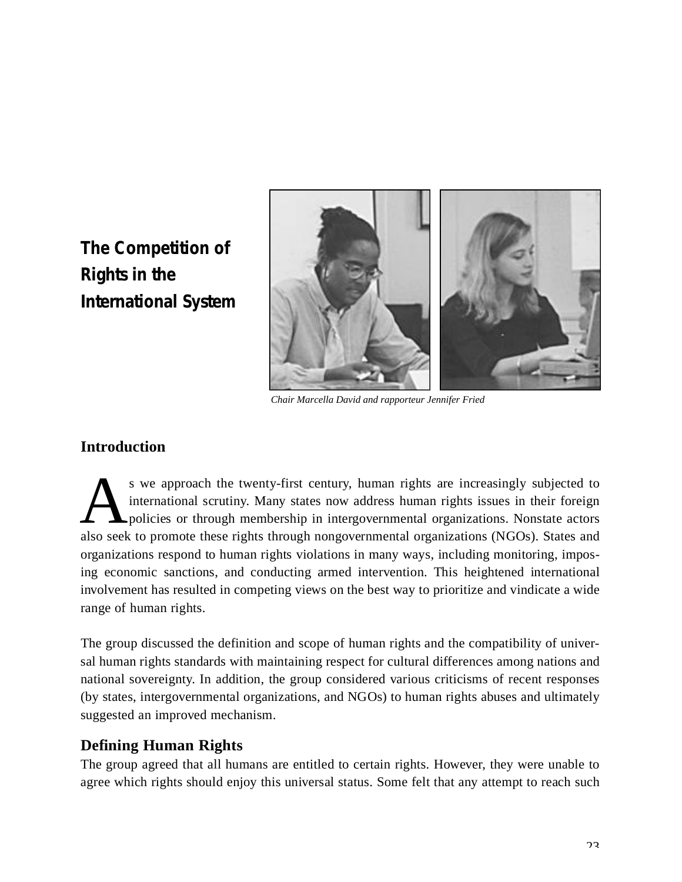# The Competition of Rights in the International System

*Chair Marcella David and rapporteur Jennifer Fried*

## Introduction

As we approach the twenty-first century, human rights are increasingly subjected to international scrutiny. Many states now address human rights issues in their foreign policies or through membership in intergovernmental organizations. Nonstate actors also seek to promote these rights through nongovernmental organizations (NGOs). States and organizations respond to human rights violations in many ways, including monitoring, imposing economic sanctions, and conducting armed intervention. This heightened international involvement has resulted in competing views on the best way to prioritize and vindicate a wide range of human rights.

The group discussed the definition and scope of human rights and the compatibility of universal human rights standards with maintaining respect for cultural differences among nations and national sovereignty. In addition, the group considered various criticisms of recent responses (by states, intergovernmental organizations, and NGOs) to human rights abuses and ultimately suggested an improved mechanism.

## Defining Human Rights

The group agreed that all humans are entitled to certain rights. However, they were unable to agree which rights should enjoy this universal status. Some felt that any attempt to reach such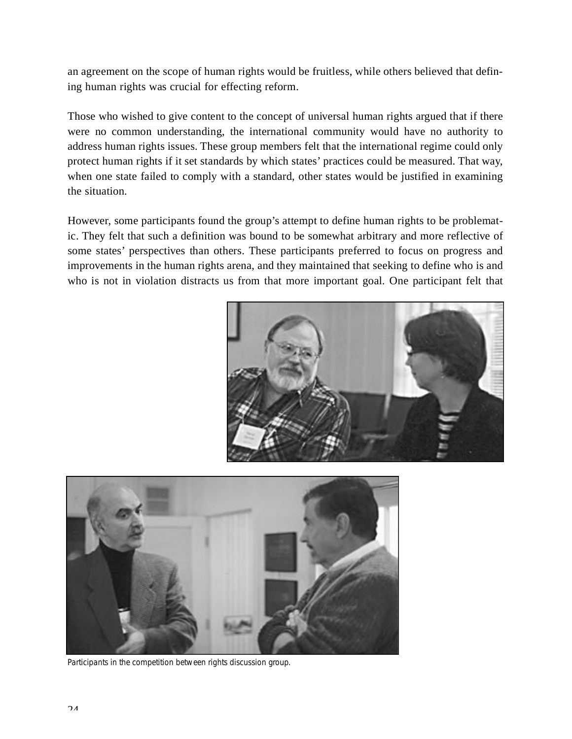an agreement on the scope of human rights would be fruitless, while others believed that defining human rights was crucial for effecting reform.

Those who wished to give content to the concept of universal human rights argued that if there were no common understanding, the international community would have no authority to address human rights issues. These group members felt that the international regime could only protect human rights if it set standards by which states' practices could be measured. That way, when one state failed to comply with a standard, other states would be justified in examining the situation.

However, some participants found the group's attempt to define human rights to be problematic. They felt that such a definition was bound to be somewhat arbitrary and more reflective of some states' perspectives than others. These participants preferred to focus on progress and improvements in the human rights arena, and they maintained that seeking to define who is and who is not in violation distracts us from that more important goal. One participant felt that

*Participants in the competition between rights discussion group.*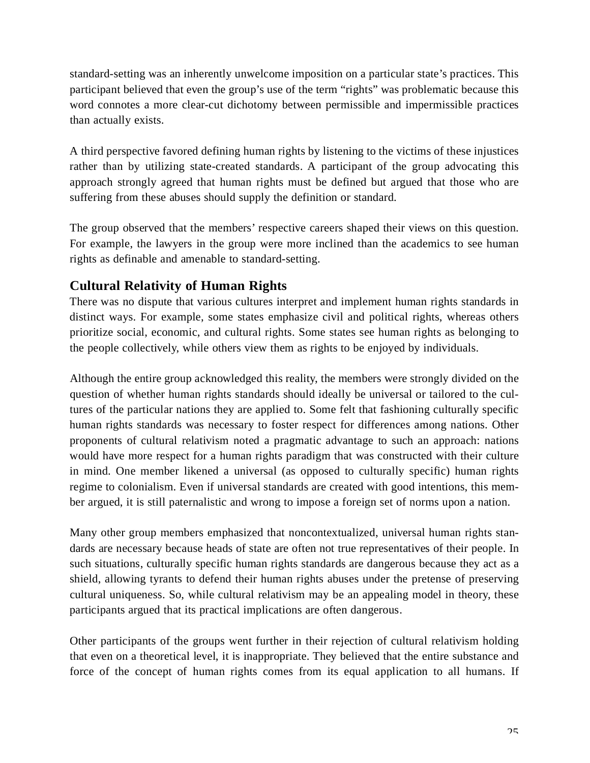standard-setting was an inherently unwelcome imposition on a particular state's practices. This participant believed that even the group's use of the term "rights" was problematic because this word connotes a more clear-cut dichotomy between permissible and impermissible practices than actually exists.

A third perspective favored defining human rights by listening to the victims of these injustices rather than by utilizing state-created standards. A participant of the group advocating this approach strongly agreed that human rights must be defined but argued that those who are suffering from these abuses should supply the definition or standard.

The group observed that the members' respective careers shaped their views on this question. For example, the lawyers in the group were more inclined than the academics to see human rights as definable and amenable to standard-setting.

## Cultural Relativity of Human Rights

There was no dispute that various cultures interpret and implement human rights standards in distinct ways. For example, some states emphasize civil and political rights, whereas others prioritize social, economic, and cultural rights. Some states see human rights as belonging to the people collectively, while others view them as rights to be enjoyed by individuals.

Although the entire group acknowledged this reality, the members were strongly divided on the question of whether human rights standards should ideally be universal or tailored to the cultures of the particular nations they are applied to. Some felt that fashioning culturally specific human rights standards was necessary to foster respect for differences among nations. Other proponents of cultural relativism noted a pragmatic advantage to such an approach: nations would have more respect for a human rights paradigm that was constructed with their culture in mind. One member likened a universal (as opposed to culturally specific) human rights regime to colonialism. Even if universal standards are created with good intentions, this member argued, it is still paternalistic and wrong to impose a foreign set of norms upon a nation.

Many other group members emphasized that noncontextualized, universal human rights standards are necessary because heads of state are often not true representatives of their people. In such situations, culturally specific human rights standards are dangerous because they act as a shield, allowing tyrants to defend their human rights abuses under the pretense of preserving cultural uniqueness. So, while cultural relativism may be an appealing model in theory, these participants argued that its practical implications are often dangerous.

Other participants of the groups went further in their rejection of cultural relativism holding that even on a theoretical level, it is inappropriate. They believed that the entire substance and force of the concept of human rights comes from its equal application to all humans. If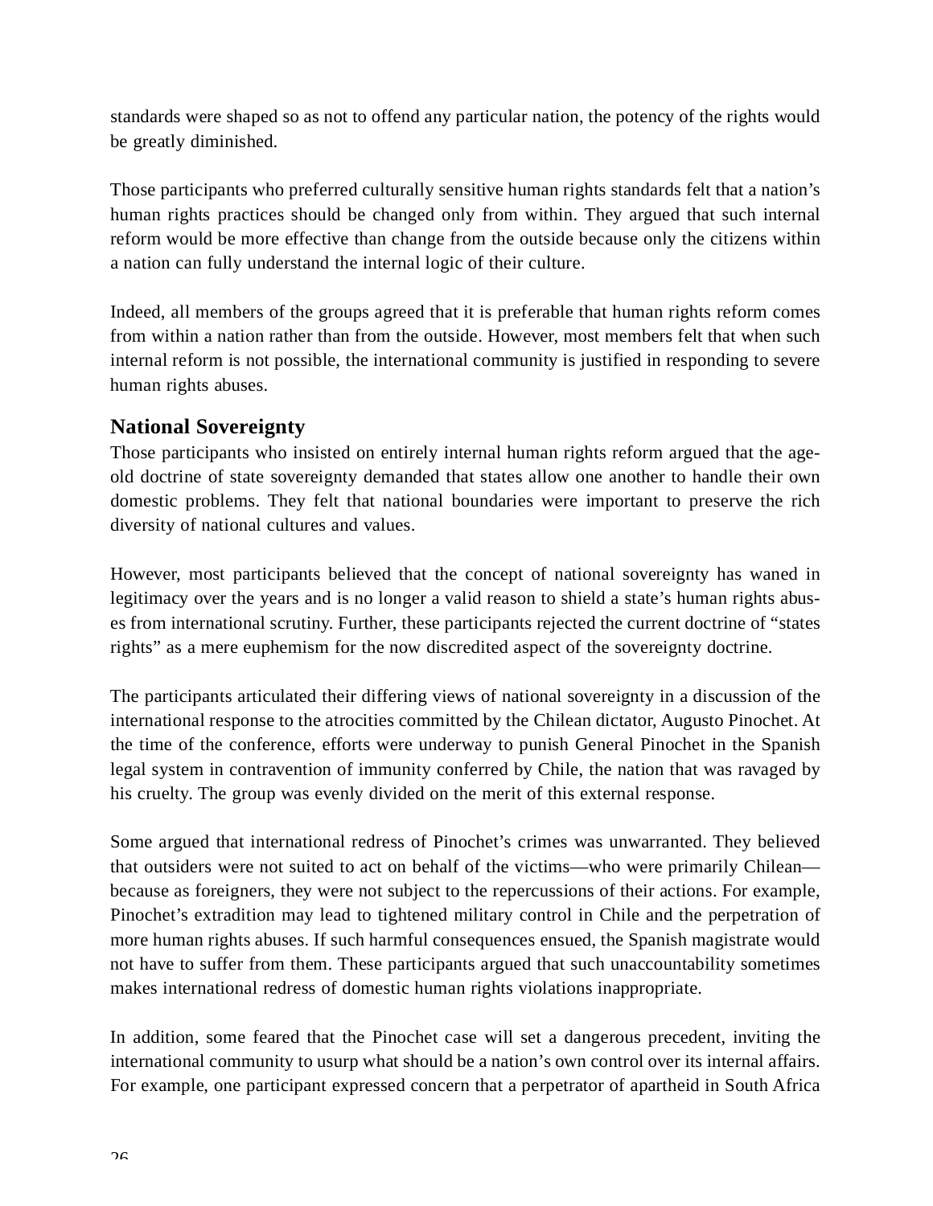standards were shaped so as not to offend any particular nation, the potency of the rights would be greatly diminished.

Those participants who preferred culturally sensitive human rights standards felt that a nation's human rights practices should be changed only from within. They argued that such internal reform would be more effective than change from the outside because only the citizens within a nation can fully understand the internal logic of their culture.

Indeed, all members of the groups agreed that it is preferable that human rights reform comes from within a nation rather than from the outside. However, most members felt that when such internal reform is not possible, the international community is justified in responding to severe human rights abuses.

### National Sovereignty

Those participants who insisted on entirely internal human rights reform argued that the age-old doctrine of state sovereignty demanded that states allow one another to handle their own domestic problems. They felt that national boundaries were important to preserve the rich diversity of national cultures and values.

However, most participants believed that the concept of national sovereignty has waned in legitimacy over the years and is no longer a valid reason to shield a state's human rights abuses from international scrutiny. Further, these participants rejected the current doctrine of "states rights" as a mere euphemism for the now discredited aspect of the sovereignty doctrine.

The participants articulated their differing views of national sovereignty in a discussion of the international response to the atrocities committed by the Chilean dictator, Augusto Pinochet. At the time of the conference, efforts were underway to punish General Pinochet in the Spanish legal system in contravention of immunity conferred by Chile, the nation that was ravaged by his cruelty. The group was evenly divided on the merit of this external response.

Some argued that international redress of Pinochet's crimes was unwarranted. They believed that outsiders were not suited to act on behalf of the victims—who were primarily Chilean—because as foreigners, they were not subject to the repercussions of their actions. For example, Pinochet's extradition may lead to tightened military control in Chile and the perpetration of more human rights abuses. If such harmful consequences ensued, the Spanish magistrate would not have to suffer from them. These participants argued that such unaccountability sometimes makes international redress of domestic human rights violations inappropriate.

In addition, some feared that the Pinochet case will set a dangerous precedent, inviting the international community to usurp what should be a nation's own control over its internal affairs. For example, one participant expressed concern that a perpetrator of apartheid in South Africa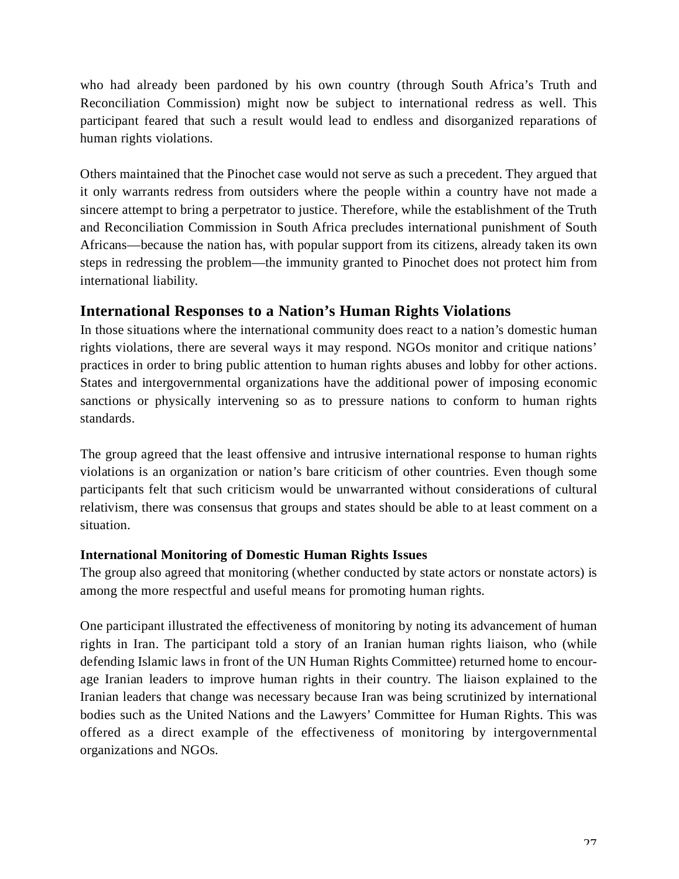who had already been pardoned by his own country (through South Africa's Truth and Reconciliation Commission) might now be subject to international redress as well. This participant feared that such a result would lead to endless and disorganized reparations of human rights violations.

Others maintained that the Pinochet case would not serve as such a precedent. They argued that it only warrants redress from outsiders where the people within a country have not made a sincere attempt to bring a perpetrator to justice. Therefore, while the establishment of the Truth and Reconciliation Commission in South Africa precludes international punishment of South Africans—because the nation has, with popular support from its citizens, already taken its own steps in redressing the problem—the immunity granted to Pinochet does not protect him from international liability.

## International Responses to a Nation's Human Rights Violations

In those situations where the international community does react to a nation's domestic human rights violations, there are several ways it may respond. NGOs monitor and critique nations' practices in order to bring public attention to human rights abuses and lobby for other actions. States and intergovernmental organizations have the additional power of imposing economic sanctions or physically intervening so as to pressure nations to conform to human rights standards.

The group agreed that the least offensive and intrusive international response to human rights violations is an organization or nation's bare criticism of other countries. Even though some participants felt that such criticism would be unwarranted without considerations of cultural relativism, there was consensus that groups and states should be able to at least comment on a situation.

### International Monitoring of Domestic Human Rights Issues

The group also agreed that monitoring (whether conducted by state actors or nonstate actors) is among the more respectful and useful means for promoting human rights.

One participant illustrated the effectiveness of monitoring by noting its advancement of human rights in Iran. The participant told a story of an Iranian human rights liaison, who (while defending Islamic laws in front of the UN Human Rights Committee) returned home to encourage Iranian leaders to improve human rights in their country. The liaison explained to the Iranian leaders that change was necessary because Iran was being scrutinized by international bodies such as the United Nations and the Lawyers' Committee for Human Rights. This was offered as a direct example of the effectiveness of monitoring by intergovernmental organizations and NGOs.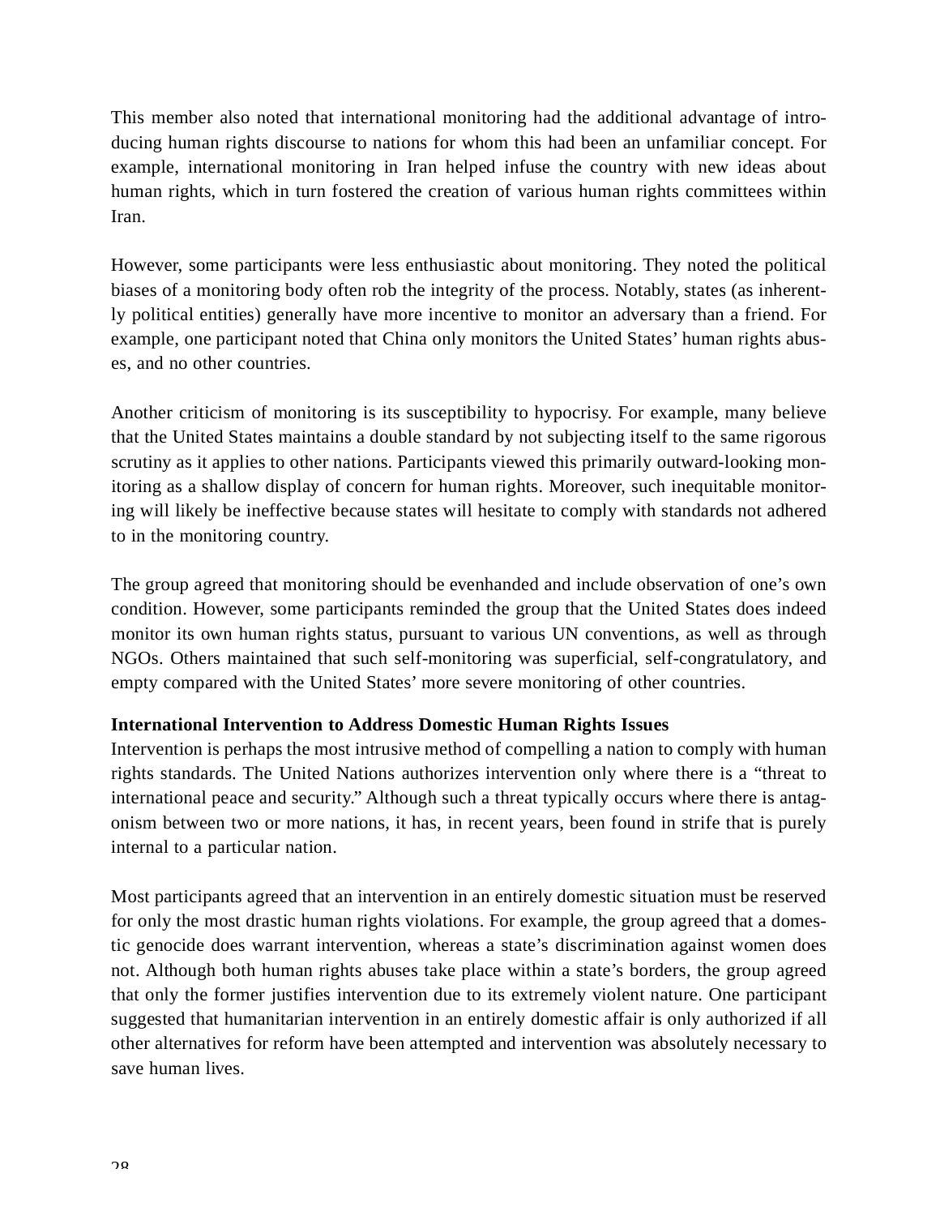This member also noted that international monitoring had the additional advantage of introducing human rights discourse to nations for whom this had been an unfamiliar concept. For example, international monitoring in Iran helped infuse the country with new ideas about human rights, which in turn fostered the creation of various human rights committees within Iran.

However, some participants were less enthusiastic about monitoring. They noted the political biases of a monitoring body often rob the integrity of the process. Notably, states (as inherently political entities) generally have more incentive to monitor an adversary than a friend. For example, one participant noted that China only monitors the United States' human rights abuses, and no other countries.

Another criticism of monitoring is its susceptibility to hypocrisy. For example, many believe that the United States maintains a double standard by not subjecting itself to the same rigorous scrutiny as it applies to other nations. Participants viewed this primarily outward-looking monitoring as a shallow display of concern for human rights. Moreover, such inequitable monitoring will likely be ineffective because states will hesitate to comply with standards not adhered to in the monitoring country.

The group agreed that monitoring should be evenhanded and include observation of one's own condition. However, some participants reminded the group that the United States does indeed monitor its own human rights status, pursuant to various UN conventions, as well as through NGOs. Others maintained that such self-monitoring was superficial, self-congratulatory, and empty compared with the United States' more severe monitoring of other countries.

**International Intervention to Address Domestic Human Rights Issues**

Intervention is perhaps the most intrusive method of compelling a nation to comply with human rights standards. The United Nations authorizes intervention only where there is a "threat to international peace and security." Although such a threat typically occurs where there is antagonism between two or more nations, it has, in recent years, been found in strife that is purely internal to a particular nation.

Most participants agreed that an intervention in an entirely domestic situation must be reserved for only the most drastic human rights violations. For example, the group agreed that a domestic genocide does warrant intervention, whereas a state's discrimination against women does not. Although both human rights abuses take place within a state's borders, the group agreed that only the former justifies intervention due to its extremely violent nature. One participant suggested that humanitarian intervention in an entirely domestic affair is only authorized if all other alternatives for reform have been attempted and intervention was absolutely necessary to save human lives.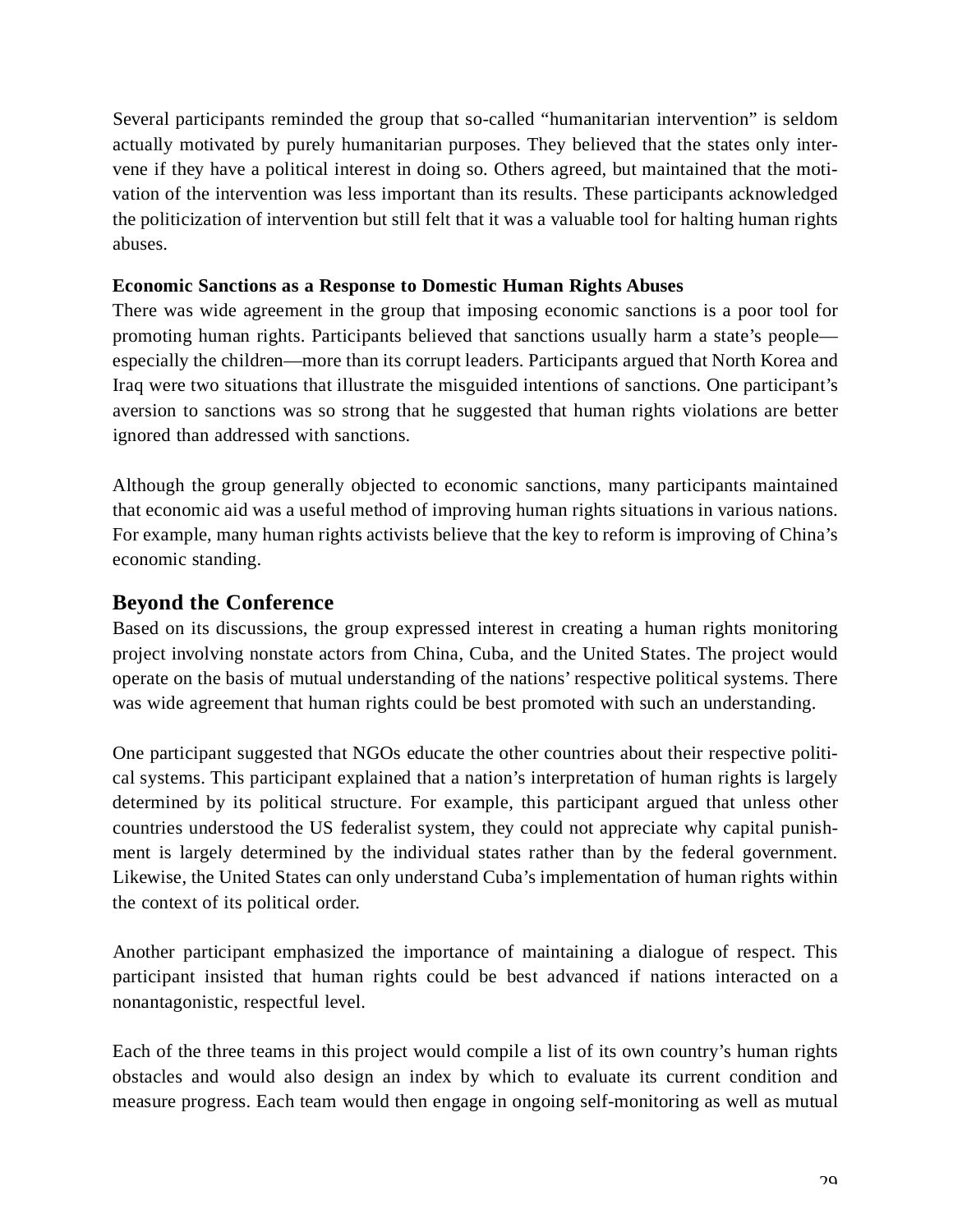Several participants reminded the group that so-called "humanitarian intervention" is seldom actually motivated by purely humanitarian purposes. They believed that the states only intervene if they have a political interest in doing so. Others agreed, but maintained that the motivation of the intervention was less important than its results. These participants acknowledged the politicization of intervention but still felt that it was a valuable tool for halting human rights abuses.

**Economic Sanctions as a Response to Domestic Human Rights Abuses**

There was wide agreement in the group that imposing economic sanctions is a poor tool for promoting human rights. Participants believed that sanctions usually harm a state's people—especially the children—more than its corrupt leaders. Participants argued that North Korea and Iraq were two situations that illustrate the misguided intentions of sanctions. One participant's aversion to sanctions was so strong that he suggested that human rights violations are better ignored than addressed with sanctions.

Although the group generally objected to economic sanctions, many participants maintained that economic aid was a useful method of improving human rights situations in various nations. For example, many human rights activists believe that the key to reform is improving of China's economic standing.

## Beyond the Conference

Based on its discussions, the group expressed interest in creating a human rights monitoring project involving nonstate actors from China, Cuba, and the United States. The project would operate on the basis of mutual understanding of the nations' respective political systems. There was wide agreement that human rights could be best promoted with such an understanding.

One participant suggested that NGOs educate the other countries about their respective political systems. This participant explained that a nation's interpretation of human rights is largely determined by its political structure. For example, this participant argued that unless other countries understood the US federalist system, they could not appreciate why capital punishment is largely determined by the individual states rather than by the federal government. Likewise, the United States can only understand Cuba's implementation of human rights within the context of its political order.

Another participant emphasized the importance of maintaining a dialogue of respect. This participant insisted that human rights could be best advanced if nations interacted on a nonantagonistic, respectful level.

Each of the three teams in this project would compile a list of its own country's human rights obstacles and would also design an index by which to evaluate its current condition and measure progress. Each team would then engage in ongoing self-monitoring as well as mutual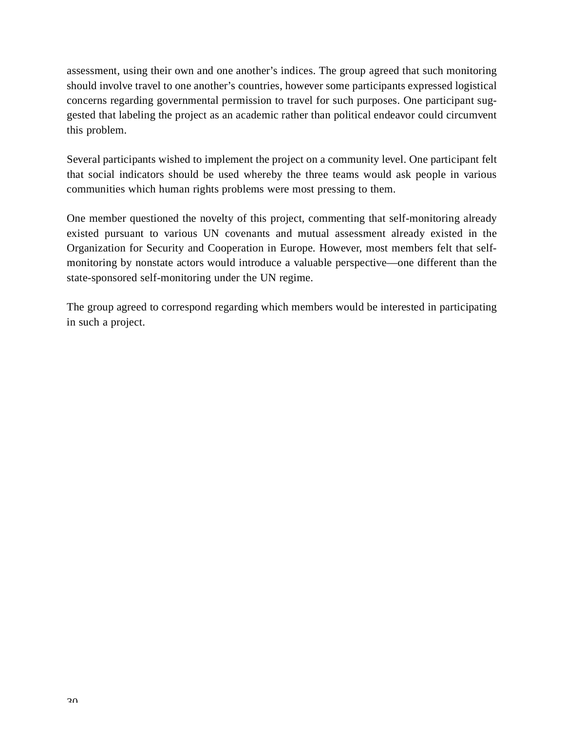assessment, using their own and one another's indices. The group agreed that such monitoring should involve travel to one another's countries, however some participants expressed logistical concerns regarding governmental permission to travel for such purposes. One participant suggested that labeling the project as an academic rather than political endeavor could circumvent this problem.

Several participants wished to implement the project on a community level. One participant felt that social indicators should be used whereby the three teams would ask people in various communities which human rights problems were most pressing to them.

One member questioned the novelty of this project, commenting that self-monitoring already existed pursuant to various UN covenants and mutual assessment already existed in the Organization for Security and Cooperation in Europe. However, most members felt that self-monitoring by nonstate actors would introduce a valuable perspective—one different than the state-sponsored self-monitoring under the UN regime.

The group agreed to correspond regarding which members would be interested in participating in such a project.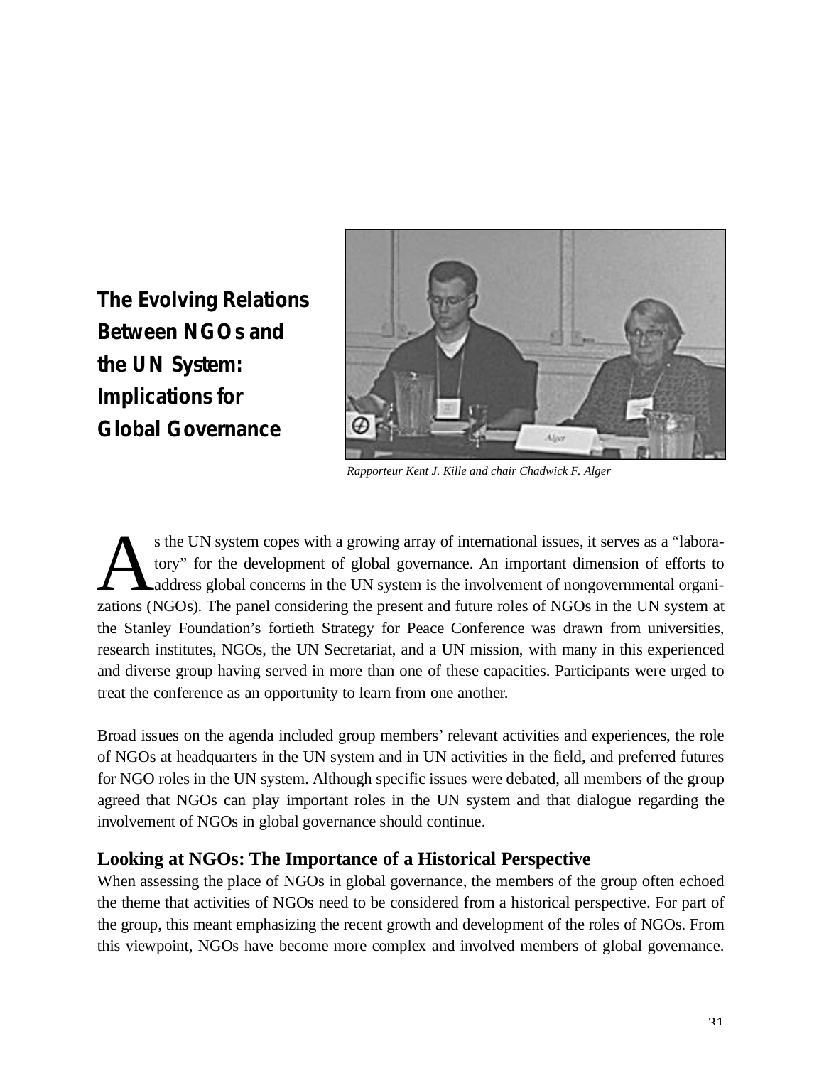# The Evolving Relations Between NGOs and the UN System: Implications for Global Governance

*Rapporteur Kent J. Kille and chair Chadwick F. Alger*

As the UN system copes with a growing array of international issues, it serves as a "laboratory" for the development of global governance. An important dimension of efforts to address global concerns in the UN system is the involvement of nongovernmental organizations (NGOs). The panel considering the present and future roles of NGOs in the UN system at the Stanley Foundation's fortieth Strategy for Peace Conference was drawn from universities, research institutes, NGOs, the UN Secretariat, and a UN mission, with many in this experienced and diverse group having served in more than one of these capacities. Participants were urged to treat the conference as an opportunity to learn from one another.

Broad issues on the agenda included group members' relevant activities and experiences, the role of NGOs at headquarters in the UN system and in UN activities in the field, and preferred futures for NGO roles in the UN system. Although specific issues were debated, all members of the group agreed that NGOs can play important roles in the UN system and that dialogue regarding the involvement of NGOs in global governance should continue.

## Looking at NGOs: The Importance of a Historical Perspective

When assessing the place of NGOs in global governance, the members of the group often echoed the theme that activities of NGOs need to be considered from a historical perspective. For part of the group, this meant emphasizing the recent growth and development of the roles of NGOs. From this viewpoint, NGOs have become more complex and involved members of global governance.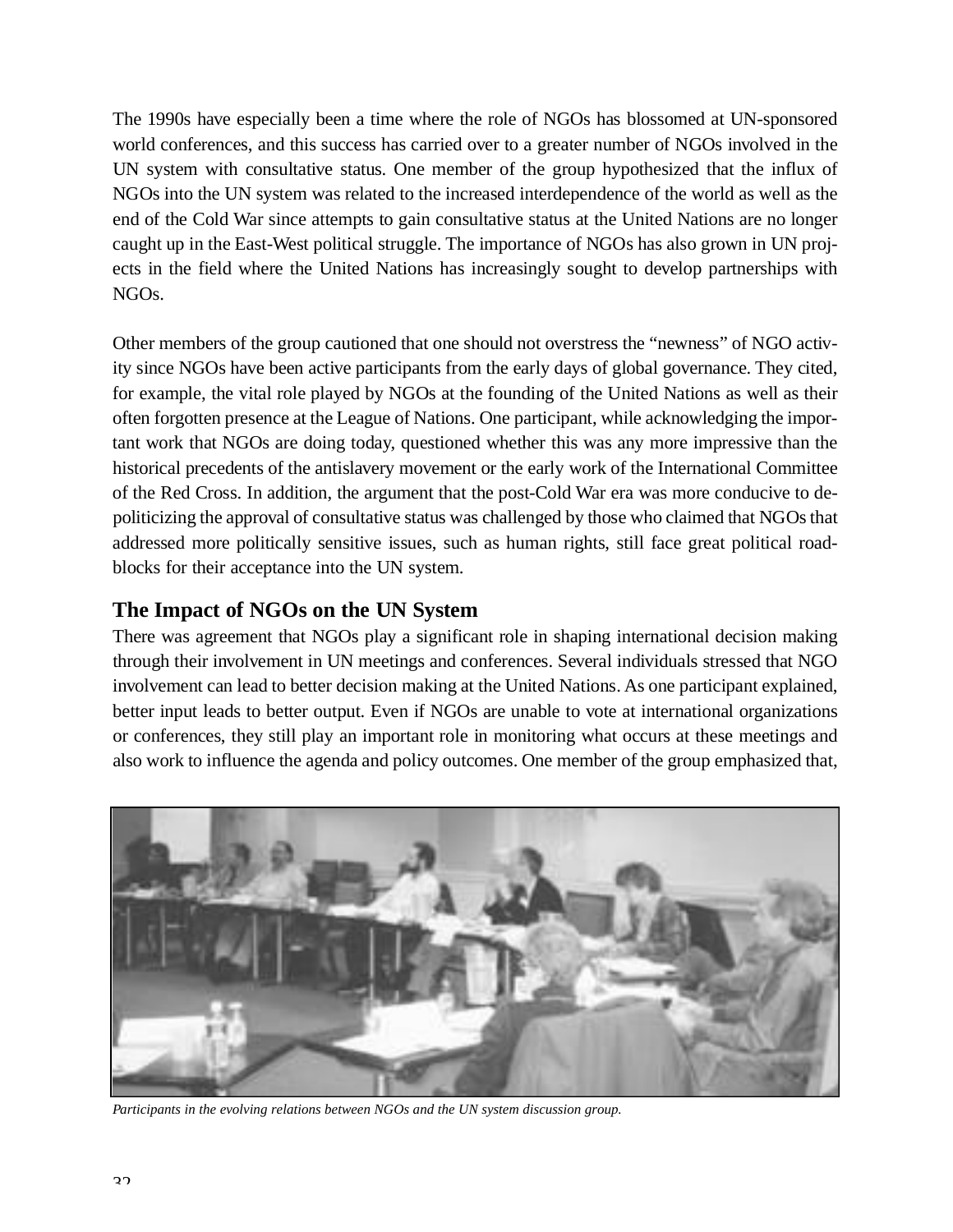The 1990s have especially been a time where the role of NGOs has blossomed at UN-sponsored world conferences, and this success has carried over to a greater number of NGOs involved in the UN system with consultative status. One member of the group hypothesized that the influx of NGOs into the UN system was related to the increased interdependence of the world as well as the end of the Cold War since attempts to gain consultative status at the United Nations are no longer caught up in the East-West political struggle. The importance of NGOs has also grown in UN projects in the field where the United Nations has increasingly sought to develop partnerships with NGOs.

Other members of the group cautioned that one should not overstress the "newness" of NGO activity since NGOs have been active participants from the early days of global governance. They cited, for example, the vital role played by NGOs at the founding of the United Nations as well as their often forgotten presence at the League of Nations. One participant, while acknowledging the important work that NGOs are doing today, questioned whether this was any more impressive than the historical precedents of the antislavery movement or the early work of the International Committee of the Red Cross. In addition, the argument that the post-Cold War era was more conducive to depoliticizing the approval of consultative status was challenged by those who claimed that NGOs that addressed more politically sensitive issues, such as human rights, still face great political roadblocks for their acceptance into the UN system.

## The Impact of NGOs on the UN System

There was agreement that NGOs play a significant role in shaping international decision making through their involvement in UN meetings and conferences. Several individuals stressed that NGO involvement can lead to better decision making at the United Nations. As one participant explained, better input leads to better output. Even if NGOs are unable to vote at international organizations or conferences, they still play an important role in monitoring what occurs at these meetings and also work to influence the agenda and policy outcomes. One member of the group emphasized that,

*Participants in the evolving relations between NGOs and the UN system discussion group.*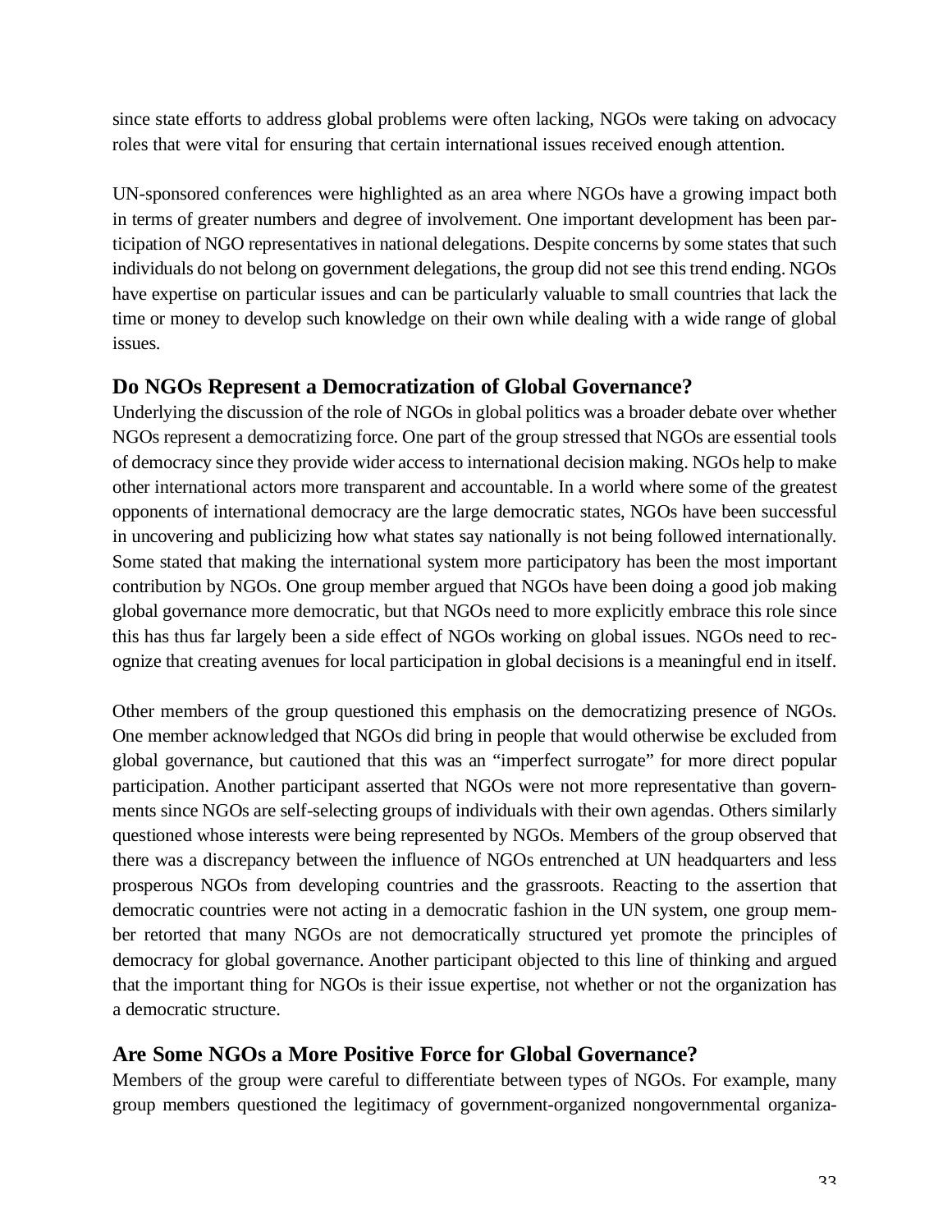since state efforts to address global problems were often lacking, NGOs were taking on advocacy roles that were vital for ensuring that certain international issues received enough attention.

UN-sponsored conferences were highlighted as an area where NGOs have a growing impact both in terms of greater numbers and degree of involvement. One important development has been participation of NGO representatives in national delegations. Despite concerns by some states that such individuals do not belong on government delegations, the group did not see this trend ending. NGOs have expertise on particular issues and can be particularly valuable to small countries that lack the time or money to develop such knowledge on their own while dealing with a wide range of global issues.

## Do NGOs Represent a Democratization of Global Governance?

Underlying the discussion of the role of NGOs in global politics was a broader debate over whether NGOs represent a democratizing force. One part of the group stressed that NGOs are essential tools of democracy since they provide wider access to international decision making. NGOs help to make other international actors more transparent and accountable. In a world where some of the greatest opponents of international democracy are the large democratic states, NGOs have been successful in uncovering and publicizing how what states say nationally is not being followed internationally. Some stated that making the international system more participatory has been the most important contribution by NGOs. One group member argued that NGOs have been doing a good job making global governance more democratic, but that NGOs need to more explicitly embrace this role since this has thus far largely been a side effect of NGOs working on global issues. NGOs need to recognize that creating avenues for local participation in global decisions is a meaningful end in itself.

Other members of the group questioned this emphasis on the democratizing presence of NGOs. One member acknowledged that NGOs did bring in people that would otherwise be excluded from global governance, but cautioned that this was an "imperfect surrogate" for more direct popular participation. Another participant asserted that NGOs were not more representative than governments since NGOs are self-selecting groups of individuals with their own agendas. Others similarly questioned whose interests were being represented by NGOs. Members of the group observed that there was a discrepancy between the influence of NGOs entrenched at UN headquarters and less prosperous NGOs from developing countries and the grassroots. Reacting to the assertion that democratic countries were not acting in a democratic fashion in the UN system, one group member retorted that many NGOs are not democratically structured yet promote the principles of democracy for global governance. Another participant objected to this line of thinking and argued that the important thing for NGOs is their issue expertise, not whether or not the organization has a democratic structure.

## Are Some NGOs a More Positive Force for Global Governance?

Members of the group were careful to differentiate between types of NGOs. For example, many group members questioned the legitimacy of government-organized nongovernmental organiza-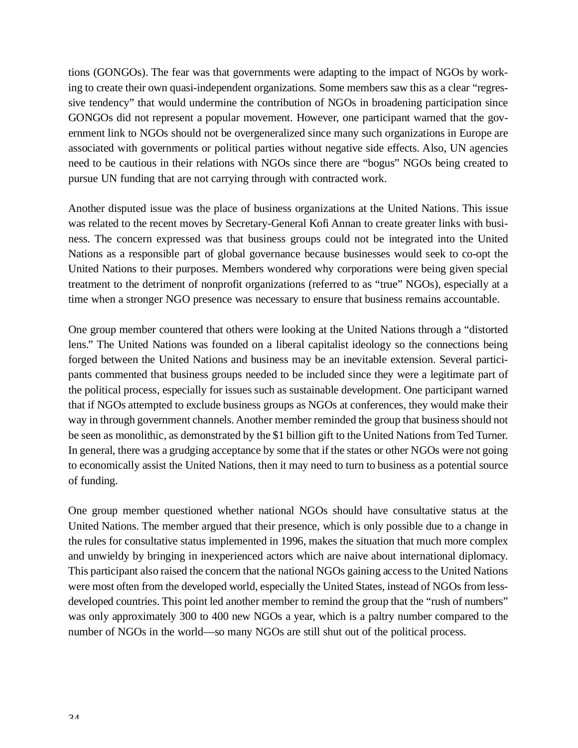tions (GONGOs). The fear was that governments were adapting to the impact of NGOs by working to create their own quasi-independent organizations. Some members saw this as a clear "regressive tendency" that would undermine the contribution of NGOs in broadening participation since GONGOs did not represent a popular movement. However, one participant warned that the government link to NGOs should not be overgeneralized since many such organizations in Europe are associated with governments or political parties without negative side effects. Also, UN agencies need to be cautious in their relations with NGOs since there are "bogus" NGOs being created to pursue UN funding that are not carrying through with contracted work.

Another disputed issue was the place of business organizations at the United Nations. This issue was related to the recent moves by Secretary-General Kofi Annan to create greater links with business. The concern expressed was that business groups could not be integrated into the United Nations as a responsible part of global governance because businesses would seek to co-opt the United Nations to their purposes. Members wondered why corporations were being given special treatment to the detriment of nonprofit organizations (referred to as "true" NGOs), especially at a time when a stronger NGO presence was necessary to ensure that business remains accountable.

One group member countered that others were looking at the United Nations through a "distorted lens." The United Nations was founded on a liberal capitalist ideology so the connections being forged between the United Nations and business may be an inevitable extension. Several participants commented that business groups needed to be included since they were a legitimate part of the political process, especially for issues such as sustainable development. One participant warned that if NGOs attempted to exclude business groups as NGOs at conferences, they would make their way in through government channels. Another member reminded the group that business should not be seen as monolithic, as demonstrated by the $1 billion gift to the United Nations from Ted Turner. In general, there was a grudging acceptance by some that if the states or other NGOs were not going to economically assist the United Nations, then it may need to turn to business as a potential source of funding.

One group member questioned whether national NGOs should have consultative status at the United Nations. The member argued that their presence, which is only possible due to a change in the rules for consultative status implemented in 1996, makes the situation that much more complex and unwieldy by bringing in inexperienced actors which are naive about international diplomacy. This participant also raised the concern that the national NGOs gaining access to the United Nations were most often from the developed world, especially the United States, instead of NGOs from less-developed countries. This point led another member to remind the group that the "rush of numbers" was only approximately 300 to 400 new NGOs a year, which is a paltry number compared to the number of NGOs in the world—so many NGOs are still shut out of the political process.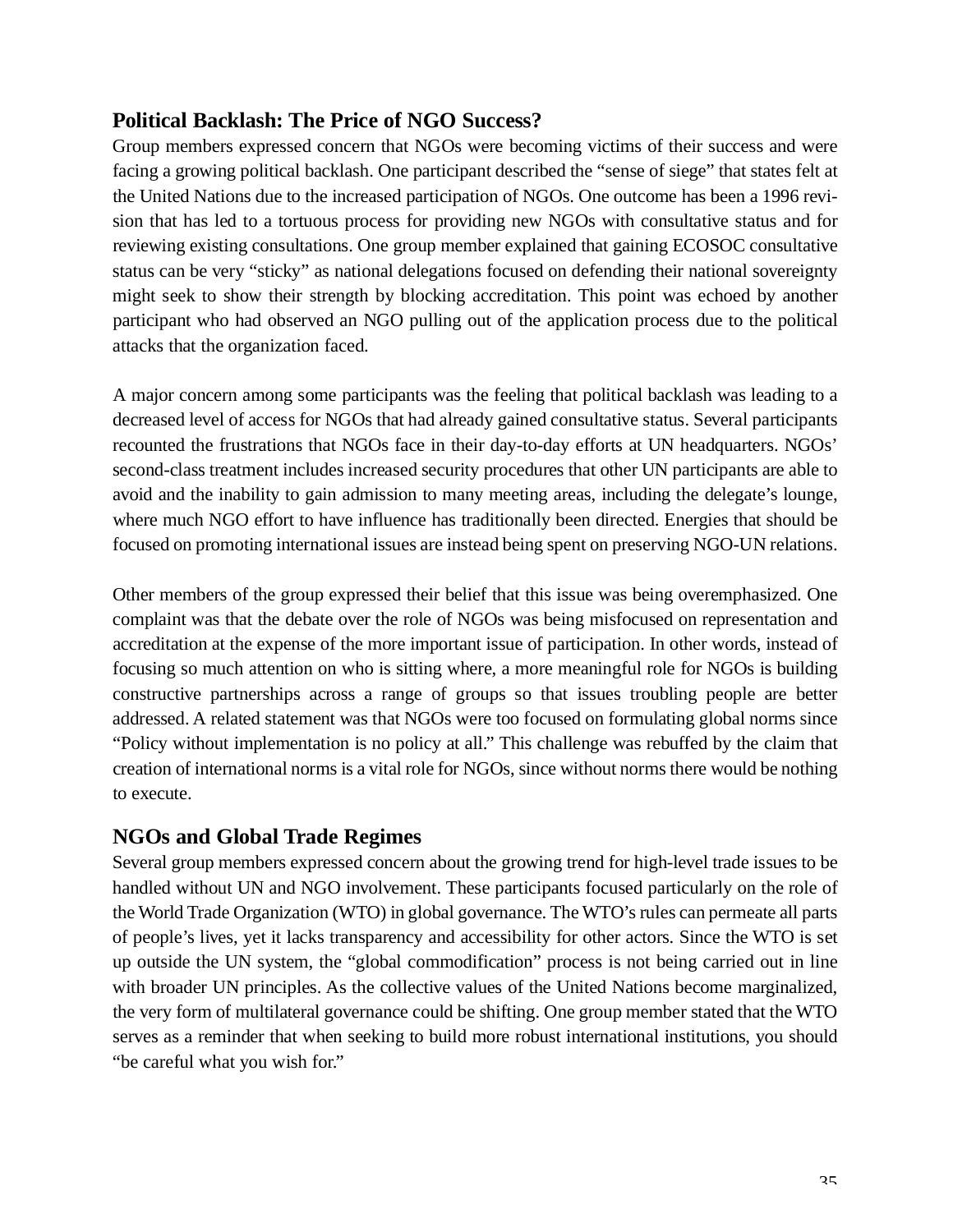## Political Backlash: The Price of NGO Success?

Group members expressed concern that NGOs were becoming victims of their success and were facing a growing political backlash. One participant described the "sense of siege" that states felt at the United Nations due to the increased participation of NGOs. One outcome has been a 1996 revision that has led to a tortuous process for providing new NGOs with consultative status and for reviewing existing consultations. One group member explained that gaining ECOSOC consultative status can be very "sticky" as national delegations focused on defending their national sovereignty might seek to show their strength by blocking accreditation. This point was echoed by another participant who had observed an NGO pulling out of the application process due to the political attacks that the organization faced.

A major concern among some participants was the feeling that political backlash was leading to a decreased level of access for NGOs that had already gained consultative status. Several participants recounted the frustrations that NGOs face in their day-to-day efforts at UN headquarters. NGOs' second-class treatment includes increased security procedures that other UN participants are able to avoid and the inability to gain admission to many meeting areas, including the delegate's lounge, where much NGO effort to have influence has traditionally been directed. Energies that should be focused on promoting international issues are instead being spent on preserving NGO-UN relations.

Other members of the group expressed their belief that this issue was being overemphasized. One complaint was that the debate over the role of NGOs was being misfocused on representation and accreditation at the expense of the more important issue of participation. In other words, instead of focusing so much attention on who is sitting where, a more meaningful role for NGOs is building constructive partnerships across a range of groups so that issues troubling people are better addressed. A related statement was that NGOs were too focused on formulating global norms since "Policy without implementation is no policy at all." This challenge was rebuffed by the claim that creation of international norms is a vital role for NGOs, since without norms there would be nothing to execute.

## NGOs and Global Trade Regimes

Several group members expressed concern about the growing trend for high-level trade issues to be handled without UN and NGO involvement. These participants focused particularly on the role of the World Trade Organization (WTO) in global governance. The WTO's rules can permeate all parts of people's lives, yet it lacks transparency and accessibility for other actors. Since the WTO is set up outside the UN system, the "global commodification" process is not being carried out in line with broader UN principles. As the collective values of the United Nations become marginalized, the very form of multilateral governance could be shifting. One group member stated that the WTO serves as a reminder that when seeking to build more robust international institutions, you should "be careful what you wish for."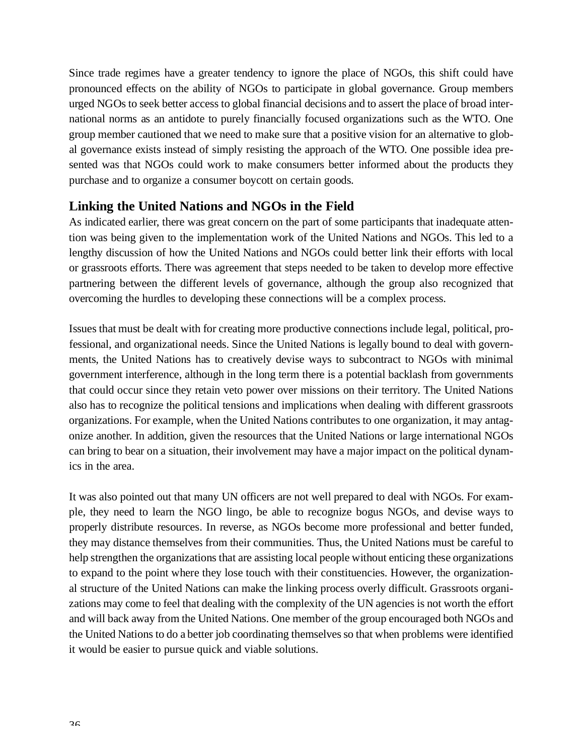Since trade regimes have a greater tendency to ignore the place of NGOs, this shift could have pronounced effects on the ability of NGOs to participate in global governance. Group members urged NGOs to seek better access to global financial decisions and to assert the place of broad international norms as an antidote to purely financially focused organizations such as the WTO. One group member cautioned that we need to make sure that a positive vision for an alternative to global governance exists instead of simply resisting the approach of the WTO. One possible idea presented was that NGOs could work to make consumers better informed about the products they purchase and to organize a consumer boycott on certain goods.

## Linking the United Nations and NGOs in the Field

As indicated earlier, there was great concern on the part of some participants that inadequate attention was being given to the implementation work of the United Nations and NGOs. This led to a lengthy discussion of how the United Nations and NGOs could better link their efforts with local or grassroots efforts. There was agreement that steps needed to be taken to develop more effective partnering between the different levels of governance, although the group also recognized that overcoming the hurdles to developing these connections will be a complex process.

Issues that must be dealt with for creating more productive connections include legal, political, professional, and organizational needs. Since the United Nations is legally bound to deal with governments, the United Nations has to creatively devise ways to subcontract to NGOs with minimal government interference, although in the long term there is a potential backlash from governments that could occur since they retain veto power over missions on their territory. The United Nations also has to recognize the political tensions and implications when dealing with different grassroots organizations. For example, when the United Nations contributes to one organization, it may antagonize another. In addition, given the resources that the United Nations or large international NGOs can bring to bear on a situation, their involvement may have a major impact on the political dynamics in the area.

It was also pointed out that many UN officers are not well prepared to deal with NGOs. For example, they need to learn the NGO lingo, be able to recognize bogus NGOs, and devise ways to properly distribute resources. In reverse, as NGOs become more professional and better funded, they may distance themselves from their communities. Thus, the United Nations must be careful to help strengthen the organizations that are assisting local people without enticing these organizations to expand to the point where they lose touch with their constituencies. However, the organizational structure of the United Nations can make the linking process overly difficult. Grassroots organizations may come to feel that dealing with the complexity of the UN agencies is not worth the effort and will back away from the United Nations. One member of the group encouraged both NGOs and the United Nations to do a better job coordinating themselves so that when problems were identified it would be easier to pursue quick and viable solutions.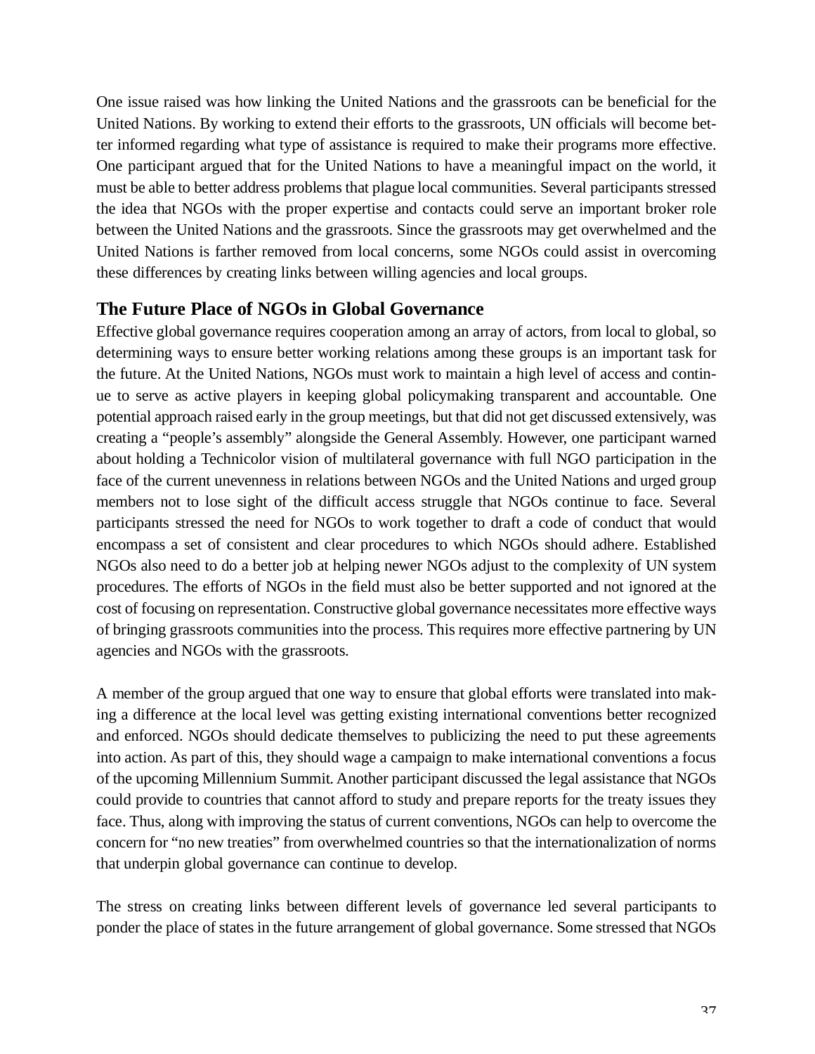One issue raised was how linking the United Nations and the grassroots can be beneficial for the United Nations. By working to extend their efforts to the grassroots, UN officials will become better informed regarding what type of assistance is required to make their programs more effective. One participant argued that for the United Nations to have a meaningful impact on the world, it must be able to better address problems that plague local communities. Several participants stressed the idea that NGOs with the proper expertise and contacts could serve an important broker role between the United Nations and the grassroots. Since the grassroots may get overwhelmed and the United Nations is farther removed from local concerns, some NGOs could assist in overcoming these differences by creating links between willing agencies and local groups.

## The Future Place of NGOs in Global Governance

Effective global governance requires cooperation among an array of actors, from local to global, so determining ways to ensure better working relations among these groups is an important task for the future. At the United Nations, NGOs must work to maintain a high level of access and continue to serve as active players in keeping global policymaking transparent and accountable. One potential approach raised early in the group meetings, but that did not get discussed extensively, was creating a "people's assembly" alongside the General Assembly. However, one participant warned about holding a Technicolor vision of multilateral governance with full NGO participation in the face of the current unevenness in relations between NGOs and the United Nations and urged group members not to lose sight of the difficult access struggle that NGOs continue to face. Several participants stressed the need for NGOs to work together to draft a code of conduct that would encompass a set of consistent and clear procedures to which NGOs should adhere. Established NGOs also need to do a better job at helping newer NGOs adjust to the complexity of UN system procedures. The efforts of NGOs in the field must also be better supported and not ignored at the cost of focusing on representation. Constructive global governance necessitates more effective ways of bringing grassroots communities into the process. This requires more effective partnering by UN agencies and NGOs with the grassroots.

A member of the group argued that one way to ensure that global efforts were translated into making a difference at the local level was getting existing international conventions better recognized and enforced. NGOs should dedicate themselves to publicizing the need to put these agreements into action. As part of this, they should wage a campaign to make international conventions a focus of the upcoming Millennium Summit. Another participant discussed the legal assistance that NGOs could provide to countries that cannot afford to study and prepare reports for the treaty issues they face. Thus, along with improving the status of current conventions, NGOs can help to overcome the concern for "no new treaties" from overwhelmed countries so that the internationalization of norms that underpin global governance can continue to develop.

The stress on creating links between different levels of governance led several participants to ponder the place of states in the future arrangement of global governance. Some stressed that NGOs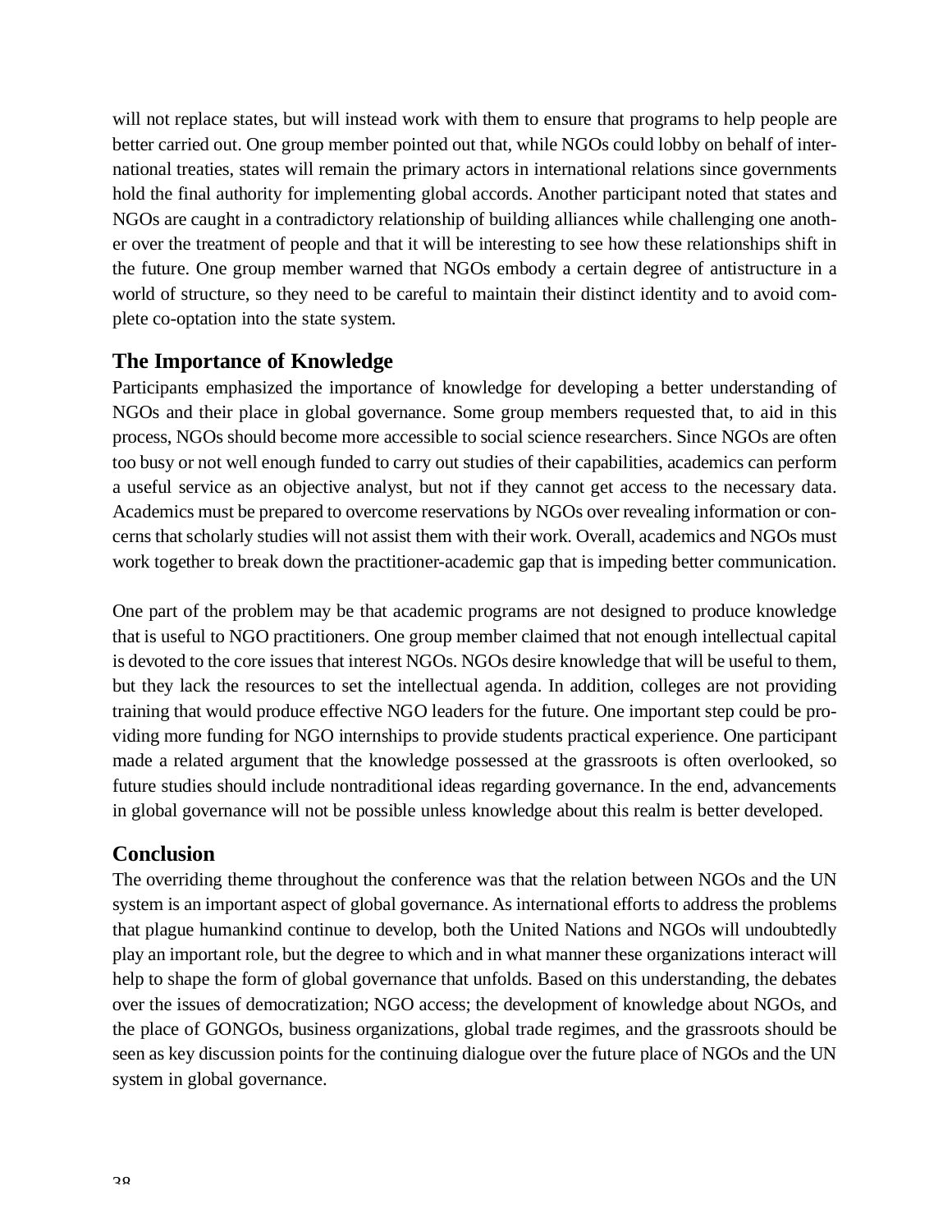will not replace states, but will instead work with them to ensure that programs to help people are better carried out. One group member pointed out that, while NGOs could lobby on behalf of international treaties, states will remain the primary actors in international relations since governments hold the final authority for implementing global accords. Another participant noted that states and NGOs are caught in a contradictory relationship of building alliances while challenging one another over the treatment of people and that it will be interesting to see how these relationships shift in the future. One group member warned that NGOs embody a certain degree of antistructure in a world of structure, so they need to be careful to maintain their distinct identity and to avoid complete co-optation into the state system.

## The Importance of Knowledge

Participants emphasized the importance of knowledge for developing a better understanding of NGOs and their place in global governance. Some group members requested that, to aid in this process, NGOs should become more accessible to social science researchers. Since NGOs are often too busy or not well enough funded to carry out studies of their capabilities, academics can perform a useful service as an objective analyst, but not if they cannot get access to the necessary data. Academics must be prepared to overcome reservations by NGOs over revealing information or concerns that scholarly studies will not assist them with their work. Overall, academics and NGOs must work together to break down the practitioner-academic gap that is impeding better communication.

One part of the problem may be that academic programs are not designed to produce knowledge that is useful to NGO practitioners. One group member claimed that not enough intellectual capital is devoted to the core issues that interest NGOs. NGOs desire knowledge that will be useful to them, but they lack the resources to set the intellectual agenda. In addition, colleges are not providing training that would produce effective NGO leaders for the future. One important step could be providing more funding for NGO internships to provide students practical experience. One participant made a related argument that the knowledge possessed at the grassroots is often overlooked, so future studies should include nontraditional ideas regarding governance. In the end, advancements in global governance will not be possible unless knowledge about this realm is better developed.

## Conclusion

The overriding theme throughout the conference was that the relation between NGOs and the UN system is an important aspect of global governance. As international efforts to address the problems that plague humankind continue to develop, both the United Nations and NGOs will undoubtedly play an important role, but the degree to which and in what manner these organizations interact will help to shape the form of global governance that unfolds. Based on this understanding, the debates over the issues of democratization; NGO access; the development of knowledge about NGOs, and the place of GONGOs, business organizations, global trade regimes, and the grassroots should be seen as key discussion points for the continuing dialogue over the future place of NGOs and the UN system in global governance.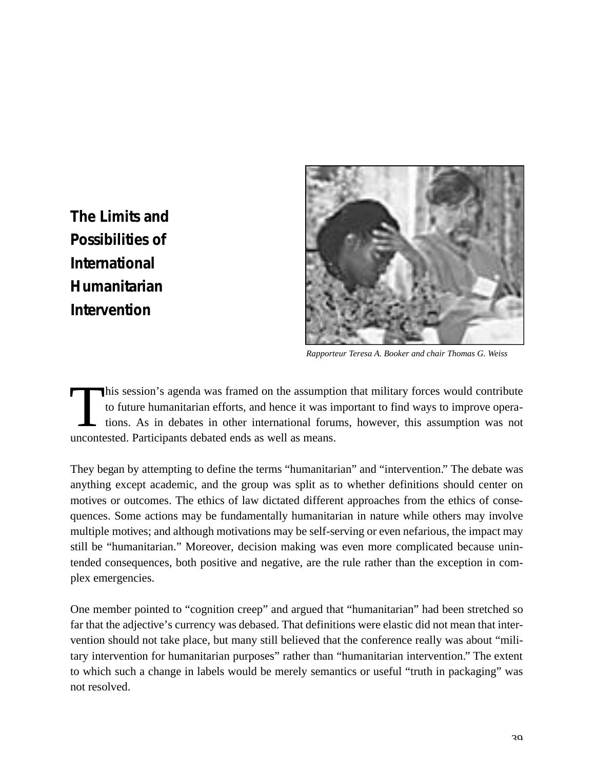# The Limits and Possibilities of International Humanitarian Intervention

*Rapporteur Teresa A. Booker and chair Thomas G. Weiss*

This session's agenda was framed on the assumption that military forces would contribute to future humanitarian efforts, and hence it was important to find ways to improve operations. As in debates in other international forums, however, this assumption was not uncontested. Participants debated ends as well as means.

They began by attempting to define the terms "humanitarian" and "intervention." The debate was anything except academic, and the group was split as to whether definitions should center on motives or outcomes. The ethics of law dictated different approaches from the ethics of consequences. Some actions may be fundamentally humanitarian in nature while others may involve multiple motives; and although motivations may be self-serving or even nefarious, the impact may still be "humanitarian." Moreover, decision making was even more complicated because unintended consequences, both positive and negative, are the rule rather than the exception in complex emergencies.

One member pointed to "cognition creep" and argued that "humanitarian" had been stretched so far that the adjective's currency was debased. That definitions were elastic did not mean that intervention should not take place, but many still believed that the conference really was about "military intervention for humanitarian purposes" rather than "humanitarian intervention." The extent to which such a change in labels would be merely semantics or useful "truth in packaging" was not resolved.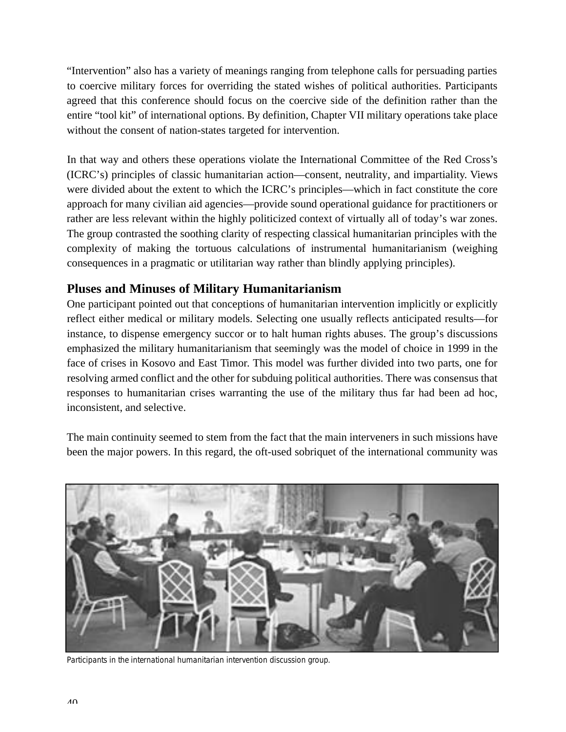“Intervention” also has a variety of meanings ranging from telephone calls for persuading parties to coercive military forces for overriding the stated wishes of political authorities. Participants agreed that this conference should focus on the coercive side of the definition rather than the entire “tool kit” of international options. By definition, Chapter VII military operations take place without the consent of nation-states targeted for intervention.

In that way and others these operations violate the International Committee of the Red Cross’s (ICRC’s) principles of classic humanitarian action—consent, neutrality, and impartiality. Views were divided about the extent to which the ICRC’s principles—which in fact constitute the core approach for many civilian aid agencies—provide sound operational guidance for practitioners or rather are less relevant within the highly politicized context of virtually all of today’s war zones. The group contrasted the soothing clarity of respecting classical humanitarian principles with the complexity of making the tortuous calculations of instrumental humanitarianism (weighing consequences in a pragmatic or utilitarian way rather than blindly applying principles).

## Pluses and Minuses of Military Humanitarianism

One participant pointed out that conceptions of humanitarian intervention implicitly or explicitly reflect either medical or military models. Selecting one usually reflects anticipated results—for instance, to dispense emergency succor or to halt human rights abuses. The group’s discussions emphasized the military humanitarianism that seemingly was the model of choice in 1999 in the face of crises in Kosovo and East Timor. This model was further divided into two parts, one for resolving armed conflict and the other for subduing political authorities. There was consensus that responses to humanitarian crises warranting the use of the military thus far had been ad hoc, inconsistent, and selective.

The main continuity seemed to stem from the fact that the main interveners in such missions have been the major powers. In this regard, the oft-used sobriquet of the international community was

*Participants in the international humanitarian intervention discussion group.*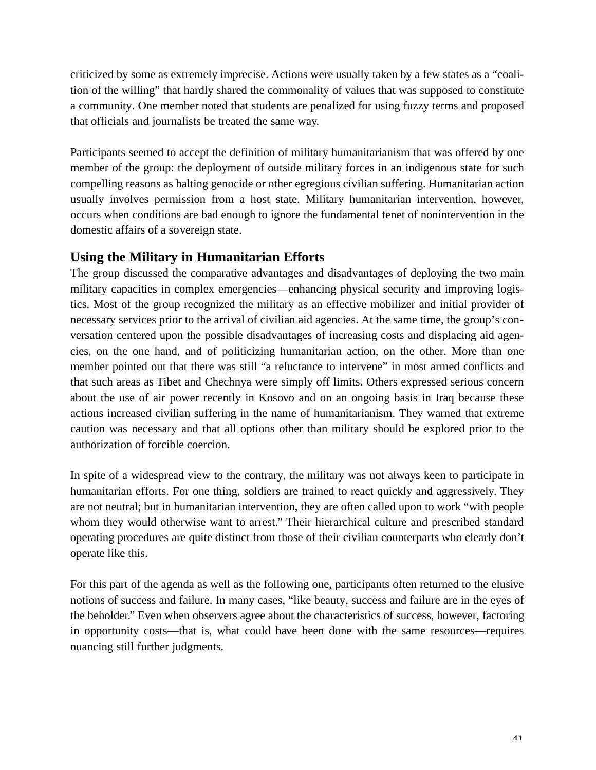criticized by some as extremely imprecise. Actions were usually taken by a few states as a "coalition of the willing" that hardly shared the commonality of values that was supposed to constitute a community. One member noted that students are penalized for using fuzzy terms and proposed that officials and journalists be treated the same way.

Participants seemed to accept the definition of military humanitarianism that was offered by one member of the group: the deployment of outside military forces in an indigenous state for such compelling reasons as halting genocide or other egregious civilian suffering. Humanitarian action usually involves permission from a host state. Military humanitarian intervention, however, occurs when conditions are bad enough to ignore the fundamental tenet of nonintervention in the domestic affairs of a sovereign state.

## Using the Military in Humanitarian Efforts

The group discussed the comparative advantages and disadvantages of deploying the two main military capacities in complex emergencies—enhancing physical security and improving logistics. Most of the group recognized the military as an effective mobilizer and initial provider of necessary services prior to the arrival of civilian aid agencies. At the same time, the group's conversation centered upon the possible disadvantages of increasing costs and displacing aid agencies, on the one hand, and of politicizing humanitarian action, on the other. More than one member pointed out that there was still "a reluctance to intervene" in most armed conflicts and that such areas as Tibet and Chechnya were simply off limits. Others expressed serious concern about the use of air power recently in Kosovo and on an ongoing basis in Iraq because these actions increased civilian suffering in the name of humanitarianism. They warned that extreme caution was necessary and that all options other than military should be explored prior to the authorization of forcible coercion.

In spite of a widespread view to the contrary, the military was not always keen to participate in humanitarian efforts. For one thing, soldiers are trained to react quickly and aggressively. They are not neutral; but in humanitarian intervention, they are often called upon to work "with people whom they would otherwise want to arrest." Their hierarchical culture and prescribed standard operating procedures are quite distinct from those of their civilian counterparts who clearly don't operate like this.

For this part of the agenda as well as the following one, participants often returned to the elusive notions of success and failure. In many cases, "like beauty, success and failure are in the eyes of the beholder." Even when observers agree about the characteristics of success, however, factoring in opportunity costs—that is, what could have been done with the same resources—requires nuancing still further judgments.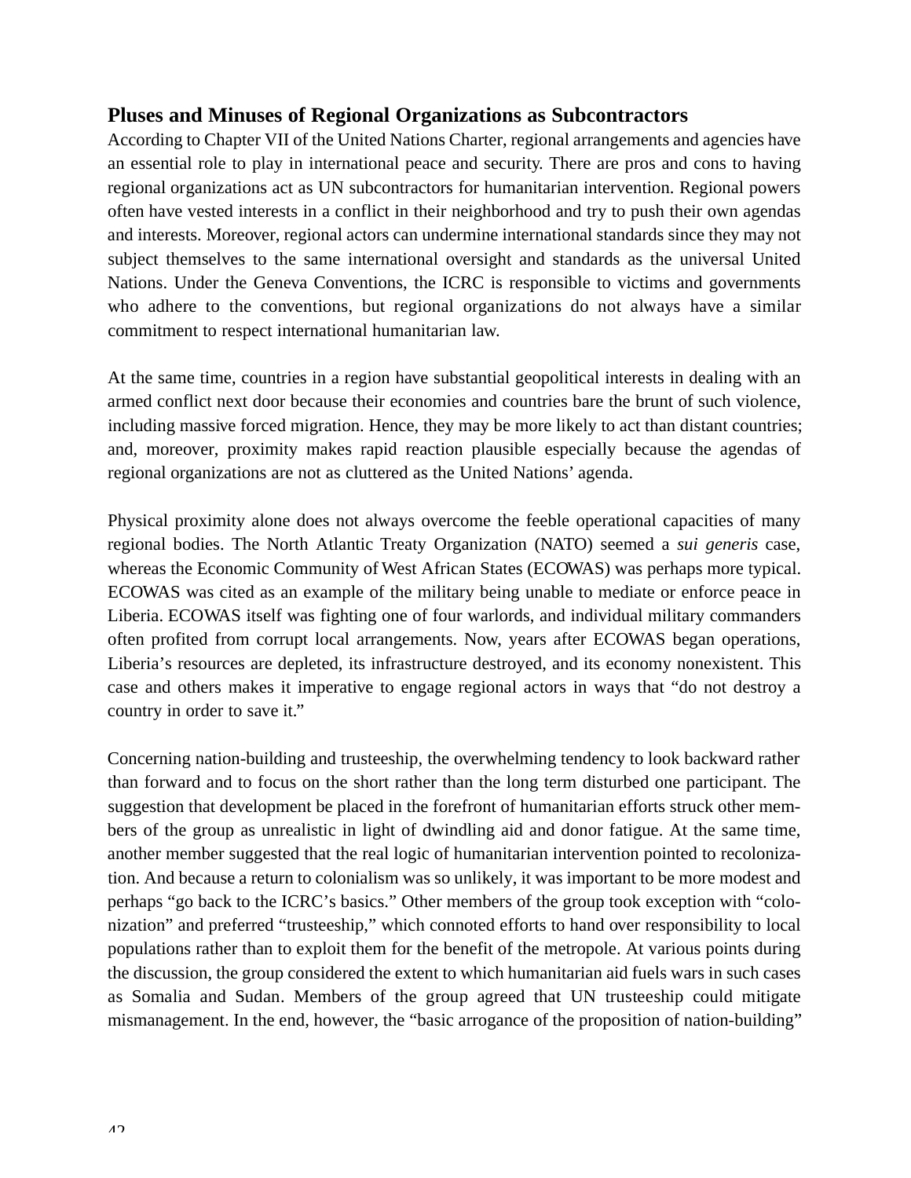## Pluses and Minuses of Regional Organizations as Subcontractors

According to Chapter VII of the United Nations Charter, regional arrangements and agencies have an essential role to play in international peace and security. There are pros and cons to having regional organizations act as UN subcontractors for humanitarian intervention. Regional powers often have vested interests in a conflict in their neighborhood and try to push their own agendas and interests. Moreover, regional actors can undermine international standards since they may not subject themselves to the same international oversight and standards as the universal United Nations. Under the Geneva Conventions, the ICRC is responsible to victims and governments who adhere to the conventions, but regional organizations do not always have a similar commitment to respect international humanitarian law.

At the same time, countries in a region have substantial geopolitical interests in dealing with an armed conflict next door because their economies and countries bare the brunt of such violence, including massive forced migration. Hence, they may be more likely to act than distant countries; and, moreover, proximity makes rapid reaction plausible especially because the agendas of regional organizations are not as cluttered as the United Nations' agenda.

Physical proximity alone does not always overcome the feeble operational capacities of many regional bodies. The North Atlantic Treaty Organization (NATO) seemed a *sui generis* case, whereas the Economic Community of West African States (ECOWAS) was perhaps more typical. ECOWAS was cited as an example of the military being unable to mediate or enforce peace in Liberia. ECOWAS itself was fighting one of four warlords, and individual military commanders often profited from corrupt local arrangements. Now, years after ECOWAS began operations, Liberia's resources are depleted, its infrastructure destroyed, and its economy nonexistent. This case and others makes it imperative to engage regional actors in ways that "do not destroy a country in order to save it."

Concerning nation-building and trusteeship, the overwhelming tendency to look backward rather than forward and to focus on the short rather than the long term disturbed one participant. The suggestion that development be placed in the forefront of humanitarian efforts struck other members of the group as unrealistic in light of dwindling aid and donor fatigue. At the same time, another member suggested that the real logic of humanitarian intervention pointed to recolonization. And because a return to colonialism was so unlikely, it was important to be more modest and perhaps "go back to the ICRC's basics." Other members of the group took exception with "colonization" and preferred "trusteeship," which connoted efforts to hand over responsibility to local populations rather than to exploit them for the benefit of the metropole. At various points during the discussion, the group considered the extent to which humanitarian aid fuels wars in such cases as Somalia and Sudan. Members of the group agreed that UN trusteeship could mitigate mismanagement. In the end, however, the "basic arrogance of the proposition of nation-building"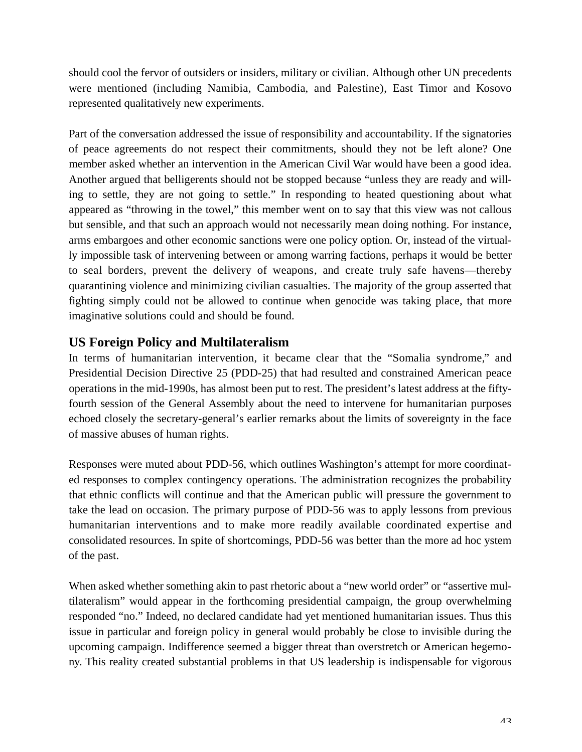should cool the fervor of outsiders or insiders, military or civilian. Although other UN precedents were mentioned (including Namibia, Cambodia, and Palestine), East Timor and Kosovo represented qualitatively new experiments.

Part of the conversation addressed the issue of responsibility and accountability. If the signatories of peace agreements do not respect their commitments, should they not be left alone? One member asked whether an intervention in the American Civil War would have been a good idea. Another argued that belligerents should not be stopped because "unless they are ready and willing to settle, they are not going to settle." In responding to heated questioning about what appeared as "throwing in the towel," this member went on to say that this view was not callous but sensible, and that such an approach would not necessarily mean doing nothing. For instance, arms embargoes and other economic sanctions were one policy option. Or, instead of the virtually impossible task of intervening between or among warring factions, perhaps it would be better to seal borders, prevent the delivery of weapons, and create truly safe havens—thereby quarantining violence and minimizing civilian casualties. The majority of the group asserted that fighting simply could not be allowed to continue when genocide was taking place, that more imaginative solutions could and should be found.

## US Foreign Policy and Multilateralism

In terms of humanitarian intervention, it became clear that the "Somalia syndrome," and Presidential Decision Directive 25 (PDD-25) that had resulted and constrained American peace operations in the mid-1990s, has almost been put to rest. The president's latest address at the fifty-fourth session of the General Assembly about the need to intervene for humanitarian purposes echoed closely the secretary-general's earlier remarks about the limits of sovereignty in the face of massive abuses of human rights.

Responses were muted about PDD-56, which outlines Washington's attempt for more coordinated responses to complex contingency operations. The administration recognizes the probability that ethnic conflicts will continue and that the American public will pressure the government to take the lead on occasion. The primary purpose of PDD-56 was to apply lessons from previous humanitarian interventions and to make more readily available coordinated expertise and consolidated resources. In spite of shortcomings, PDD-56 was better than the more ad hoc ystem of the past.

When asked whether something akin to past rhetoric about a "new world order" or "assertive multilateralism" would appear in the forthcoming presidential campaign, the group overwhelming responded "no." Indeed, no declared candidate had yet mentioned humanitarian issues. Thus this issue in particular and foreign policy in general would probably be close to invisible during the upcoming campaign. Indifference seemed a bigger threat than overstretch or American hegemony. This reality created substantial problems in that US leadership is indispensable for vigorous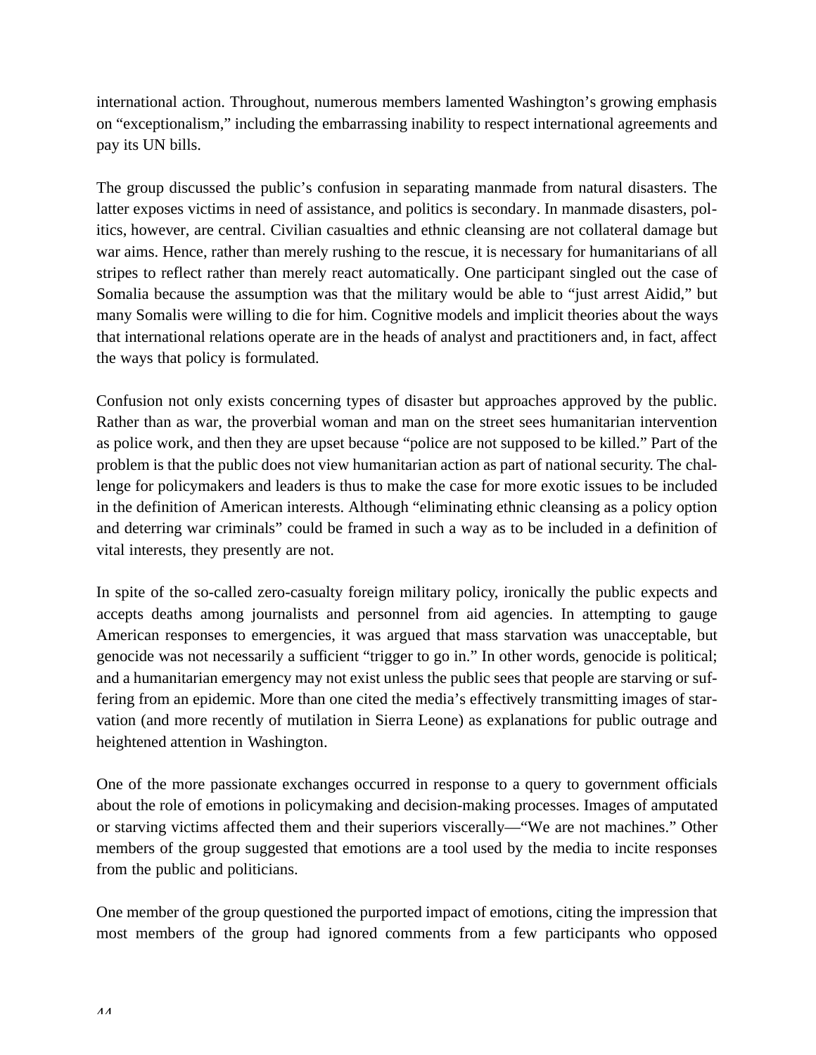international action. Throughout, numerous members lamented Washington's growing emphasis on "exceptionalism," including the embarrassing inability to respect international agreements and pay its UN bills.

The group discussed the public's confusion in separating manmade from natural disasters. The latter exposes victims in need of assistance, and politics is secondary. In manmade disasters, politics, however, are central. Civilian casualties and ethnic cleansing are not collateral damage but war aims. Hence, rather than merely rushing to the rescue, it is necessary for humanitarians of all stripes to reflect rather than merely react automatically. One participant singled out the case of Somalia because the assumption was that the military would be able to "just arrest Aidid," but many Somalis were willing to die for him. Cognitive models and implicit theories about the ways that international relations operate are in the heads of analyst and practitioners and, in fact, affect the ways that policy is formulated.

Confusion not only exists concerning types of disaster but approaches approved by the public. Rather than as war, the proverbial woman and man on the street sees humanitarian intervention as police work, and then they are upset because "police are not supposed to be killed." Part of the problem is that the public does not view humanitarian action as part of national security. The challenge for policymakers and leaders is thus to make the case for more exotic issues to be included in the definition of American interests. Although "eliminating ethnic cleansing as a policy option and deterring war criminals" could be framed in such a way as to be included in a definition of vital interests, they presently are not.

In spite of the so-called zero-casualty foreign military policy, ironically the public expects and accepts deaths among journalists and personnel from aid agencies. In attempting to gauge American responses to emergencies, it was argued that mass starvation was unacceptable, but genocide was not necessarily a sufficient "trigger to go in." In other words, genocide is political; and a humanitarian emergency may not exist unless the public sees that people are starving or suffering from an epidemic. More than one cited the media's effectively transmitting images of starvation (and more recently of mutilation in Sierra Leone) as explanations for public outrage and heightened attention in Washington.

One of the more passionate exchanges occurred in response to a query to government officials about the role of emotions in policymaking and decision-making processes. Images of amputated or starving victims affected them and their superiors viscerally—"We are not machines." Other members of the group suggested that emotions are a tool used by the media to incite responses from the public and politicians.

One member of the group questioned the purported impact of emotions, citing the impression that most members of the group had ignored comments from a few participants who opposed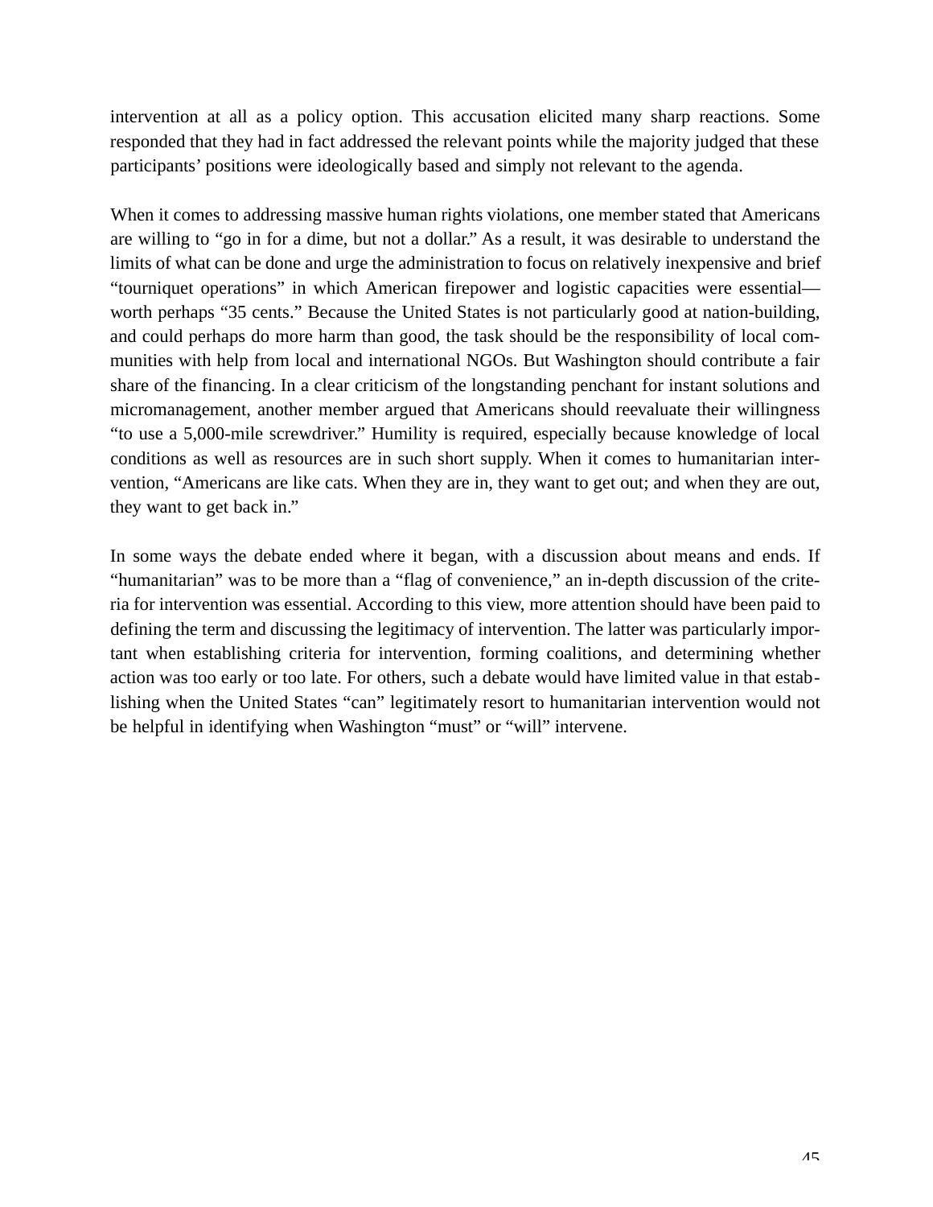intervention at all as a policy option. This accusation elicited many sharp reactions. Some responded that they had in fact addressed the relevant points while the majority judged that these participants' positions were ideologically based and simply not relevant to the agenda.

When it comes to addressing massive human rights violations, one member stated that Americans are willing to "go in for a dime, but not a dollar." As a result, it was desirable to understand the limits of what can be done and urge the administration to focus on relatively inexpensive and brief "tourniquet operations" in which American firepower and logistic capacities were essential—worth perhaps "35 cents." Because the United States is not particularly good at nation-building, and could perhaps do more harm than good, the task should be the responsibility of local communities with help from local and international NGOs. But Washington should contribute a fair share of the financing. In a clear criticism of the longstanding penchant for instant solutions and micromanagement, another member argued that Americans should reevaluate their willingness "to use a 5,000-mile screwdriver." Humility is required, especially because knowledge of local conditions as well as resources are in such short supply. When it comes to humanitarian intervention, "Americans are like cats. When they are in, they want to get out; and when they are out, they want to get back in."

In some ways the debate ended where it began, with a discussion about means and ends. If "humanitarian" was to be more than a "flag of convenience," an in-depth discussion of the criteria for intervention was essential. According to this view, more attention should have been paid to defining the term and discussing the legitimacy of intervention. The latter was particularly important when establishing criteria for intervention, forming coalitions, and determining whether action was too early or too late. For others, such a debate would have limited value in that establishing when the United States "can" legitimately resort to humanitarian intervention would not be helpful in identifying when Washington "must" or "will" intervene.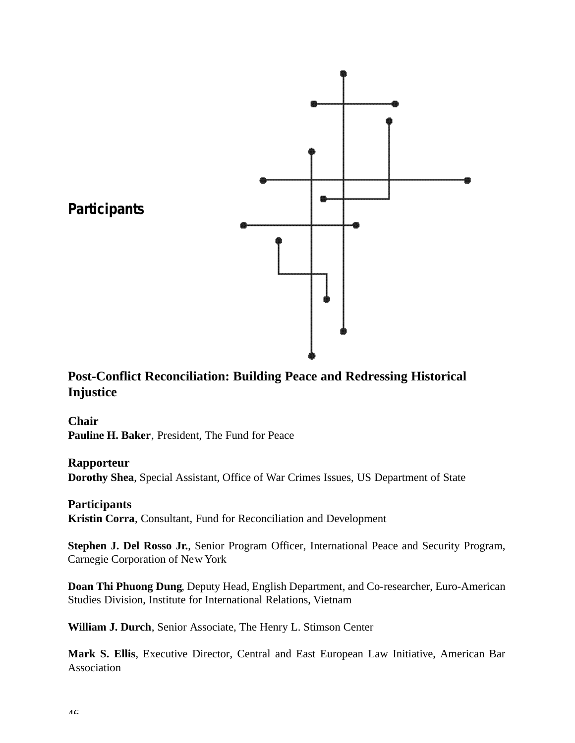# Participants

## Post-Conflict Reconciliation: Building Peace and Redressing Historical Injustice

### Chair

**Pauline H. Baker**, President, The Fund for Peace

### Rapporteur

**Dorothy Shea**, Special Assistant, Office of War Crimes Issues, US Department of State

### Participants

**Kristin Corra**, Consultant, Fund for Reconciliation and Development

**Stephen J. Del Rosso Jr.**, Senior Program Officer, International Peace and Security Program, Carnegie Corporation of New York

**Doan Thi Phuong Dung**, Deputy Head, English Department, and Co-researcher, Euro-American Studies Division, Institute for International Relations, Vietnam

**William J. Durch**, Senior Associate, The Henry L. Stimson Center

**Mark S. Ellis**, Executive Director, Central and East European Law Initiative, American Bar Association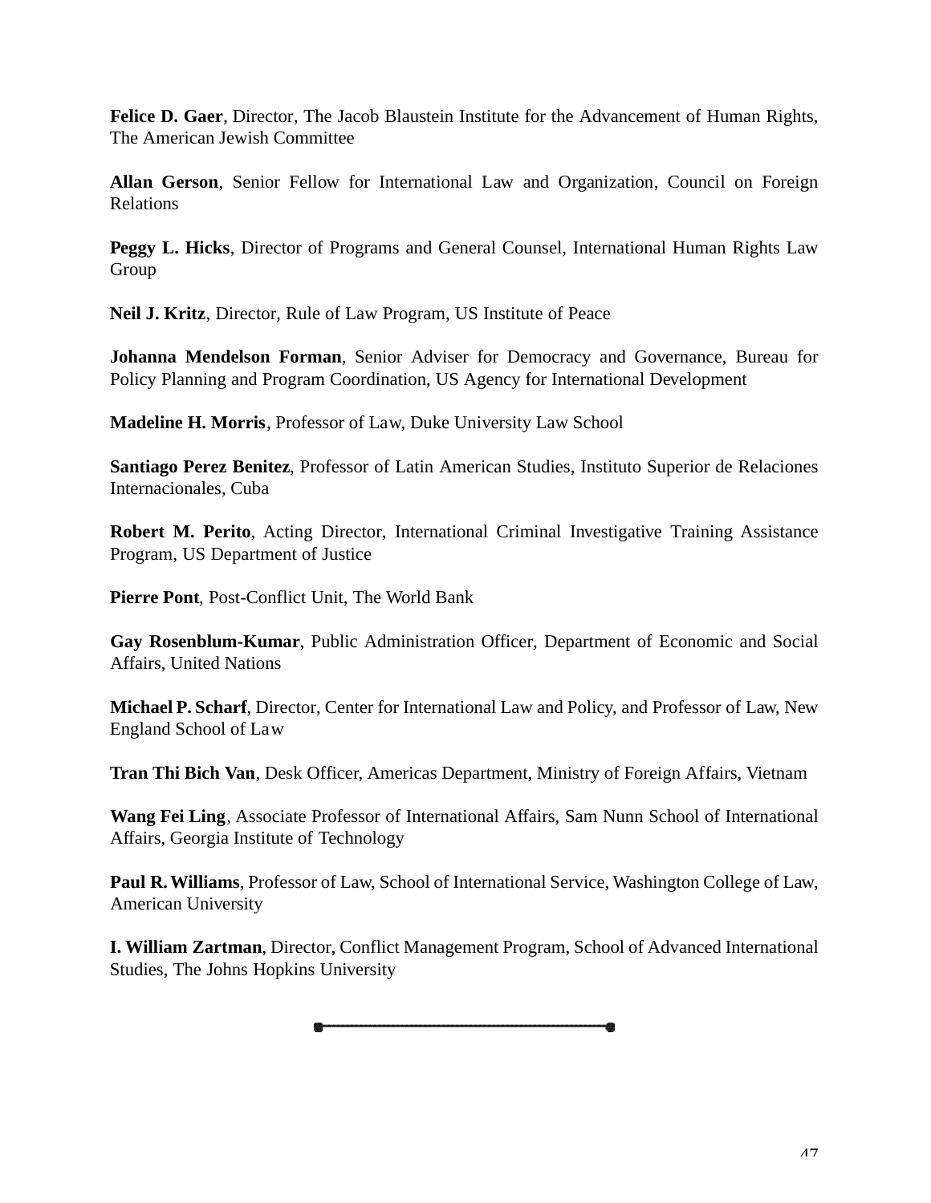**Felice D. Gaer**, Director, The Jacob Blaustein Institute for the Advancement of Human Rights, The American Jewish Committee

**Allan Gerson**, Senior Fellow for International Law and Organization, Council on Foreign Relations

**Peggy L. Hicks**, Director of Programs and General Counsel, International Human Rights Law Group

**Neil J. Kritz**, Director, Rule of Law Program, US Institute of Peace

**Johanna Mendelson Forman**, Senior Adviser for Democracy and Governance, Bureau for Policy Planning and Program Coordination, US Agency for International Development

**Madeline H. Morris**, Professor of Law, Duke University Law School

**Santiago Perez Benitez**, Professor of Latin American Studies, Instituto Superior de Relaciones Internacionales, Cuba

**Robert M. Perito**, Acting Director, International Criminal Investigative Training Assistance Program, US Department of Justice

**Pierre Pont**, Post-Conflict Unit, The World Bank

**Gay Rosenblum-Kumar**, Public Administration Officer, Department of Economic and Social Affairs, United Nations

**Michael P. Scharf**, Director, Center for International Law and Policy, and Professor of Law, New England School of Law

**Tran Thi Bich Van**, Desk Officer, Americas Department, Ministry of Foreign Affairs, Vietnam

**Wang Fei Ling**, Associate Professor of International Affairs, Sam Nunn School of International Affairs, Georgia Institute of Technology

**Paul R. Williams**, Professor of Law, School of International Service, Washington College of Law, American University

**I. William Zartman**, Director, Conflict Management Program, School of Advanced International Studies, The Johns Hopkins University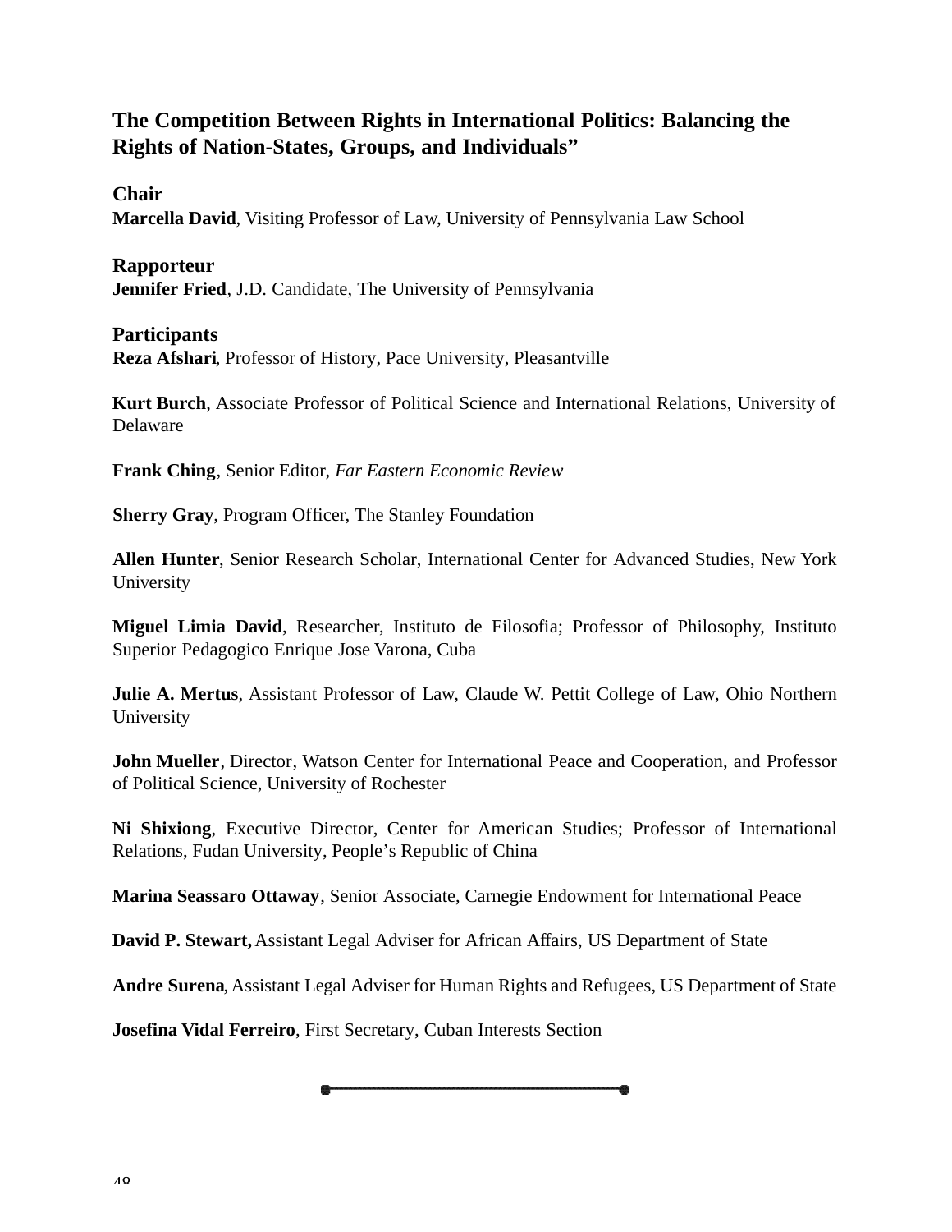## The Competition Between Rights in International Politics: Balancing the Rights of Nation-States, Groups, and Individuals"

### Chair

**Marcella David**, Visiting Professor of Law, University of Pennsylvania Law School

### Rapporteur

**Jennifer Fried**, J.D. Candidate, The University of Pennsylvania

### Participants

**Reza Afshari**, Professor of History, Pace University, Pleasantville

**Kurt Burch**, Associate Professor of Political Science and International Relations, University of Delaware

**Frank Ching**, Senior Editor, *Far Eastern Economic Review*

**Sherry Gray**, Program Officer, The Stanley Foundation

**Allen Hunter**, Senior Research Scholar, International Center for Advanced Studies, New York University

**Miguel Limia David**, Researcher, Instituto de Filosofia; Professor of Philosophy, Instituto Superior Pedagogico Enrique Jose Varona, Cuba

**Julie A. Mertus**, Assistant Professor of Law, Claude W. Pettit College of Law, Ohio Northern University

**John Mueller**, Director, Watson Center for International Peace and Cooperation, and Professor of Political Science, University of Rochester

**Ni Shixiong**, Executive Director, Center for American Studies; Professor of International Relations, Fudan University, People's Republic of China

**Marina Seassaro Ottaway**, Senior Associate, Carnegie Endowment for International Peace

**David P. Stewart,** Assistant Legal Adviser for African Affairs, US Department of State

**Andre Surena**, Assistant Legal Adviser for Human Rights and Refugees, US Department of State

**Josefina Vidal Ferreiro**, First Secretary, Cuban Interests Section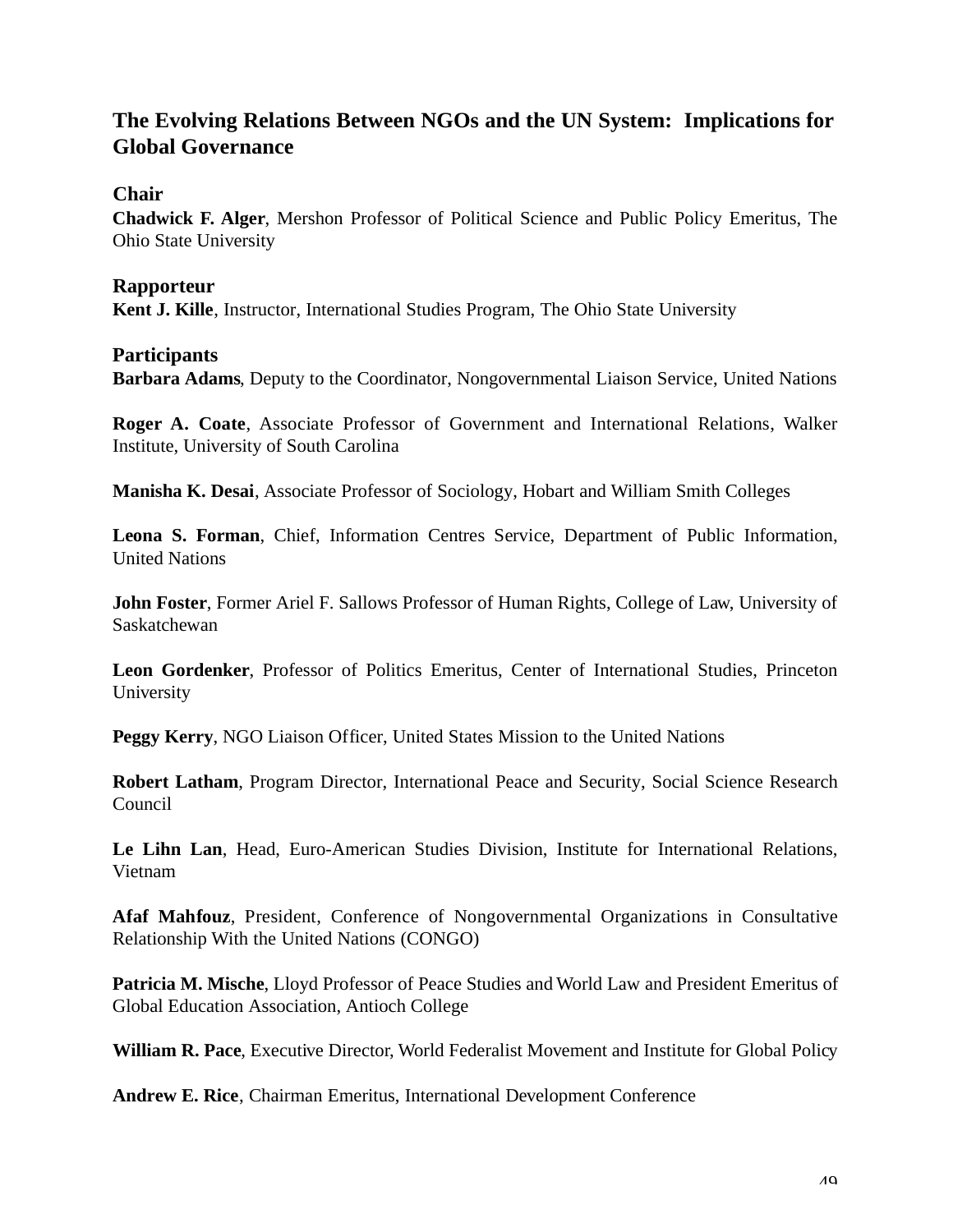## The Evolving Relations Between NGOs and the UN System: Implications for Global Governance

### Chair

**Chadwick F. Alger**, Mershon Professor of Political Science and Public Policy Emeritus, The Ohio State University

### Rapporteur

**Kent J. Kille**, Instructor, International Studies Program, The Ohio State University

### Participants

**Barbara Adams**, Deputy to the Coordinator, Nongovernmental Liaison Service, United Nations

**Roger A. Coate**, Associate Professor of Government and International Relations, Walker Institute, University of South Carolina

**Manisha K. Desai**, Associate Professor of Sociology, Hobart and William Smith Colleges

**Leona S. Forman**, Chief, Information Centres Service, Department of Public Information, United Nations

**John Foster**, Former Ariel F. Sallows Professor of Human Rights, College of Law, University of Saskatchewan

**Leon Gordenker**, Professor of Politics Emeritus, Center of International Studies, Princeton University

**Peggy Kerry**, NGO Liaison Officer, United States Mission to the United Nations

**Robert Latham**, Program Director, International Peace and Security, Social Science Research Council

**Le Lihn Lan**, Head, Euro-American Studies Division, Institute for International Relations, Vietnam

**Afaf Mahfouz**, President, Conference of Nongovernmental Organizations in Consultative Relationship With the United Nations (CONGO)

**Patricia M. Mische**, Lloyd Professor of Peace Studies and World Law and President Emeritus of Global Education Association, Antioch College

**William R. Pace**, Executive Director, World Federalist Movement and Institute for Global Policy

**Andrew E. Rice**, Chairman Emeritus, International Development Conference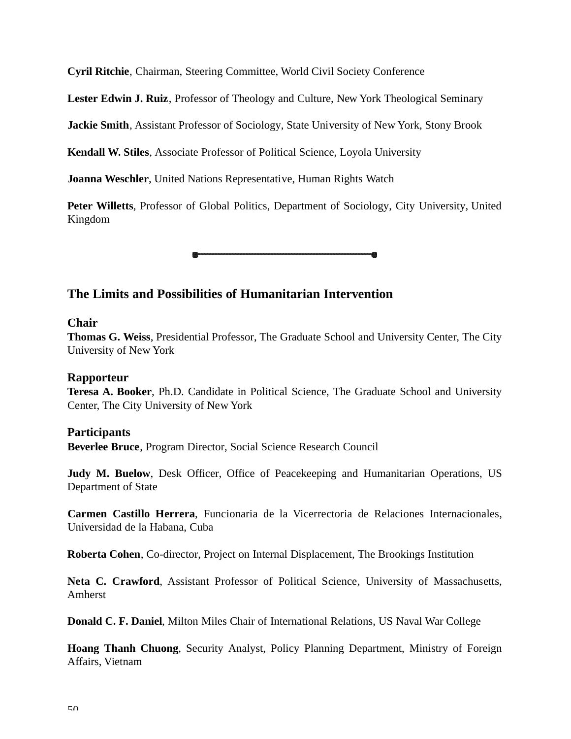**Cyril Ritchie**, Chairman, Steering Committee, World Civil Society Conference

**Lester Edwin J. Ruiz**, Professor of Theology and Culture, New York Theological Seminary

**Jackie Smith**, Assistant Professor of Sociology, State University of New York, Stony Brook

**Kendall W. Stiles**, Associate Professor of Political Science, Loyola University

**Joanna Weschler**, United Nations Representative, Human Rights Watch

**Peter Willetts**, Professor of Global Politics, Department of Sociology, City University, United Kingdom

---

## The Limits and Possibilities of Humanitarian Intervention

### Chair

**Thomas G. Weiss**, Presidential Professor, The Graduate School and University Center, The City University of New York

### Rapporteur

**Teresa A. Booker**, Ph.D. Candidate in Political Science, The Graduate School and University Center, The City University of New York

### Participants

**Beverlee Bruce**, Program Director, Social Science Research Council

**Judy M. Buelow**, Desk Officer, Office of Peacekeeping and Humanitarian Operations, US Department of State

**Carmen Castillo Herrera**, Funcionaria de la Vicerrectoria de Relaciones Internacionales, Universidad de la Habana, Cuba

**Roberta Cohen**, Co-director, Project on Internal Displacement, The Brookings Institution

**Neta C. Crawford**, Assistant Professor of Political Science, University of Massachusetts, Amherst

**Donald C. F. Daniel**, Milton Miles Chair of International Relations, US Naval War College

**Hoang Thanh Chuong**, Security Analyst, Policy Planning Department, Ministry of Foreign Affairs, Vietnam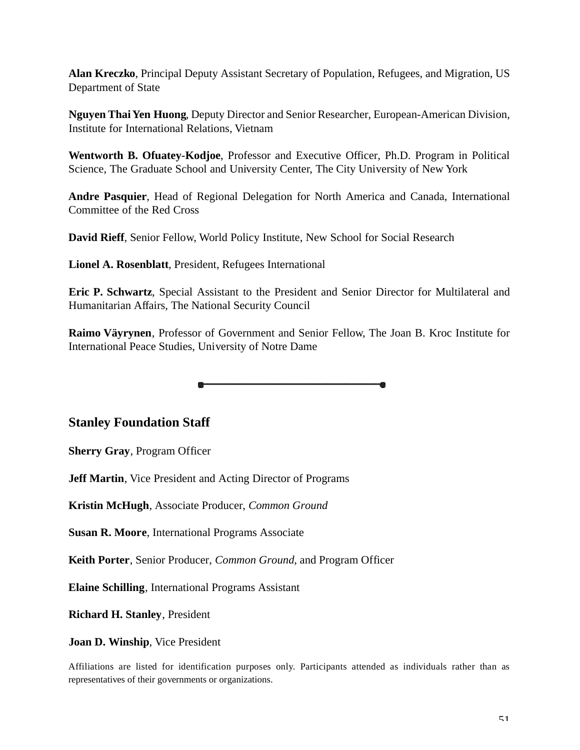**Alan Kreczko**, Principal Deputy Assistant Secretary of Population, Refugees, and Migration, US Department of State

**Nguyen Thai Yen Huong**, Deputy Director and Senior Researcher, European-American Division, Institute for International Relations, Vietnam

**Wentworth B. Ofuatey-Kodjoe**, Professor and Executive Officer, Ph.D. Program in Political Science, The Graduate School and University Center, The City University of New York

**Andre Pasquier**, Head of Regional Delegation for North America and Canada, International Committee of the Red Cross

**David Rieff**, Senior Fellow, World Policy Institute, New School for Social Research

**Lionel A. Rosenblatt**, President, Refugees International

**Eric P. Schwartz**, Special Assistant to the President and Senior Director for Multilateral and Humanitarian Affairs, The National Security Council

**Raimo Väyrynen**, Professor of Government and Senior Fellow, The Joan B. Kroc Institute for International Peace Studies, University of Notre Dame

---

## Stanley Foundation Staff

**Sherry Gray**, Program Officer

**Jeff Martin**, Vice President and Acting Director of Programs

**Kristin McHugh**, Associate Producer, *Common Ground*

**Susan R. Moore**, International Programs Associate

**Keith Porter**, Senior Producer, *Common Ground*, and Program Officer

**Elaine Schilling**, International Programs Assistant

**Richard H. Stanley**, President

**Joan D. Winship**, Vice President

Affiliations are listed for identification purposes only. Participants attended as individuals rather than as representatives of their governments or organizations.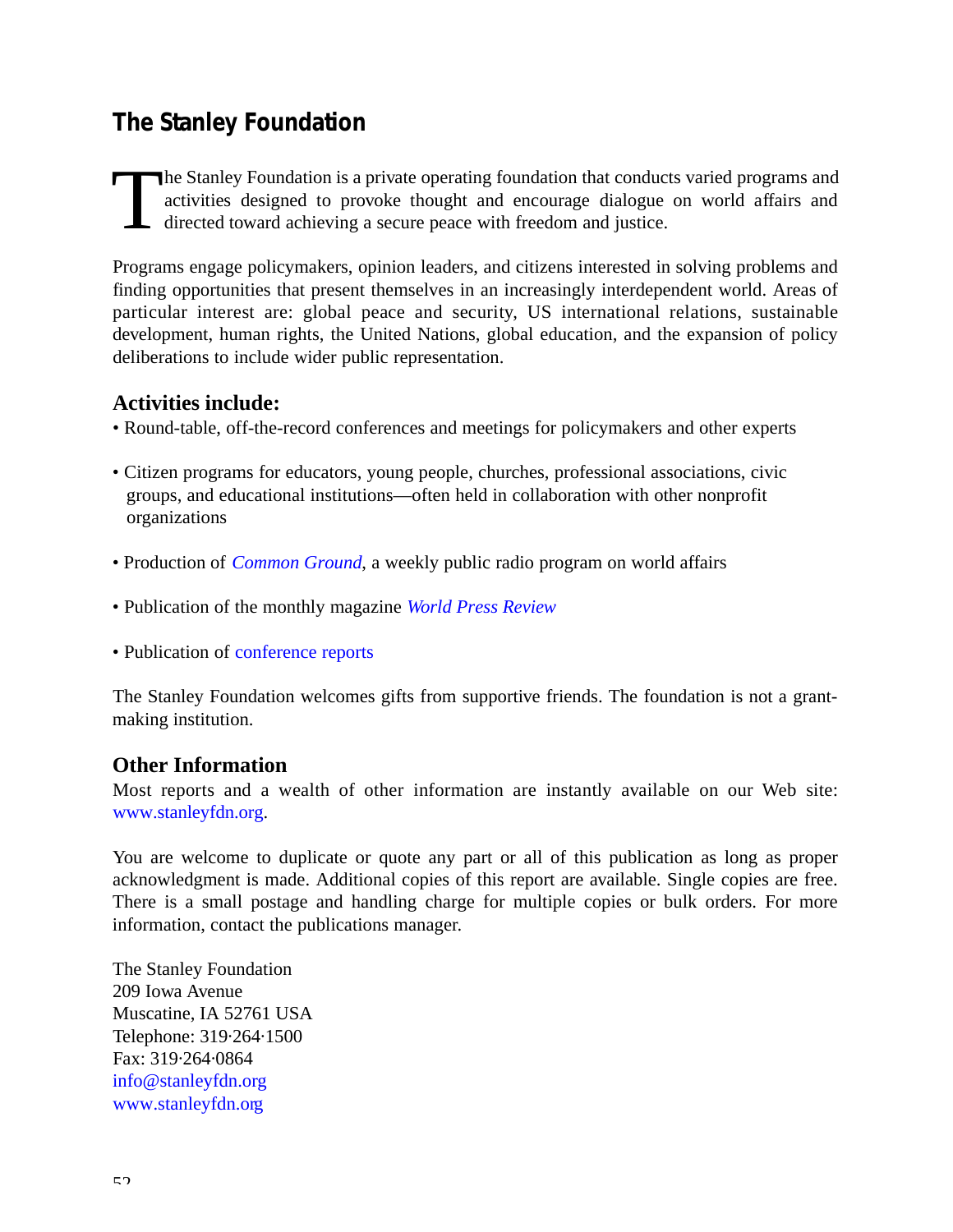## The Stanley Foundation

The Stanley Foundation is a private operating foundation that conducts varied programs and activities designed to provoke thought and encourage dialogue on world affairs and directed toward achieving a secure peace with freedom and justice.

Programs engage policymakers, opinion leaders, and citizens interested in solving problems and finding opportunities that present themselves in an increasingly interdependent world. Areas of particular interest are: global peace and security, US international relations, sustainable development, human rights, the United Nations, global education, and the expansion of policy deliberations to include wider public representation.

### Activities include:

- Round-table, off-the-record conferences and meetings for policymakers and other experts
- Citizen programs for educators, young people, churches, professional associations, civic groups, and educational institutions—often held in collaboration with other nonprofit organizations
- Production of *Common Ground*, a weekly public radio program on world affairs
- Publication of the monthly magazine *World Press Review*
- Publication of conference reports

The Stanley Foundation welcomes gifts from supportive friends. The foundation is not a grant-making institution.

### Other Information

Most reports and a wealth of other information are instantly available on our Web site: www.stanleyfdn.org.

You are welcome to duplicate or quote any part or all of this publication as long as proper acknowledgment is made. Additional copies of this report are available. Single copies are free. There is a small postage and handling charge for multiple copies or bulk orders. For more information, contact the publications manager.

The Stanley Foundation  
209 Iowa Avenue  
Muscatine, IA 52761 USA  
Telephone: 319·264·1500  
Fax: 319·264·0864  
info@stanleyfdn.org  
www.stanleyfdn.org